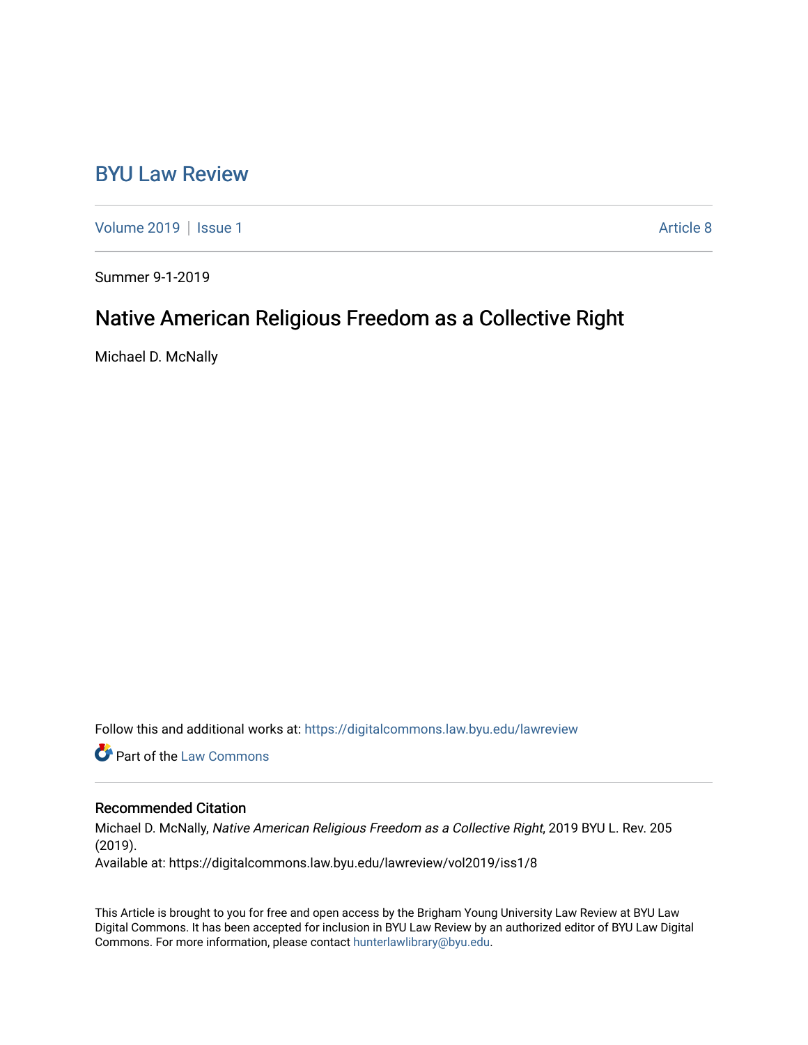# BYU Law Review

Volume 2019 | Issue 1 Article 8

Summer 9-1-2019

## Native American Religious Freedom as a Collective Right

Michael D. McNally

Follow this and additional works at: https://digitalcommons.law.byu.edu/lawreview

Part of the Law Commons

### Recommended Citation

Michael D. McNally, *Native American Religious Freedom as a Collective Right*, 2019 BYU L. Rev. 205 (2019).
Available at: https://digitalcommons.law.byu.edu/lawreview/vol2019/iss1/8

This Article is brought to you for free and open access by the Brigham Young University Law Review at BYU Law Digital Commons. It has been accepted for inclusion in BYU Law Review by an authorized editor of BYU Law Digital Commons. For more information, please contact hunterlawlibrary@byu.edu.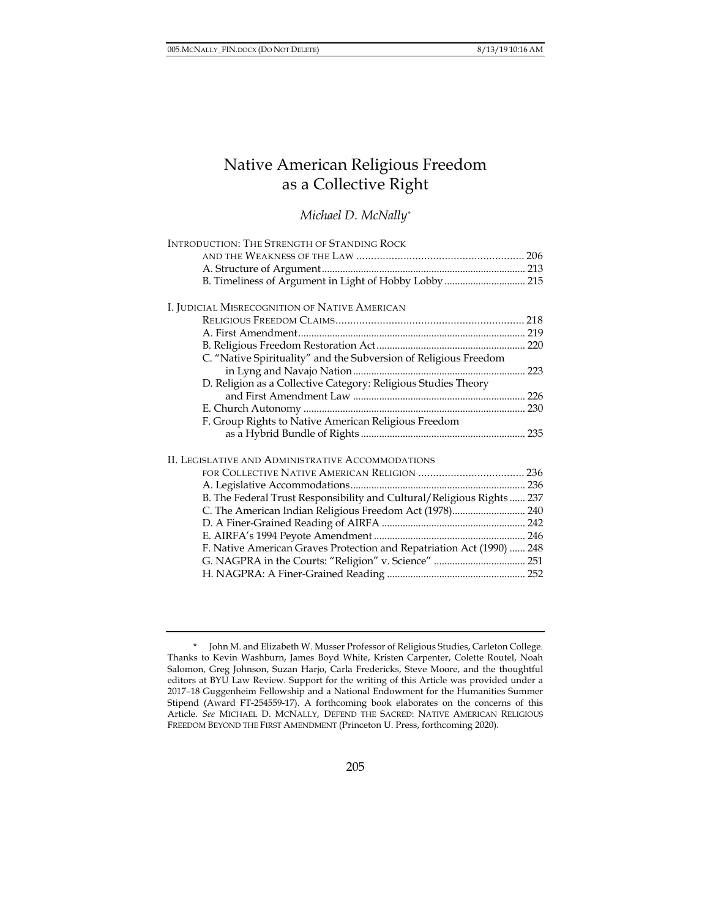# Native American Religious Freedom as a Collective Right

*Michael D. McNally*[*]

INTRODUCTION: THE STRENGTH OF STANDING ROCK AND THE WEAKNESS OF THE LAW ........ 206
- A. Structure of Argument ........ 213
- B. Timeliness of Argument in Light of Hobby Lobby ........ 215

I. JUDICIAL MISRECOGNITION OF NATIVE AMERICAN RELIGIOUS FREEDOM CLAIMS ........ 218
- A. First Amendment ........ 219
- B. Religious Freedom Restoration Act ........ 220
- C. "Native Spirituality" and the Subversion of Religious Freedom in Lyng and Navajo Nation ........ 223
- D. Religion as a Collective Category: Religious Studies Theory and First Amendment Law ........ 226
- E. Church Autonomy ........ 230
- F. Group Rights to Native American Religious Freedom as a Hybrid Bundle of Rights ........ 235

II. LEGISLATIVE AND ADMINISTRATIVE ACCOMMODATIONS FOR COLLECTIVE NATIVE AMERICAN RELIGION ........ 236
- A. Legislative Accommodations ........ 236
- B. The Federal Trust Responsibility and Cultural/Religious Rights ........ 237
- C. The American Indian Religious Freedom Act (1978) ........ 240
- D. A Finer-Grained Reading of AIRFA ........ 242
- E. AIRFA's 1994 Peyote Amendment ........ 246
- F. Native American Graves Protection and Repatriation Act (1990) ........ 248
- G. NAGPRA in the Courts: "Religion" v. Science" ........ 251
- H. NAGPRA: A Finer-Grained Reading ........ 252

---

[*] John M. and Elizabeth W. Musser Professor of Religious Studies, Carleton College. Thanks to Kevin Washburn, James Boyd White, Kristen Carpenter, Colette Routel, Noah Salomon, Greg Johnson, Suzan Harjo, Carla Fredericks, Steve Moore, and the thoughtful editors at BYU Law Review. Support for the writing of this Article was provided under a 2017–18 Guggenheim Fellowship and a National Endowment for the Humanities Summer Stipend (Award FT-254559-17). A forthcoming book elaborates on the concerns of this Article. *See* MICHAEL D. MCNALLY, DEFEND THE SACRED: NATIVE AMERICAN RELIGIOUS FREEDOM BEYOND THE FIRST AMENDMENT (Princeton U. Press, forthcoming 2020).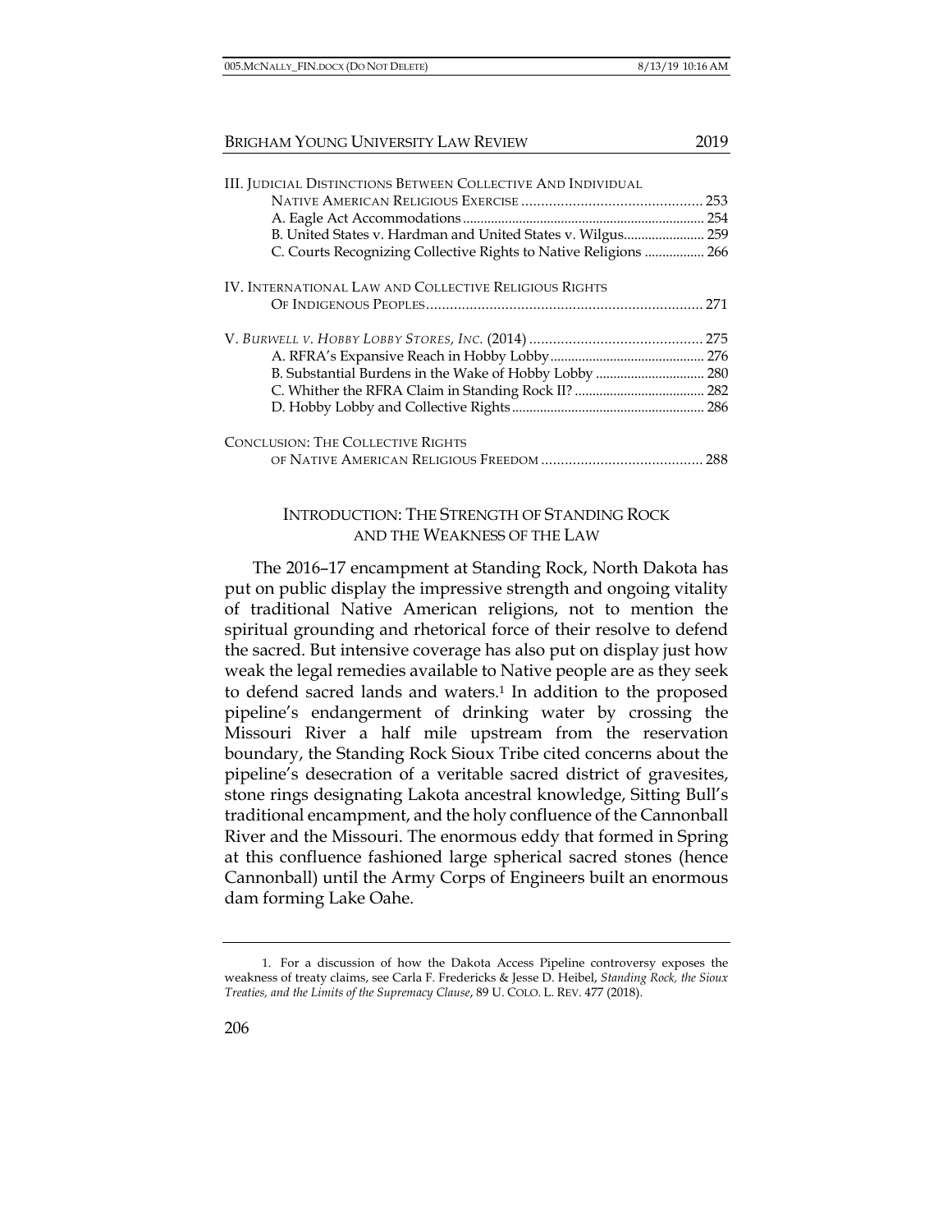III. JUDICIAL DISTINCTIONS BETWEEN COLLECTIVE AND INDIVIDUAL NATIVE AMERICAN RELIGIOUS EXERCISE .............................................. 253
- A. Eagle Act Accommodations .................................................................... 254
- B. United States v. Hardman and United States v. Wilgus ....................... 259
- C. Courts Recognizing Collective Rights to Native Religions ................. 266

IV. INTERNATIONAL LAW AND COLLECTIVE RELIGIOUS RIGHTS OF INDIGENOUS PEOPLES ..................................................................... 271

V. *BURWELL V. HOBBY LOBBY STORES, INC.* (2014) ........................................... 275
- A. RFRA's Expansive Reach in Hobby Lobby ........................................... 276
- B. Substantial Burdens in the Wake of Hobby Lobby ............................... 280
- C. Whither the RFRA Claim in Standing Rock II? ..................................... 282
- D. Hobby Lobby and Collective Rights ....................................................... 286

CONCLUSION: THE COLLECTIVE RIGHTS OF NATIVE AMERICAN RELIGIOUS FREEDOM ......................................... 288

## INTRODUCTION: THE STRENGTH OF STANDING ROCK AND THE WEAKNESS OF THE LAW

The 2016–17 encampment at Standing Rock, North Dakota has put on public display the impressive strength and ongoing vitality of traditional Native American religions, not to mention the spiritual grounding and rhetorical force of their resolve to defend the sacred. But intensive coverage has also put on display just how weak the legal remedies available to Native people are as they seek to defend sacred lands and waters.[1] In addition to the proposed pipeline's endangerment of drinking water by crossing the Missouri River a half mile upstream from the reservation boundary, the Standing Rock Sioux Tribe cited concerns about the pipeline's desecration of a veritable sacred district of gravesites, stone rings designating Lakota ancestral knowledge, Sitting Bull's traditional encampment, and the holy confluence of the Cannonball River and the Missouri. The enormous eddy that formed in Spring at this confluence fashioned large spherical sacred stones (hence Cannonball) until the Army Corps of Engineers built an enormous dam forming Lake Oahe.

1. For a discussion of how the Dakota Access Pipeline controversy exposes the weakness of treaty claims, see Carla F. Fredericks & Jesse D. Heibel, *Standing Rock, the Sioux Treaties, and the Limits of the Supremacy Clause*, 89 U. COLO. L. REV. 477 (2018).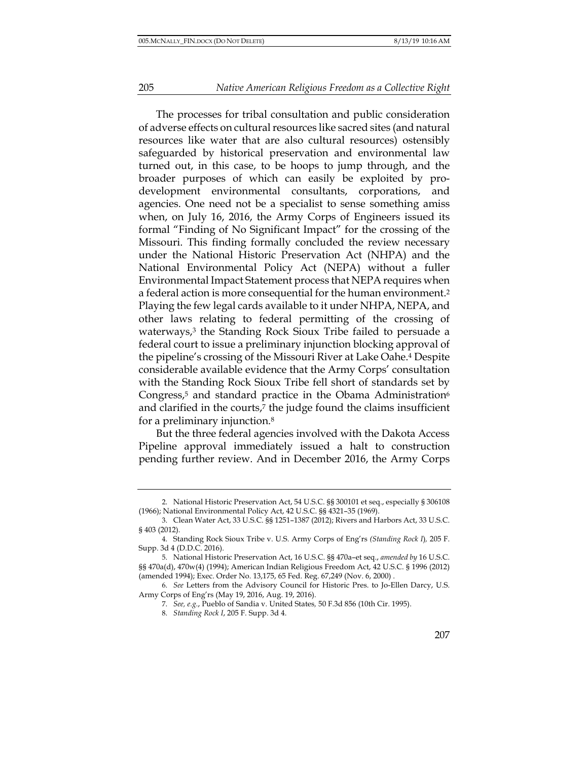The processes for tribal consultation and public consideration of adverse effects on cultural resources like sacred sites (and natural resources like water that are also cultural resources) ostensibly safeguarded by historical preservation and environmental law turned out, in this case, to be hoops to jump through, and the broader purposes of which can easily be exploited by pro-development environmental consultants, corporations, and agencies. One need not be a specialist to sense something amiss when, on July 16, 2016, the Army Corps of Engineers issued its formal "Finding of No Significant Impact" for the crossing of the Missouri. This finding formally concluded the review necessary under the National Historic Preservation Act (NHPA) and the National Environmental Policy Act (NEPA) without a fuller Environmental Impact Statement process that NEPA requires when a federal action is more consequential for the human environment.[2] Playing the few legal cards available to it under NHPA, NEPA, and other laws relating to federal permitting of the crossing of waterways,[3] the Standing Rock Sioux Tribe failed to persuade a federal court to issue a preliminary injunction blocking approval of the pipeline's crossing of the Missouri River at Lake Oahe.[4] Despite considerable available evidence that the Army Corps' consultation with the Standing Rock Sioux Tribe fell short of standards set by Congress,[5] and standard practice in the Obama Administration[6] and clarified in the courts,[7] the judge found the claims insufficient for a preliminary injunction.[8]

But the three federal agencies involved with the Dakota Access Pipeline approval immediately issued a halt to construction pending further review. And in December 2016, the Army Corps

---

2. National Historic Preservation Act, 54 U.S.C. §§ 300101 et seq., especially § 306108 (1966); National Environmental Policy Act, 42 U.S.C. §§ 4321–35 (1969).

3. Clean Water Act, 33 U.S.C. §§ 1251–1387 (2012); Rivers and Harbors Act, 33 U.S.C. § 403 (2012).

4. Standing Rock Sioux Tribe v. U.S. Army Corps of Eng'rs *(Standing Rock I)*, 205 F. Supp. 3d 4 (D.D.C. 2016).

5. National Historic Preservation Act, 16 U.S.C. §§ 470a–et seq., *amended by* 16 U.S.C. §§ 470a(d), 470w(4) (1994); American Indian Religious Freedom Act, 42 U.S.C. § 1996 (2012) (amended 1994); Exec. Order No. 13,175, 65 Fed. Reg. 67,249 (Nov. 6, 2000) .

6. *See* Letters from the Advisory Council for Historic Pres. to Jo-Ellen Darcy, U.S. Army Corps of Eng'rs (May 19, 2016, Aug. 19, 2016).

7. *See, e.g.*, Pueblo of Sandia v. United States, 50 F.3d 856 (10th Cir. 1995).

8. *Standing Rock I*, 205 F. Supp. 3d 4.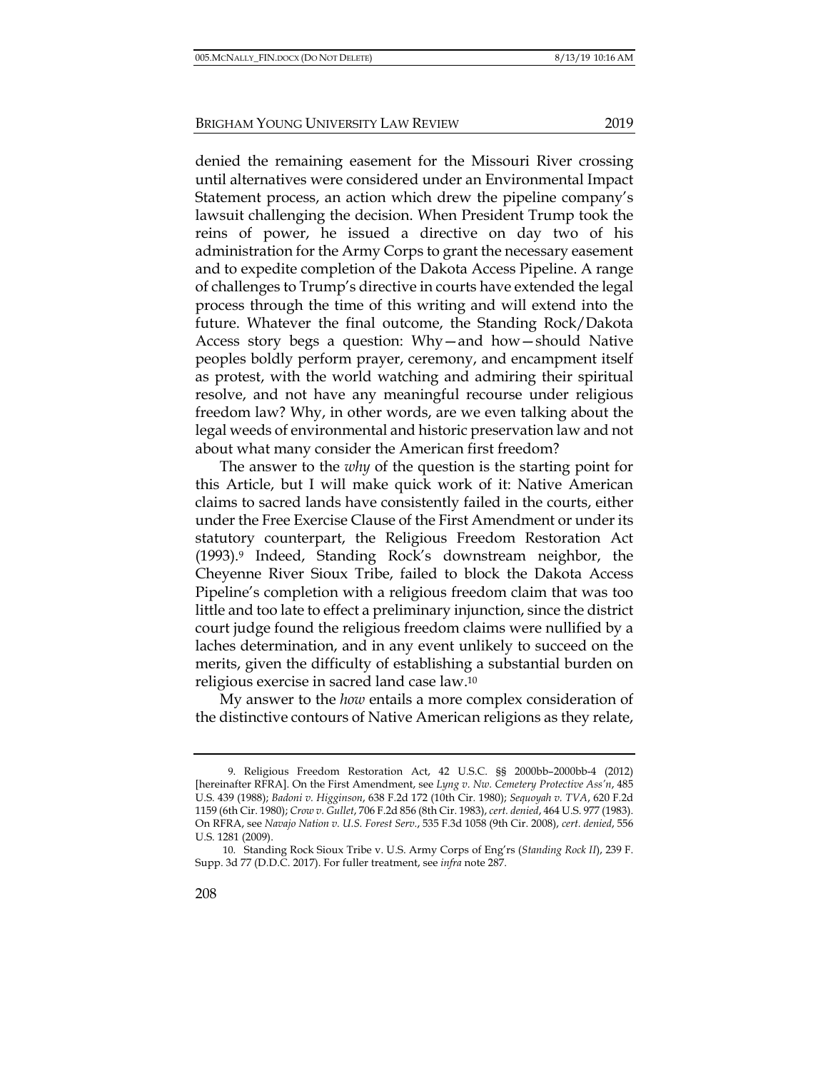denied the remaining easement for the Missouri River crossing until alternatives were considered under an Environmental Impact Statement process, an action which drew the pipeline company's lawsuit challenging the decision. When President Trump took the reins of power, he issued a directive on day two of his administration for the Army Corps to grant the necessary easement and to expedite completion of the Dakota Access Pipeline. A range of challenges to Trump's directive in courts have extended the legal process through the time of this writing and will extend into the future. Whatever the final outcome, the Standing Rock/Dakota Access story begs a question: Why—and how—should Native peoples boldly perform prayer, ceremony, and encampment itself as protest, with the world watching and admiring their spiritual resolve, and not have any meaningful recourse under religious freedom law? Why, in other words, are we even talking about the legal weeds of environmental and historic preservation law and not about what many consider the American first freedom?

The answer to the *why* of the question is the starting point for this Article, but I will make quick work of it: Native American claims to sacred lands have consistently failed in the courts, either under the Free Exercise Clause of the First Amendment or under its statutory counterpart, the Religious Freedom Restoration Act (1993).[9] Indeed, Standing Rock's downstream neighbor, the Cheyenne River Sioux Tribe, failed to block the Dakota Access Pipeline's completion with a religious freedom claim that was too little and too late to effect a preliminary injunction, since the district court judge found the religious freedom claims were nullified by a laches determination, and in any event unlikely to succeed on the merits, given the difficulty of establishing a substantial burden on religious exercise in sacred land case law.[10]

My answer to the *how* entails a more complex consideration of the distinctive contours of Native American religions as they relate,

---

9. Religious Freedom Restoration Act, 42 U.S.C. §§ 2000bb–2000bb-4 (2012) [hereinafter RFRA]. On the First Amendment, see *Lyng v. Nw. Cemetery Protective Ass'n*, 485 U.S. 439 (1988); *Badoni v. Higginson*, 638 F.2d 172 (10th Cir. 1980); *Sequoyah v. TVA*, 620 F.2d 1159 (6th Cir. 1980); *Crow v. Gullet*, 706 F.2d 856 (8th Cir. 1983), *cert. denied*, 464 U.S. 977 (1983). On RFRA, see *Navajo Nation v. U.S. Forest Serv.*, 535 F.3d 1058 (9th Cir. 2008), *cert. denied*, 556 U.S. 1281 (2009).

10. Standing Rock Sioux Tribe v. U.S. Army Corps of Eng'rs (*Standing Rock II*), 239 F. Supp. 3d 77 (D.D.C. 2017). For fuller treatment, see *infra* note 287.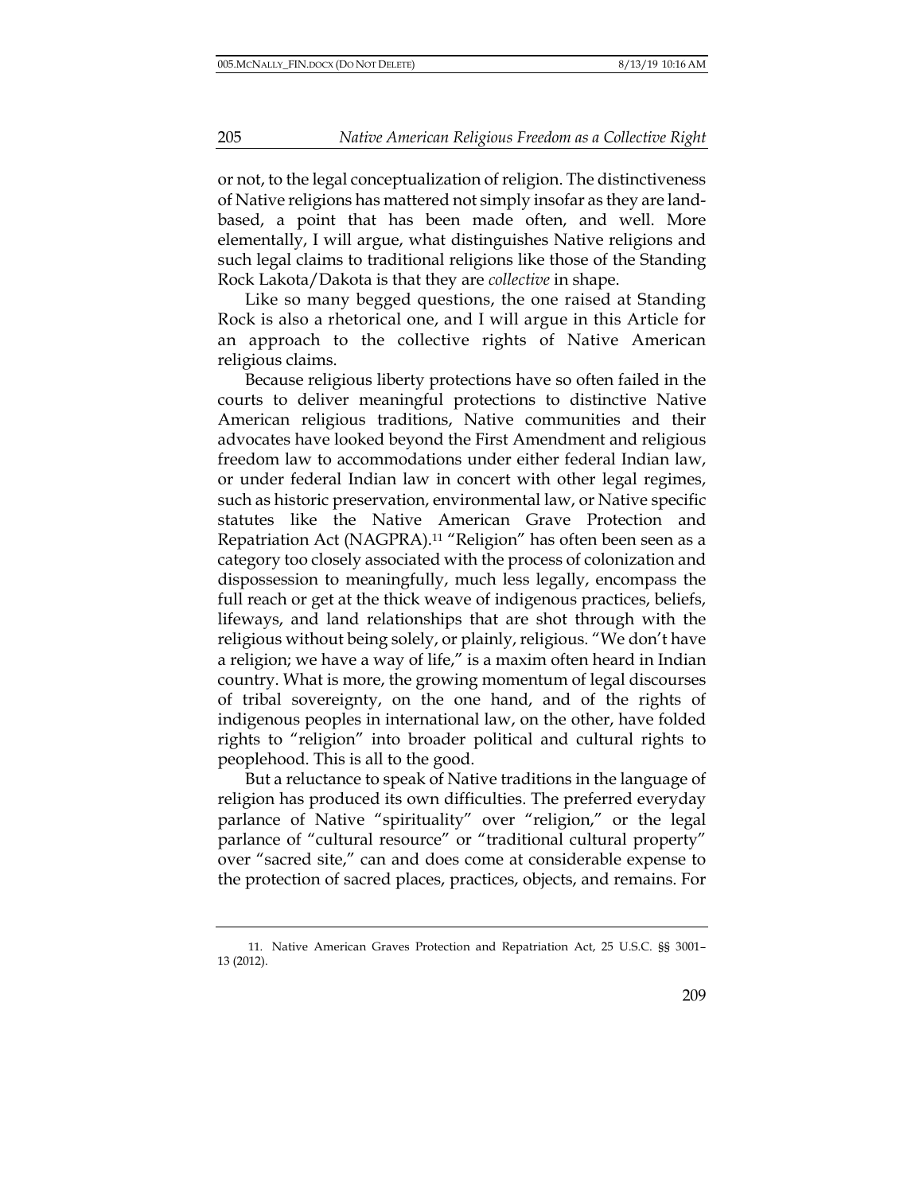or not, to the legal conceptualization of religion. The distinctiveness of Native religions has mattered not simply insofar as they are land-based, a point that has been made often, and well. More elementally, I will argue, what distinguishes Native religions and such legal claims to traditional religions like those of the Standing Rock Lakota/Dakota is that they are *collective* in shape.

Like so many begged questions, the one raised at Standing Rock is also a rhetorical one, and I will argue in this Article for an approach to the collective rights of Native American religious claims.

Because religious liberty protections have so often failed in the courts to deliver meaningful protections to distinctive Native American religious traditions, Native communities and their advocates have looked beyond the First Amendment and religious freedom law to accommodations under either federal Indian law, or under federal Indian law in concert with other legal regimes, such as historic preservation, environmental law, or Native specific statutes like the Native American Grave Protection and Repatriation Act (NAGPRA).[11] "Religion" has often been seen as a category too closely associated with the process of colonization and dispossession to meaningfully, much less legally, encompass the full reach or get at the thick weave of indigenous practices, beliefs, lifeways, and land relationships that are shot through with the religious without being solely, or plainly, religious. "We don't have a religion; we have a way of life," is a maxim often heard in Indian country. What is more, the growing momentum of legal discourses of tribal sovereignty, on the one hand, and of the rights of indigenous peoples in international law, on the other, have folded rights to "religion" into broader political and cultural rights to peoplehood. This is all to the good.

But a reluctance to speak of Native traditions in the language of religion has produced its own difficulties. The preferred everyday parlance of Native "spirituality" over "religion," or the legal parlance of "cultural resource" or "traditional cultural property" over "sacred site," can and does come at considerable expense to the protection of sacred places, practices, objects, and remains. For

---

11. Native American Graves Protection and Repatriation Act, 25 U.S.C. §§ 3001–13 (2012).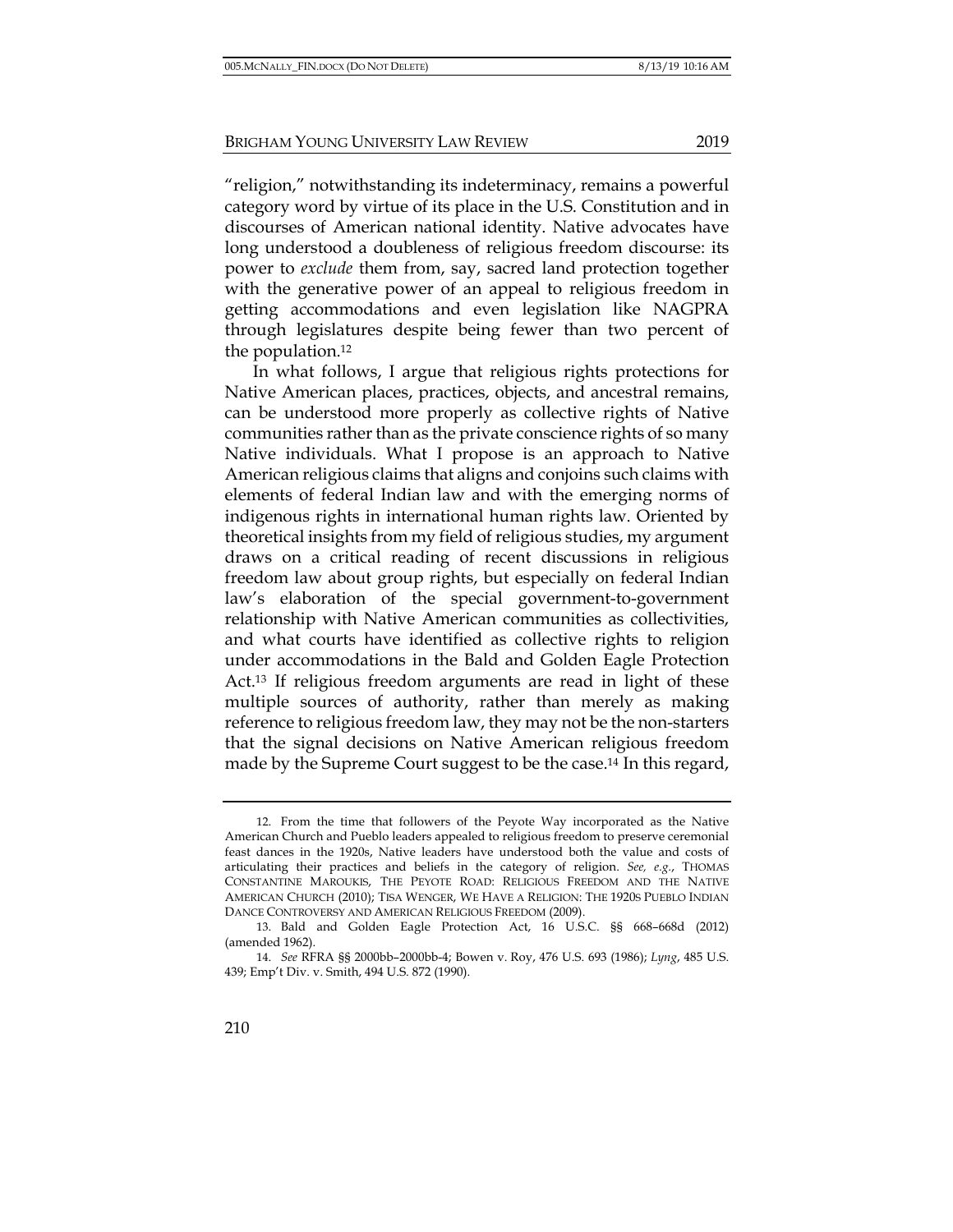"religion," notwithstanding its indeterminacy, remains a powerful category word by virtue of its place in the U.S. Constitution and in discourses of American national identity. Native advocates have long understood a doubleness of religious freedom discourse: its power to *exclude* them from, say, sacred land protection together with the generative power of an appeal to religious freedom in getting accommodations and even legislation like NAGPRA through legislatures despite being fewer than two percent of the population.[12]

In what follows, I argue that religious rights protections for Native American places, practices, objects, and ancestral remains, can be understood more properly as collective rights of Native communities rather than as the private conscience rights of so many Native individuals. What I propose is an approach to Native American religious claims that aligns and conjoins such claims with elements of federal Indian law and with the emerging norms of indigenous rights in international human rights law. Oriented by theoretical insights from my field of religious studies, my argument draws on a critical reading of recent discussions in religious freedom law about group rights, but especially on federal Indian law's elaboration of the special government-to-government relationship with Native American communities as collectivities, and what courts have identified as collective rights to religion under accommodations in the Bald and Golden Eagle Protection Act.[13] If religious freedom arguments are read in light of these multiple sources of authority, rather than merely as making reference to religious freedom law, they may not be the non-starters that the signal decisions on Native American religious freedom made by the Supreme Court suggest to be the case.[14] In this regard,

---

12. From the time that followers of the Peyote Way incorporated as the Native American Church and Pueblo leaders appealed to religious freedom to preserve ceremonial feast dances in the 1920s, Native leaders have understood both the value and costs of articulating their practices and beliefs in the category of religion. *See, e.g.*, THOMAS CONSTANTINE MAROUKIS, THE PEYOTE ROAD: RELIGIOUS FREEDOM AND THE NATIVE AMERICAN CHURCH (2010); TISA WENGER, WE HAVE A RELIGION: THE 1920S PUEBLO INDIAN DANCE CONTROVERSY AND AMERICAN RELIGIOUS FREEDOM (2009).

13. Bald and Golden Eagle Protection Act, 16 U.S.C. §§ 668–668d (2012) (amended 1962).

14. *See* RFRA §§ 2000bb–2000bb-4; Bowen v. Roy, 476 U.S. 693 (1986); *Lyng*, 485 U.S. 439; Emp't Div. v. Smith, 494 U.S. 872 (1990).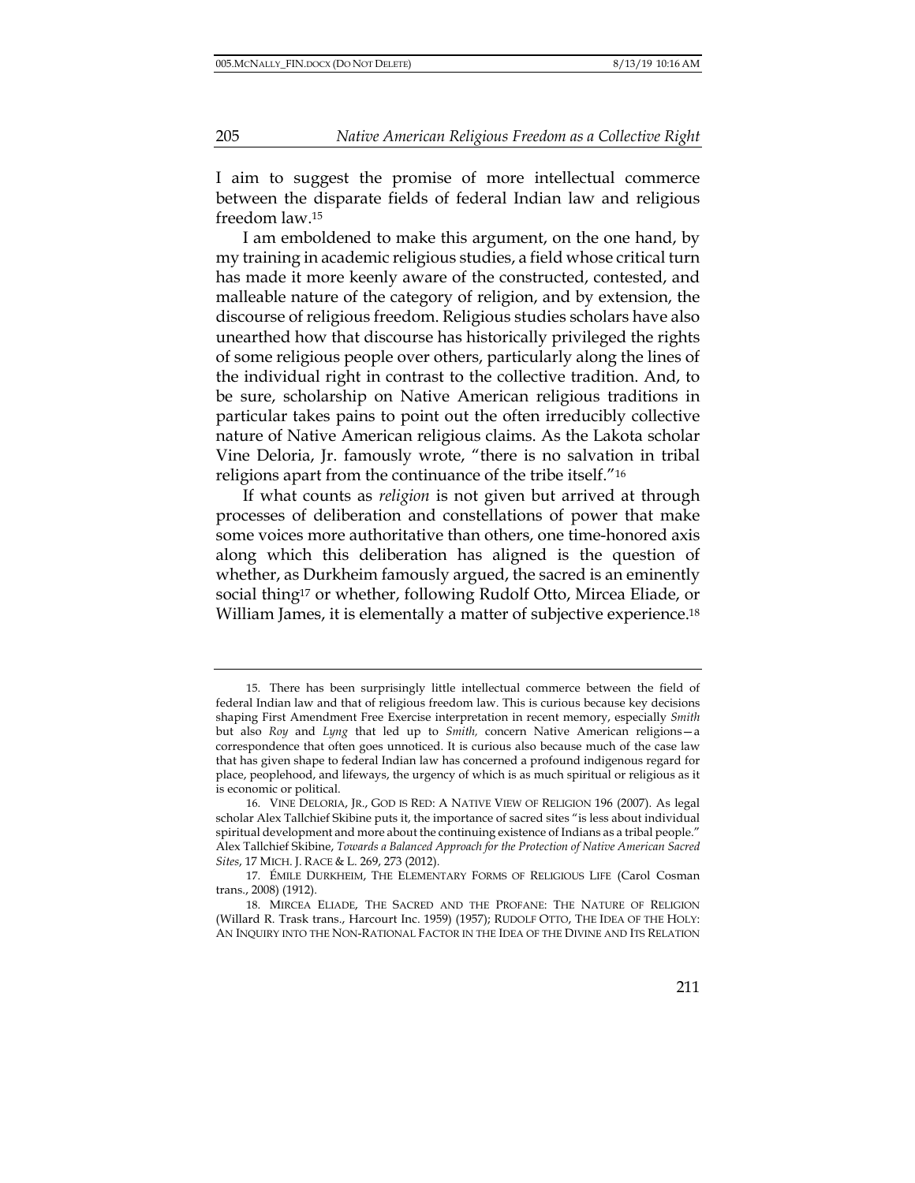I aim to suggest the promise of more intellectual commerce between the disparate fields of federal Indian law and religious freedom law.[15]

I am emboldened to make this argument, on the one hand, by my training in academic religious studies, a field whose critical turn has made it more keenly aware of the constructed, contested, and malleable nature of the category of religion, and by extension, the discourse of religious freedom. Religious studies scholars have also unearthed how that discourse has historically privileged the rights of some religious people over others, particularly along the lines of the individual right in contrast to the collective tradition. And, to be sure, scholarship on Native American religious traditions in particular takes pains to point out the often irreducibly collective nature of Native American religious claims. As the Lakota scholar Vine Deloria, Jr. famously wrote, "there is no salvation in tribal religions apart from the continuance of the tribe itself."[16]

If what counts as *religion* is not given but arrived at through processes of deliberation and constellations of power that make some voices more authoritative than others, one time-honored axis along which this deliberation has aligned is the question of whether, as Durkheim famously argued, the sacred is an eminently social thing[17] or whether, following Rudolf Otto, Mircea Eliade, or William James, it is elementally a matter of subjective experience.[18]

---

15. There has been surprisingly little intellectual commerce between the field of federal Indian law and that of religious freedom law. This is curious because key decisions shaping First Amendment Free Exercise interpretation in recent memory, especially *Smith* but also *Roy* and *Lyng* that led up to *Smith,* concern Native American religions—a correspondence that often goes unnoticed. It is curious also because much of the case law that has given shape to federal Indian law has concerned a profound indigenous regard for place, peoplehood, and lifeways, the urgency of which is as much spiritual or religious as it is economic or political.

16. VINE DELORIA, JR., GOD IS RED: A NATIVE VIEW OF RELIGION 196 (2007). As legal scholar Alex Tallchief Skibine puts it, the importance of sacred sites "is less about individual spiritual development and more about the continuing existence of Indians as a tribal people." Alex Tallchief Skibine, *Towards a Balanced Approach for the Protection of Native American Sacred Sites*, 17 MICH. J. RACE & L. 269, 273 (2012).

17. ÉMILE DURKHEIM, THE ELEMENTARY FORMS OF RELIGIOUS LIFE (Carol Cosman trans., 2008) (1912).

18. MIRCEA ELIADE, THE SACRED AND THE PROFANE: THE NATURE OF RELIGION (Willard R. Trask trans., Harcourt Inc. 1959) (1957); RUDOLF OTTO, THE IDEA OF THE HOLY: AN INQUIRY INTO THE NON-RATIONAL FACTOR IN THE IDEA OF THE DIVINE AND ITS RELATION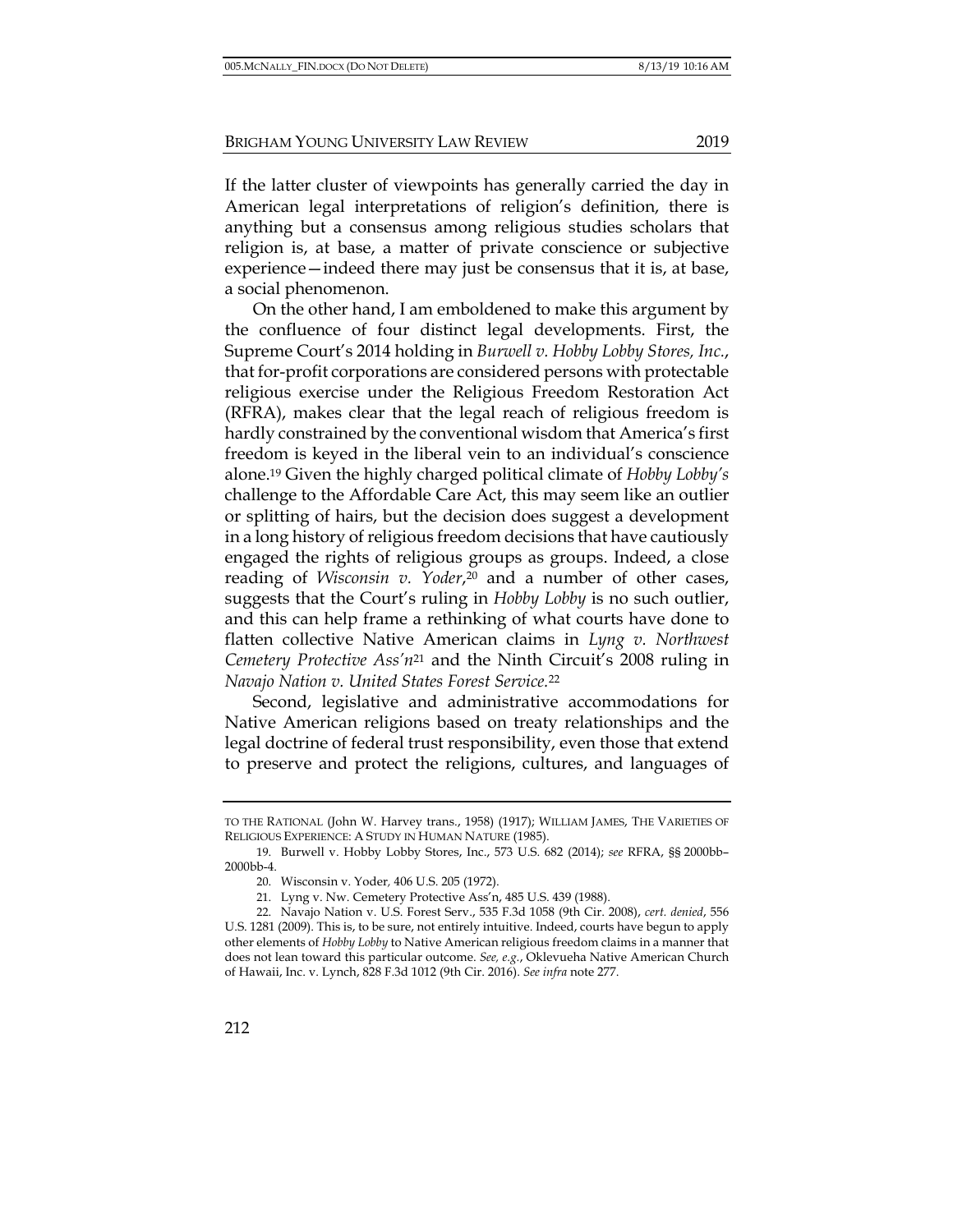If the latter cluster of viewpoints has generally carried the day in American legal interpretations of religion's definition, there is anything but a consensus among religious studies scholars that religion is, at base, a matter of private conscience or subjective experience—indeed there may just be consensus that it is, at base, a social phenomenon.

On the other hand, I am emboldened to make this argument by the confluence of four distinct legal developments. First, the Supreme Court's 2014 holding in *Burwell v. Hobby Lobby Stores, Inc.*, that for-profit corporations are considered persons with protectable religious exercise under the Religious Freedom Restoration Act (RFRA), makes clear that the legal reach of religious freedom is hardly constrained by the conventional wisdom that America's first freedom is keyed in the liberal vein to an individual's conscience alone.[19] Given the highly charged political climate of *Hobby Lobby's* challenge to the Affordable Care Act, this may seem like an outlier or splitting of hairs, but the decision does suggest a development in a long history of religious freedom decisions that have cautiously engaged the rights of religious groups as groups. Indeed, a close reading of *Wisconsin v. Yoder*,[20] and a number of other cases, suggests that the Court's ruling in *Hobby Lobby* is no such outlier, and this can help frame a rethinking of what courts have done to flatten collective Native American claims in *Lyng v. Northwest Cemetery Protective Ass'n*[21] and the Ninth Circuit's 2008 ruling in *Navajo Nation v. United States Forest Service.*[22]

Second, legislative and administrative accommodations for Native American religions based on treaty relationships and the legal doctrine of federal trust responsibility, even those that extend to preserve and protect the religions, cultures, and languages of

---

TO THE RATIONAL (John W. Harvey trans., 1958) (1917); WILLIAM JAMES, THE VARIETIES OF RELIGIOUS EXPERIENCE: A STUDY IN HUMAN NATURE (1985).

19. Burwell v. Hobby Lobby Stores, Inc., 573 U.S. 682 (2014); *see* RFRA, §§ 2000bb–2000bb-4.

20. Wisconsin v. Yoder, 406 U.S. 205 (1972).

21. Lyng v. Nw. Cemetery Protective Ass'n, 485 U.S. 439 (1988).

22. Navajo Nation v. U.S. Forest Serv., 535 F.3d 1058 (9th Cir. 2008), *cert. denied*, 556 U.S. 1281 (2009). This is, to be sure, not entirely intuitive. Indeed, courts have begun to apply other elements of *Hobby Lobby* to Native American religious freedom claims in a manner that does not lean toward this particular outcome. *See, e.g.*, Oklevueha Native American Church of Hawaii, Inc. v. Lynch, 828 F.3d 1012 (9th Cir. 2016). *See infra* note 277.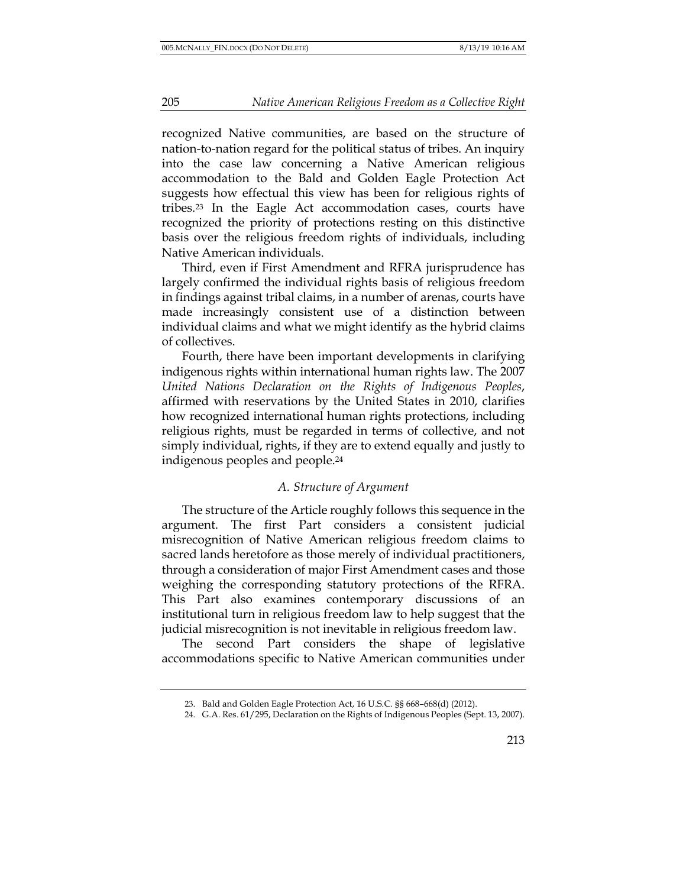recognized Native communities, are based on the structure of nation-to-nation regard for the political status of tribes. An inquiry into the case law concerning a Native American religious accommodation to the Bald and Golden Eagle Protection Act suggests how effectual this view has been for religious rights of tribes.[23] In the Eagle Act accommodation cases, courts have recognized the priority of protections resting on this distinctive basis over the religious freedom rights of individuals, including Native American individuals.

Third, even if First Amendment and RFRA jurisprudence has largely confirmed the individual rights basis of religious freedom in findings against tribal claims, in a number of arenas, courts have made increasingly consistent use of a distinction between individual claims and what we might identify as the hybrid claims of collectives.

Fourth, there have been important developments in clarifying indigenous rights within international human rights law. The 2007 *United Nations Declaration on the Rights of Indigenous Peoples*, affirmed with reservations by the United States in 2010, clarifies how recognized international human rights protections, including religious rights, must be regarded in terms of collective, and not simply individual, rights, if they are to extend equally and justly to indigenous peoples and people.[24]

### *A. Structure of Argument*

The structure of the Article roughly follows this sequence in the argument. The first Part considers a consistent judicial misrecognition of Native American religious freedom claims to sacred lands heretofore as those merely of individual practitioners, through a consideration of major First Amendment cases and those weighing the corresponding statutory protections of the RFRA. This Part also examines contemporary discussions of an institutional turn in religious freedom law to help suggest that the judicial misrecognition is not inevitable in religious freedom law.

The second Part considers the shape of legislative accommodations specific to Native American communities under

---

23. Bald and Golden Eagle Protection Act, 16 U.S.C. §§ 668–668(d) (2012).

24. G.A. Res. 61/295, Declaration on the Rights of Indigenous Peoples (Sept. 13, 2007).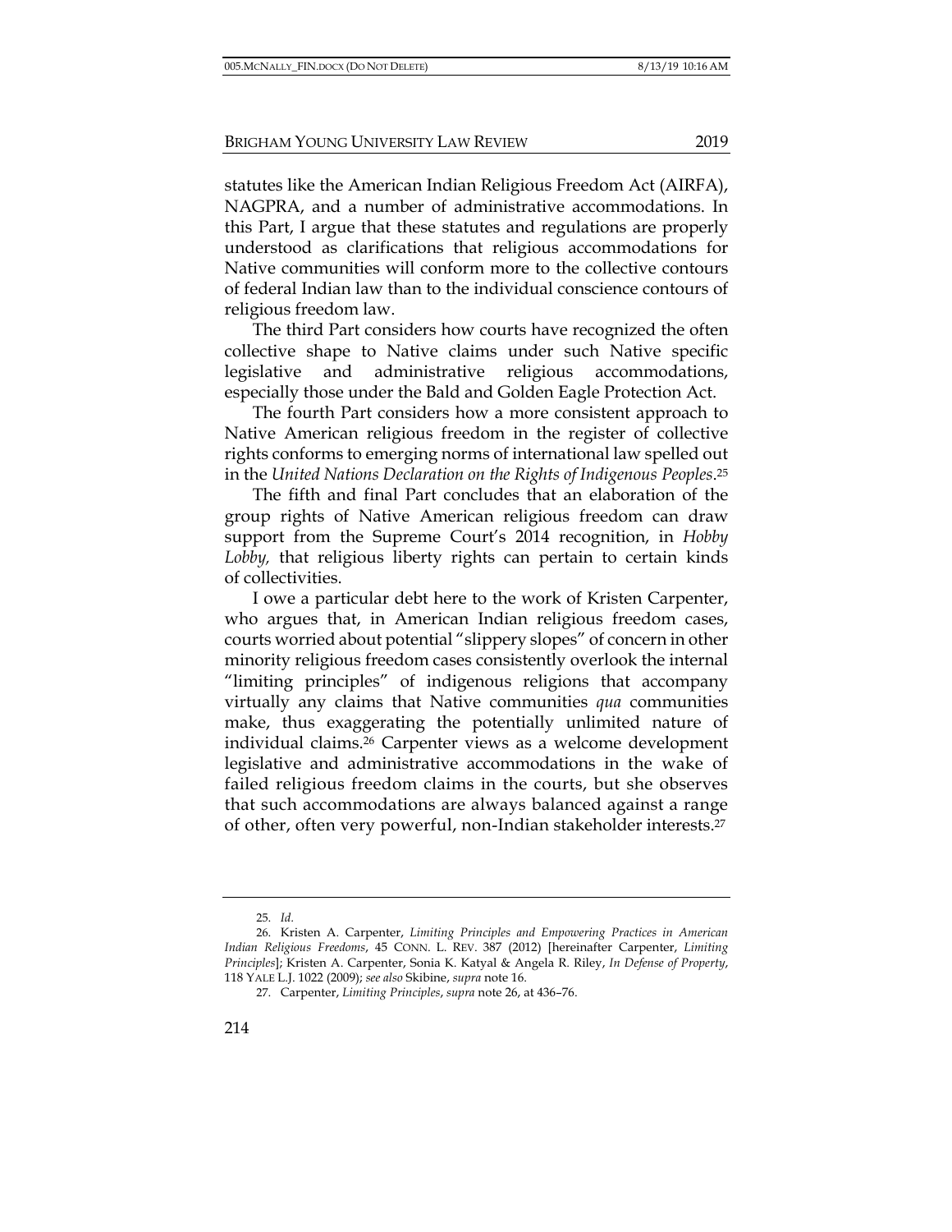statutes like the American Indian Religious Freedom Act (AIRFA), NAGPRA, and a number of administrative accommodations. In this Part, I argue that these statutes and regulations are properly understood as clarifications that religious accommodations for Native communities will conform more to the collective contours of federal Indian law than to the individual conscience contours of religious freedom law.

The third Part considers how courts have recognized the often collective shape to Native claims under such Native specific legislative and administrative religious accommodations, especially those under the Bald and Golden Eagle Protection Act.

The fourth Part considers how a more consistent approach to Native American religious freedom in the register of collective rights conforms to emerging norms of international law spelled out in the *United Nations Declaration on the Rights of Indigenous Peoples*.[25]

The fifth and final Part concludes that an elaboration of the group rights of Native American religious freedom can draw support from the Supreme Court's 2014 recognition, in *Hobby Lobby,* that religious liberty rights can pertain to certain kinds of collectivities.

I owe a particular debt here to the work of Kristen Carpenter, who argues that, in American Indian religious freedom cases, courts worried about potential "slippery slopes" of concern in other minority religious freedom cases consistently overlook the internal "limiting principles" of indigenous religions that accompany virtually any claims that Native communities *qua* communities make, thus exaggerating the potentially unlimited nature of individual claims.[26] Carpenter views as a welcome development legislative and administrative accommodations in the wake of failed religious freedom claims in the courts, but she observes that such accommodations are always balanced against a range of other, often very powerful, non-Indian stakeholder interests.[27]

---

25. *Id*.

26. Kristen A. Carpenter, *Limiting Principles and Empowering Practices in American Indian Religious Freedoms*, 45 CONN. L. REV. 387 (2012) [hereinafter Carpenter, *Limiting Principles*]; Kristen A. Carpenter, Sonia K. Katyal & Angela R. Riley, *In Defense of Property*, 118 YALE L.J. 1022 (2009); *see also* Skibine, *supra* note 16.

27. Carpenter, *Limiting Principles*, *supra* note 26, at 436–76.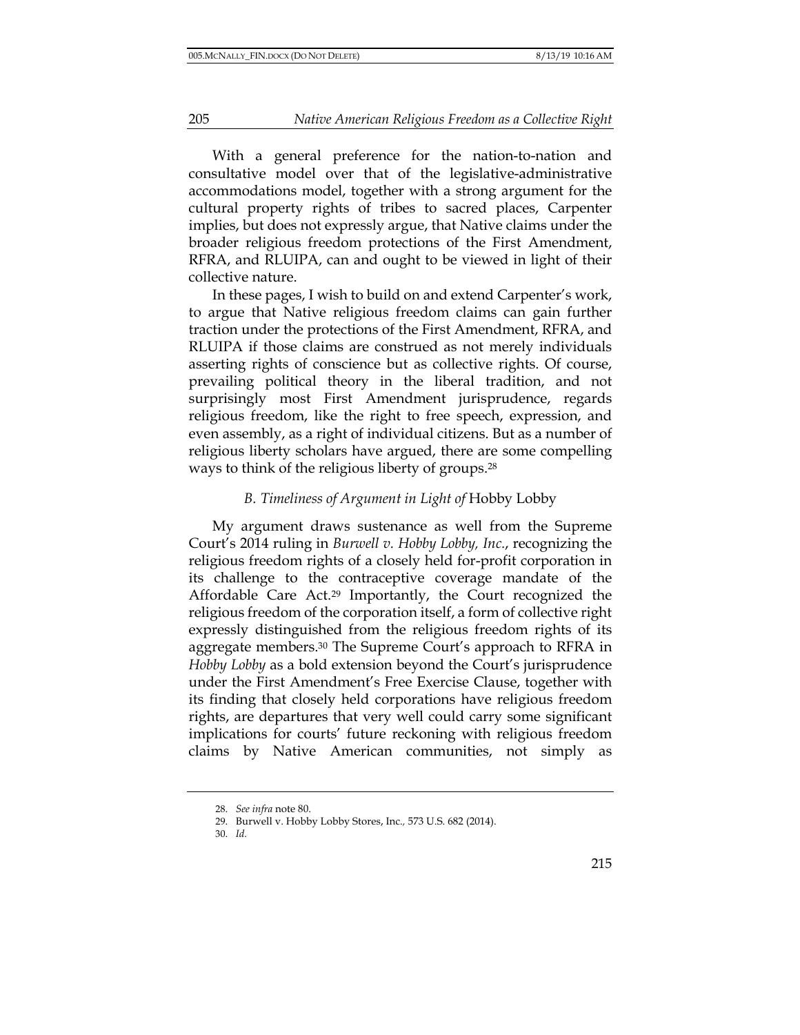With a general preference for the nation-to-nation and consultative model over that of the legislative-administrative accommodations model, together with a strong argument for the cultural property rights of tribes to sacred places, Carpenter implies, but does not expressly argue, that Native claims under the broader religious freedom protections of the First Amendment, RFRA, and RLUIPA, can and ought to be viewed in light of their collective nature.

In these pages, I wish to build on and extend Carpenter's work, to argue that Native religious freedom claims can gain further traction under the protections of the First Amendment, RFRA, and RLUIPA if those claims are construed as not merely individuals asserting rights of conscience but as collective rights. Of course, prevailing political theory in the liberal tradition, and not surprisingly most First Amendment jurisprudence, regards religious freedom, like the right to free speech, expression, and even assembly, as a right of individual citizens. But as a number of religious liberty scholars have argued, there are some compelling ways to think of the religious liberty of groups.[28]

### *B. Timeliness of Argument in Light of* Hobby Lobby

My argument draws sustenance as well from the Supreme Court's 2014 ruling in *Burwell v. Hobby Lobby, Inc.*, recognizing the religious freedom rights of a closely held for-profit corporation in its challenge to the contraceptive coverage mandate of the Affordable Care Act.[29] Importantly, the Court recognized the religious freedom of the corporation itself, a form of collective right expressly distinguished from the religious freedom rights of its aggregate members.[30] The Supreme Court's approach to RFRA in *Hobby Lobby* as a bold extension beyond the Court's jurisprudence under the First Amendment's Free Exercise Clause, together with its finding that closely held corporations have religious freedom rights, are departures that very well could carry some significant implications for courts' future reckoning with religious freedom claims by Native American communities, not simply as

---

28. *See infra* note 80.

29. Burwell v. Hobby Lobby Stores, Inc., 573 U.S. 682 (2014).

30. *Id.*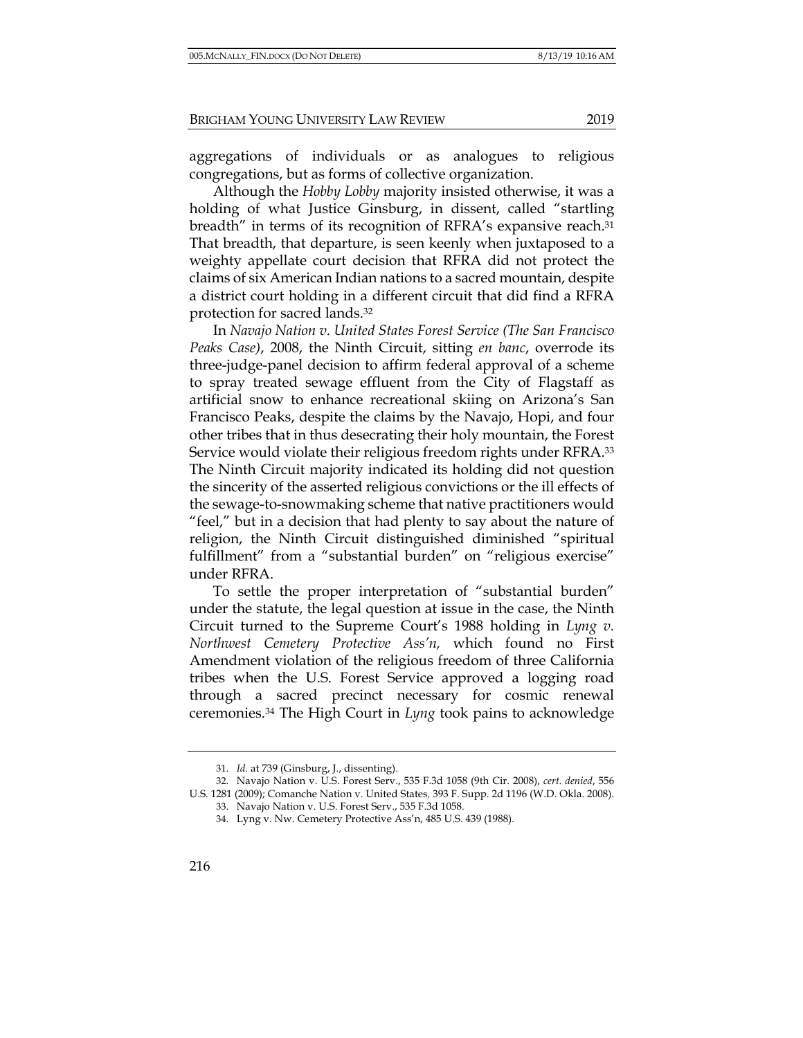aggregations of individuals or as analogues to religious congregations, but as forms of collective organization.

Although the *Hobby Lobby* majority insisted otherwise, it was a holding of what Justice Ginsburg, in dissent, called "startling breadth" in terms of its recognition of RFRA's expansive reach.[31] That breadth, that departure, is seen keenly when juxtaposed to a weighty appellate court decision that RFRA did not protect the claims of six American Indian nations to a sacred mountain, despite a district court holding in a different circuit that did find a RFRA protection for sacred lands.[32]

In *Navajo Nation v. United States Forest Service (The San Francisco Peaks Case)*, 2008, the Ninth Circuit, sitting *en banc*, overrode its three-judge-panel decision to affirm federal approval of a scheme to spray treated sewage effluent from the City of Flagstaff as artificial snow to enhance recreational skiing on Arizona's San Francisco Peaks, despite the claims by the Navajo, Hopi, and four other tribes that in thus desecrating their holy mountain, the Forest Service would violate their religious freedom rights under RFRA.[33] The Ninth Circuit majority indicated its holding did not question the sincerity of the asserted religious convictions or the ill effects of the sewage-to-snowmaking scheme that native practitioners would "feel," but in a decision that had plenty to say about the nature of religion, the Ninth Circuit distinguished diminished "spiritual fulfillment" from a "substantial burden" on "religious exercise" under RFRA.

To settle the proper interpretation of "substantial burden" under the statute, the legal question at issue in the case, the Ninth Circuit turned to the Supreme Court's 1988 holding in *Lyng v. Northwest Cemetery Protective Ass'n,* which found no First Amendment violation of the religious freedom of three California tribes when the U.S. Forest Service approved a logging road through a sacred precinct necessary for cosmic renewal ceremonies.[34] The High Court in *Lyng* took pains to acknowledge

---

31. *Id.* at 739 (Ginsburg, J., dissenting).

32. Navajo Nation v. U.S. Forest Serv., 535 F.3d 1058 (9th Cir. 2008), *cert. denied*, 556 U.S. 1281 (2009); Comanche Nation v. United States, 393 F. Supp. 2d 1196 (W.D. Okla. 2008).

33. Navajo Nation v. U.S. Forest Serv., 535 F.3d 1058.

34. Lyng v. Nw. Cemetery Protective Ass'n, 485 U.S. 439 (1988).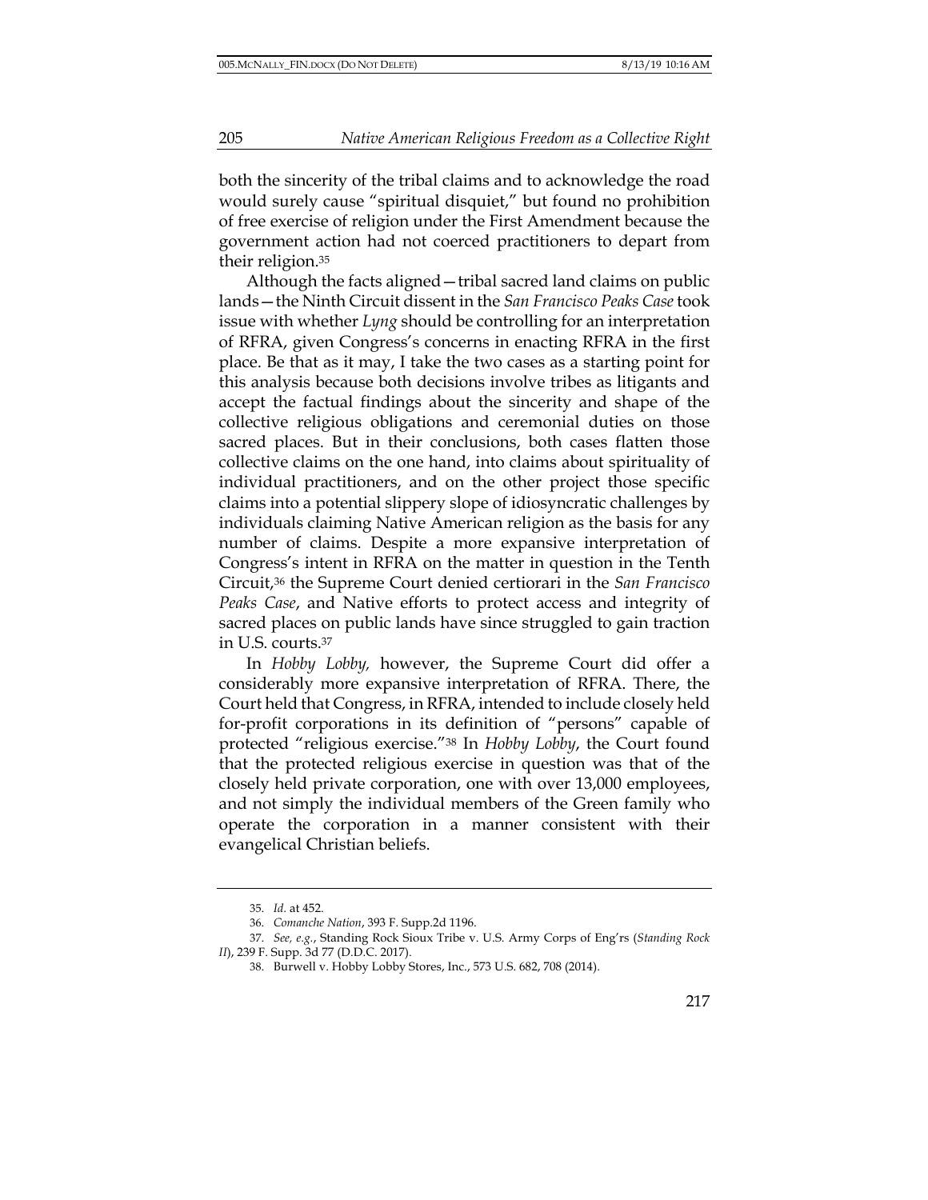both the sincerity of the tribal claims and to acknowledge the road would surely cause "spiritual disquiet," but found no prohibition of free exercise of religion under the First Amendment because the government action had not coerced practitioners to depart from their religion.[35]

Although the facts aligned—tribal sacred land claims on public lands—the Ninth Circuit dissent in the *San Francisco Peaks Case* took issue with whether *Lyng* should be controlling for an interpretation of RFRA, given Congress's concerns in enacting RFRA in the first place. Be that as it may, I take the two cases as a starting point for this analysis because both decisions involve tribes as litigants and accept the factual findings about the sincerity and shape of the collective religious obligations and ceremonial duties on those sacred places. But in their conclusions, both cases flatten those collective claims on the one hand, into claims about spirituality of individual practitioners, and on the other project those specific claims into a potential slippery slope of idiosyncratic challenges by individuals claiming Native American religion as the basis for any number of claims. Despite a more expansive interpretation of Congress's intent in RFRA on the matter in question in the Tenth Circuit,[36] the Supreme Court denied certiorari in the *San Francisco Peaks Case*, and Native efforts to protect access and integrity of sacred places on public lands have since struggled to gain traction in U.S. courts.[37]

In *Hobby Lobby,* however, the Supreme Court did offer a considerably more expansive interpretation of RFRA. There, the Court held that Congress, in RFRA, intended to include closely held for-profit corporations in its definition of "persons" capable of protected "religious exercise."[38] In *Hobby Lobby*, the Court found that the protected religious exercise in question was that of the closely held private corporation, one with over 13,000 employees, and not simply the individual members of the Green family who operate the corporation in a manner consistent with their evangelical Christian beliefs.

---

35. *Id.* at 452.

36. *Comanche Nation*, 393 F. Supp.2d 1196.

37. *See, e.g.*, Standing Rock Sioux Tribe v. U.S. Army Corps of Eng'rs (*Standing Rock II*), 239 F. Supp. 3d 77 (D.D.C. 2017).

38. Burwell v. Hobby Lobby Stores, Inc., 573 U.S. 682, 708 (2014).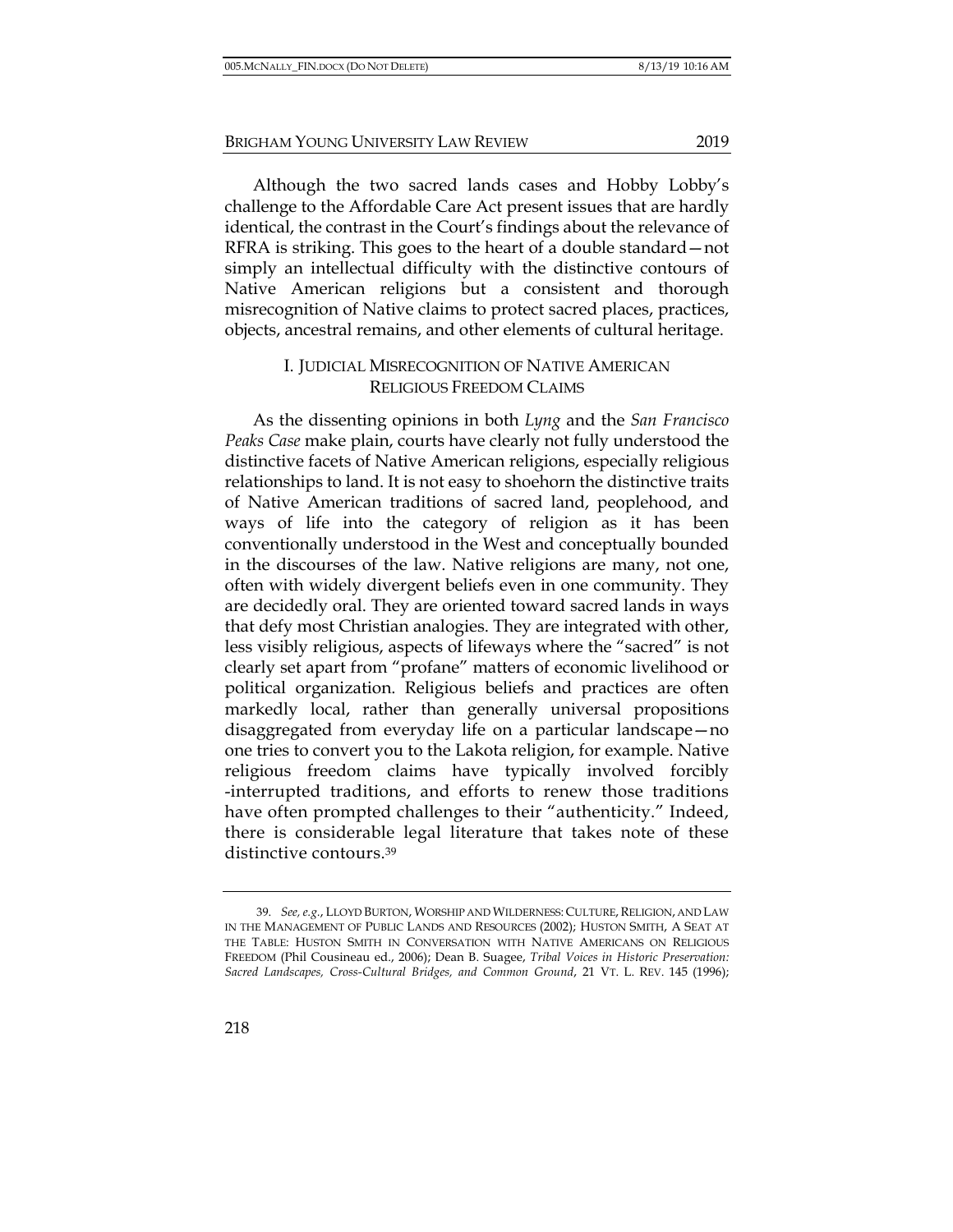Although the two sacred lands cases and Hobby Lobby's challenge to the Affordable Care Act present issues that are hardly identical, the contrast in the Court's findings about the relevance of RFRA is striking. This goes to the heart of a double standard—not simply an intellectual difficulty with the distinctive contours of Native American religions but a consistent and thorough misrecognition of Native claims to protect sacred places, practices, objects, ancestral remains, and other elements of cultural heritage.

## I. JUDICIAL MISRECOGNITION OF NATIVE AMERICAN RELIGIOUS FREEDOM CLAIMS

As the dissenting opinions in both *Lyng* and the *San Francisco Peaks Case* make plain, courts have clearly not fully understood the distinctive facets of Native American religions, especially religious relationships to land. It is not easy to shoehorn the distinctive traits of Native American traditions of sacred land, peoplehood, and ways of life into the category of religion as it has been conventionally understood in the West and conceptually bounded in the discourses of the law. Native religions are many, not one, often with widely divergent beliefs even in one community. They are decidedly oral. They are oriented toward sacred lands in ways that defy most Christian analogies. They are integrated with other, less visibly religious, aspects of lifeways where the "sacred" is not clearly set apart from "profane" matters of economic livelihood or political organization. Religious beliefs and practices are often markedly local, rather than generally universal propositions disaggregated from everyday life on a particular landscape—no one tries to convert you to the Lakota religion, for example. Native religious freedom claims have typically involved forcibly -interrupted traditions, and efforts to renew those traditions have often prompted challenges to their "authenticity." Indeed, there is considerable legal literature that takes note of these distinctive contours.[39]

---

39. *See, e.g.*, LLOYD BURTON, WORSHIP AND WILDERNESS: CULTURE, RELIGION, AND LAW IN THE MANAGEMENT OF PUBLIC LANDS AND RESOURCES (2002); HUSTON SMITH, A SEAT AT THE TABLE: HUSTON SMITH IN CONVERSATION WITH NATIVE AMERICANS ON RELIGIOUS FREEDOM (Phil Cousineau ed., 2006); Dean B. Suagee, *Tribal Voices in Historic Preservation: Sacred Landscapes, Cross-Cultural Bridges, and Common Ground*, 21 VT. L. REV. 145 (1996);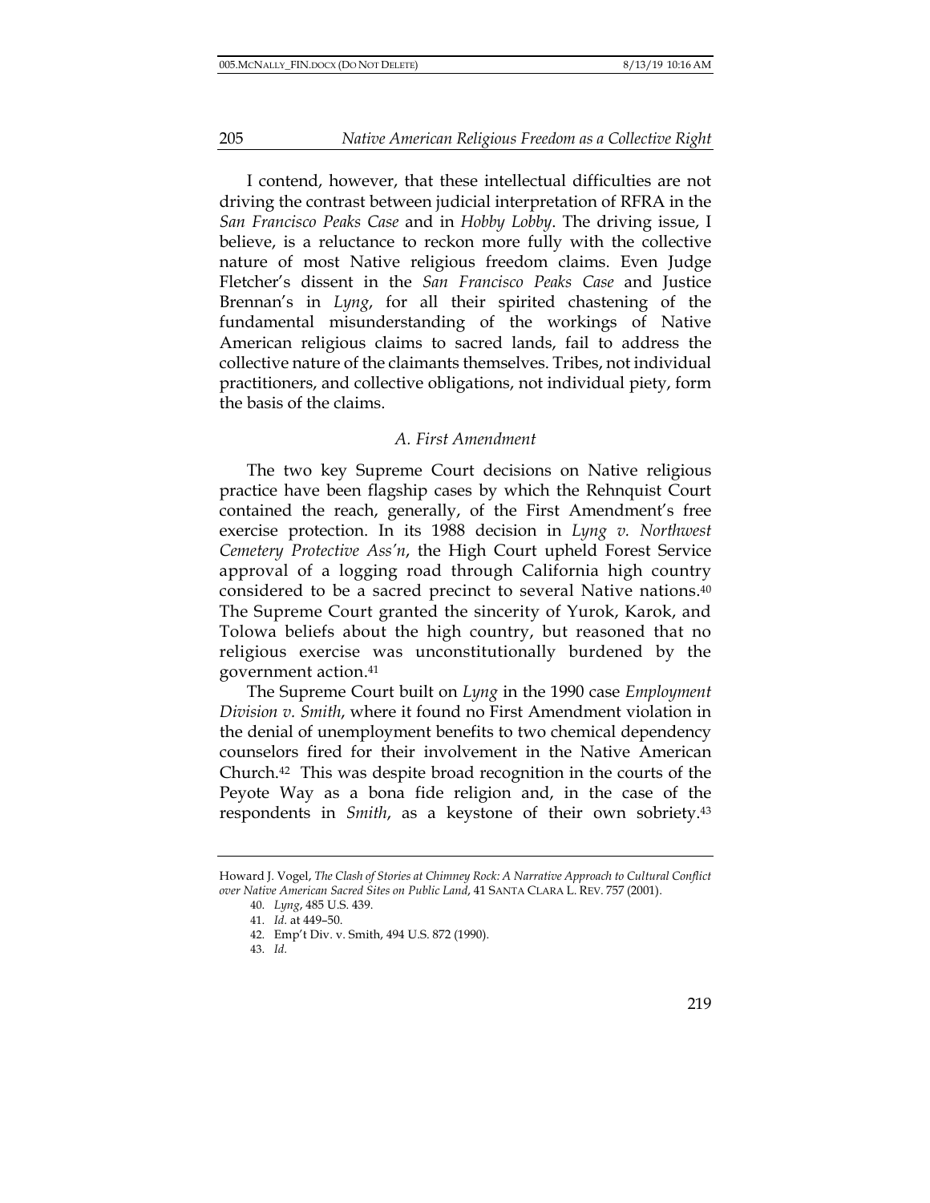I contend, however, that these intellectual difficulties are not driving the contrast between judicial interpretation of RFRA in the *San Francisco Peaks Case* and in *Hobby Lobby*. The driving issue, I believe, is a reluctance to reckon more fully with the collective nature of most Native religious freedom claims. Even Judge Fletcher's dissent in the *San Francisco Peaks Case* and Justice Brennan's in *Lyng*, for all their spirited chastening of the fundamental misunderstanding of the workings of Native American religious claims to sacred lands, fail to address the collective nature of the claimants themselves. Tribes, not individual practitioners, and collective obligations, not individual piety, form the basis of the claims.

### *A. First Amendment*

The two key Supreme Court decisions on Native religious practice have been flagship cases by which the Rehnquist Court contained the reach, generally, of the First Amendment's free exercise protection. In its 1988 decision in *Lyng v. Northwest Cemetery Protective Ass'n*, the High Court upheld Forest Service approval of a logging road through California high country considered to be a sacred precinct to several Native nations.[40] The Supreme Court granted the sincerity of Yurok, Karok, and Tolowa beliefs about the high country, but reasoned that no religious exercise was unconstitutionally burdened by the government action.[41]

The Supreme Court built on *Lyng* in the 1990 case *Employment Division v. Smith*, where it found no First Amendment violation in the denial of unemployment benefits to two chemical dependency counselors fired for their involvement in the Native American Church.[42] This was despite broad recognition in the courts of the Peyote Way as a bona fide religion and, in the case of the respondents in *Smith*, as a keystone of their own sobriety.[43]

---

Howard J. Vogel, *The Clash of Stories at Chimney Rock: A Narrative Approach to Cultural Conflict over Native American Sacred Sites on Public Land*, 41 SANTA CLARA L. REV. 757 (2001).

40. *Lyng*, 485 U.S. 439.

41. *Id.* at 449–50.

42. Emp't Div. v. Smith, 494 U.S. 872 (1990).

43. *Id.*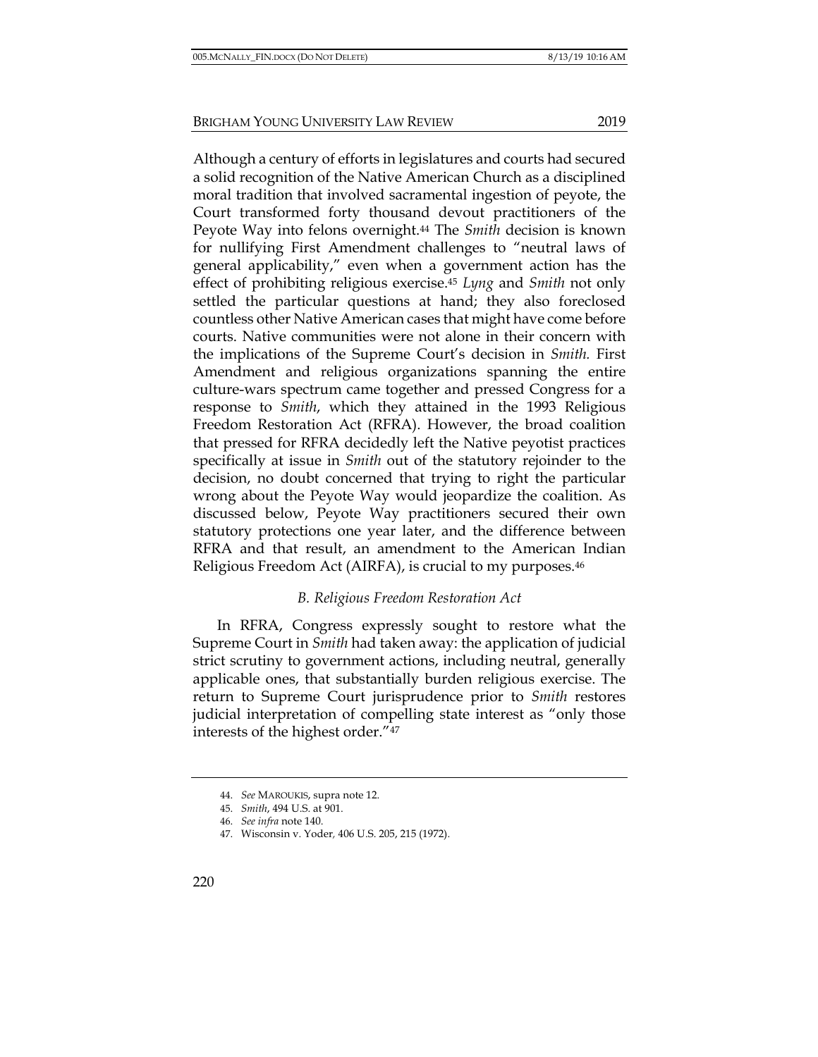Although a century of efforts in legislatures and courts had secured a solid recognition of the Native American Church as a disciplined moral tradition that involved sacramental ingestion of peyote, the Court transformed forty thousand devout practitioners of the Peyote Way into felons overnight.[44] The *Smith* decision is known for nullifying First Amendment challenges to "neutral laws of general applicability," even when a government action has the effect of prohibiting religious exercise.[45] *Lyng* and *Smith* not only settled the particular questions at hand; they also foreclosed countless other Native American cases that might have come before courts. Native communities were not alone in their concern with the implications of the Supreme Court's decision in *Smith.* First Amendment and religious organizations spanning the entire culture-wars spectrum came together and pressed Congress for a response to *Smith*, which they attained in the 1993 Religious Freedom Restoration Act (RFRA). However, the broad coalition that pressed for RFRA decidedly left the Native peyotist practices specifically at issue in *Smith* out of the statutory rejoinder to the decision, no doubt concerned that trying to right the particular wrong about the Peyote Way would jeopardize the coalition. As discussed below, Peyote Way practitioners secured their own statutory protections one year later, and the difference between RFRA and that result, an amendment to the American Indian Religious Freedom Act (AIRFA), is crucial to my purposes.[46]

### *B. Religious Freedom Restoration Act*

In RFRA, Congress expressly sought to restore what the Supreme Court in *Smith* had taken away: the application of judicial strict scrutiny to government actions, including neutral, generally applicable ones, that substantially burden religious exercise. The return to Supreme Court jurisprudence prior to *Smith* restores judicial interpretation of compelling state interest as "only those interests of the highest order."[47]

44. *See* MAROUKIS, supra note 12.

45. *Smith*, 494 U.S. at 901.

46. *See infra* note 140.

47. Wisconsin v. Yoder, 406 U.S. 205, 215 (1972).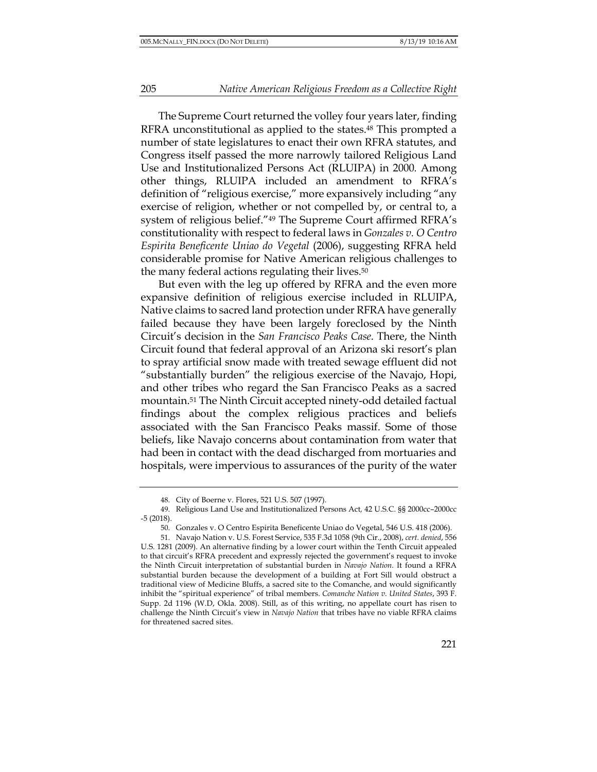The Supreme Court returned the volley four years later, finding RFRA unconstitutional as applied to the states.[48] This prompted a number of state legislatures to enact their own RFRA statutes, and Congress itself passed the more narrowly tailored Religious Land Use and Institutionalized Persons Act (RLUIPA) in 2000. Among other things, RLUIPA included an amendment to RFRA's definition of "religious exercise," more expansively including "any exercise of religion, whether or not compelled by, or central to, a system of religious belief."[49] The Supreme Court affirmed RFRA's constitutionality with respect to federal laws in *Gonzales v. O Centro Espirita Beneficente Uniao do Vegetal* (2006), suggesting RFRA held considerable promise for Native American religious challenges to the many federal actions regulating their lives.[50]

But even with the leg up offered by RFRA and the even more expansive definition of religious exercise included in RLUIPA, Native claims to sacred land protection under RFRA have generally failed because they have been largely foreclosed by the Ninth Circuit's decision in the *San Francisco Peaks Case*. There, the Ninth Circuit found that federal approval of an Arizona ski resort's plan to spray artificial snow made with treated sewage effluent did not "substantially burden" the religious exercise of the Navajo, Hopi, and other tribes who regard the San Francisco Peaks as a sacred mountain.[51] The Ninth Circuit accepted ninety-odd detailed factual findings about the complex religious practices and beliefs associated with the San Francisco Peaks massif. Some of those beliefs, like Navajo concerns about contamination from water that had been in contact with the dead discharged from mortuaries and hospitals, were impervious to assurances of the purity of the water

---

48. City of Boerne v. Flores, 521 U.S. 507 (1997).

49. Religious Land Use and Institutionalized Persons Act, 42 U.S.C. §§ 2000cc–2000cc -5 (2018).

50. Gonzales v. O Centro Espirita Beneficente Uniao do Vegetal, 546 U.S. 418 (2006).

51. Navajo Nation v. U.S. Forest Service, 535 F.3d 1058 (9th Cir., 2008), *cert. denied*, 556 U.S. 1281 (2009). An alternative finding by a lower court within the Tenth Circuit appealed to that circuit's RFRA precedent and expressly rejected the government's request to invoke the Ninth Circuit interpretation of substantial burden in *Navajo Nation*. It found a RFRA substantial burden because the development of a building at Fort Sill would obstruct a traditional view of Medicine Bluffs, a sacred site to the Comanche, and would significantly inhibit the "spiritual experience" of tribal members. *Comanche Nation v. United States*, 393 F. Supp. 2d 1196 (W.D, Okla. 2008). Still, as of this writing, no appellate court has risen to challenge the Ninth Circuit's view in *Navajo Nation* that tribes have no viable RFRA claims for threatened sacred sites.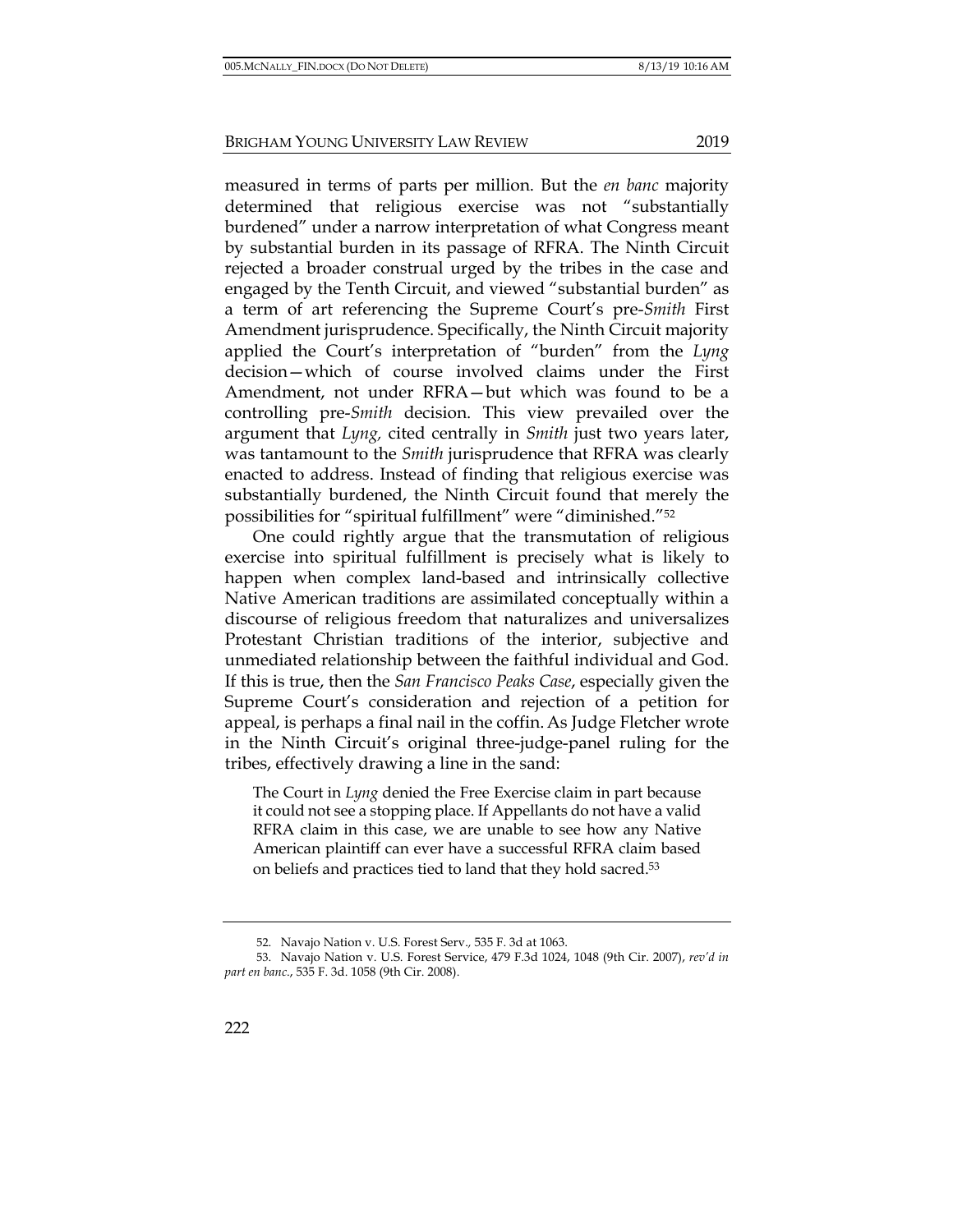measured in terms of parts per million. But the *en banc* majority determined that religious exercise was not "substantially burdened" under a narrow interpretation of what Congress meant by substantial burden in its passage of RFRA. The Ninth Circuit rejected a broader construal urged by the tribes in the case and engaged by the Tenth Circuit, and viewed "substantial burden" as a term of art referencing the Supreme Court's pre-*Smith* First Amendment jurisprudence. Specifically, the Ninth Circuit majority applied the Court's interpretation of "burden" from the *Lyng* decision—which of course involved claims under the First Amendment, not under RFRA—but which was found to be a controlling pre-*Smith* decision. This view prevailed over the argument that *Lyng,* cited centrally in *Smith* just two years later, was tantamount to the *Smith* jurisprudence that RFRA was clearly enacted to address. Instead of finding that religious exercise was substantially burdened, the Ninth Circuit found that merely the possibilities for "spiritual fulfillment" were "diminished."[52]

One could rightly argue that the transmutation of religious exercise into spiritual fulfillment is precisely what is likely to happen when complex land-based and intrinsically collective Native American traditions are assimilated conceptually within a discourse of religious freedom that naturalizes and universalizes Protestant Christian traditions of the interior, subjective and unmediated relationship between the faithful individual and God. If this is true, then the *San Francisco Peaks Case*, especially given the Supreme Court's consideration and rejection of a petition for appeal, is perhaps a final nail in the coffin. As Judge Fletcher wrote in the Ninth Circuit's original three-judge-panel ruling for the tribes, effectively drawing a line in the sand:

> The Court in *Lyng* denied the Free Exercise claim in part because it could not see a stopping place. If Appellants do not have a valid RFRA claim in this case, we are unable to see how any Native American plaintiff can ever have a successful RFRA claim based on beliefs and practices tied to land that they hold sacred.[53]

---

52. Navajo Nation v. U.S. Forest Serv., 535 F. 3d at 1063.

53. Navajo Nation v. U.S. Forest Service, 479 F.3d 1024, 1048 (9th Cir. 2007), *rev'd in part en banc.*, 535 F. 3d. 1058 (9th Cir. 2008).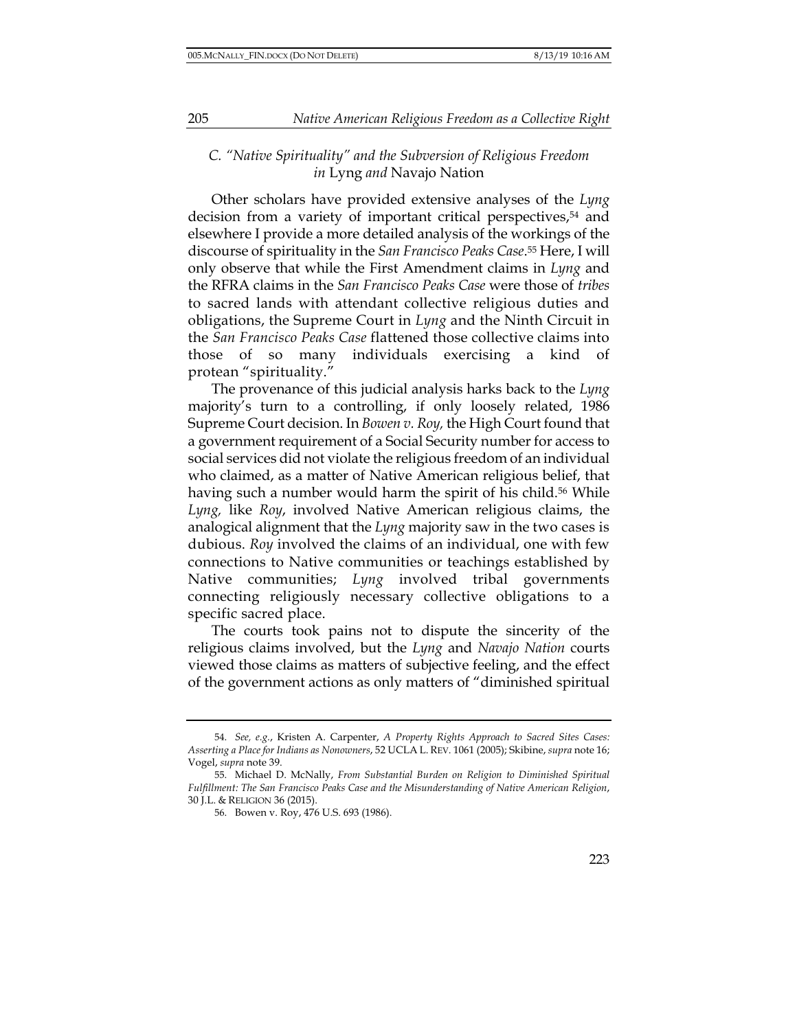### C. *"Native Spirituality" and the Subversion of Religious Freedom in* Lyng *and* Navajo Nation

Other scholars have provided extensive analyses of the *Lyng* decision from a variety of important critical perspectives,[54] and elsewhere I provide a more detailed analysis of the workings of the discourse of spirituality in the *San Francisco Peaks Case*.[55] Here, I will only observe that while the First Amendment claims in *Lyng* and the RFRA claims in the *San Francisco Peaks Case* were those of *tribes* to sacred lands with attendant collective religious duties and obligations, the Supreme Court in *Lyng* and the Ninth Circuit in the *San Francisco Peaks Case* flattened those collective claims into those of so many individuals exercising a kind of protean "spirituality."

The provenance of this judicial analysis harks back to the *Lyng* majority's turn to a controlling, if only loosely related, 1986 Supreme Court decision. In *Bowen v. Roy,* the High Court found that a government requirement of a Social Security number for access to social services did not violate the religious freedom of an individual who claimed, as a matter of Native American religious belief, that having such a number would harm the spirit of his child.[56] While *Lyng,* like *Roy*, involved Native American religious claims, the analogical alignment that the *Lyng* majority saw in the two cases is dubious. *Roy* involved the claims of an individual, one with few connections to Native communities or teachings established by Native communities; *Lyng* involved tribal governments connecting religiously necessary collective obligations to a specific sacred place.

The courts took pains not to dispute the sincerity of the religious claims involved, but the *Lyng* and *Navajo Nation* courts viewed those claims as matters of subjective feeling, and the effect of the government actions as only matters of "diminished spiritual

---

54. *See, e.g.*, Kristen A. Carpenter, *A Property Rights Approach to Sacred Sites Cases: Asserting a Place for Indians as Nonowners*, 52 UCLA L. REV. 1061 (2005); Skibine, *supra* note 16; Vogel, *supra* note 39.

55. Michael D. McNally, *From Substantial Burden on Religion to Diminished Spiritual Fulfillment: The San Francisco Peaks Case and the Misunderstanding of Native American Religion*, 30 J.L. & RELIGION 36 (2015).

56. Bowen v. Roy, 476 U.S. 693 (1986).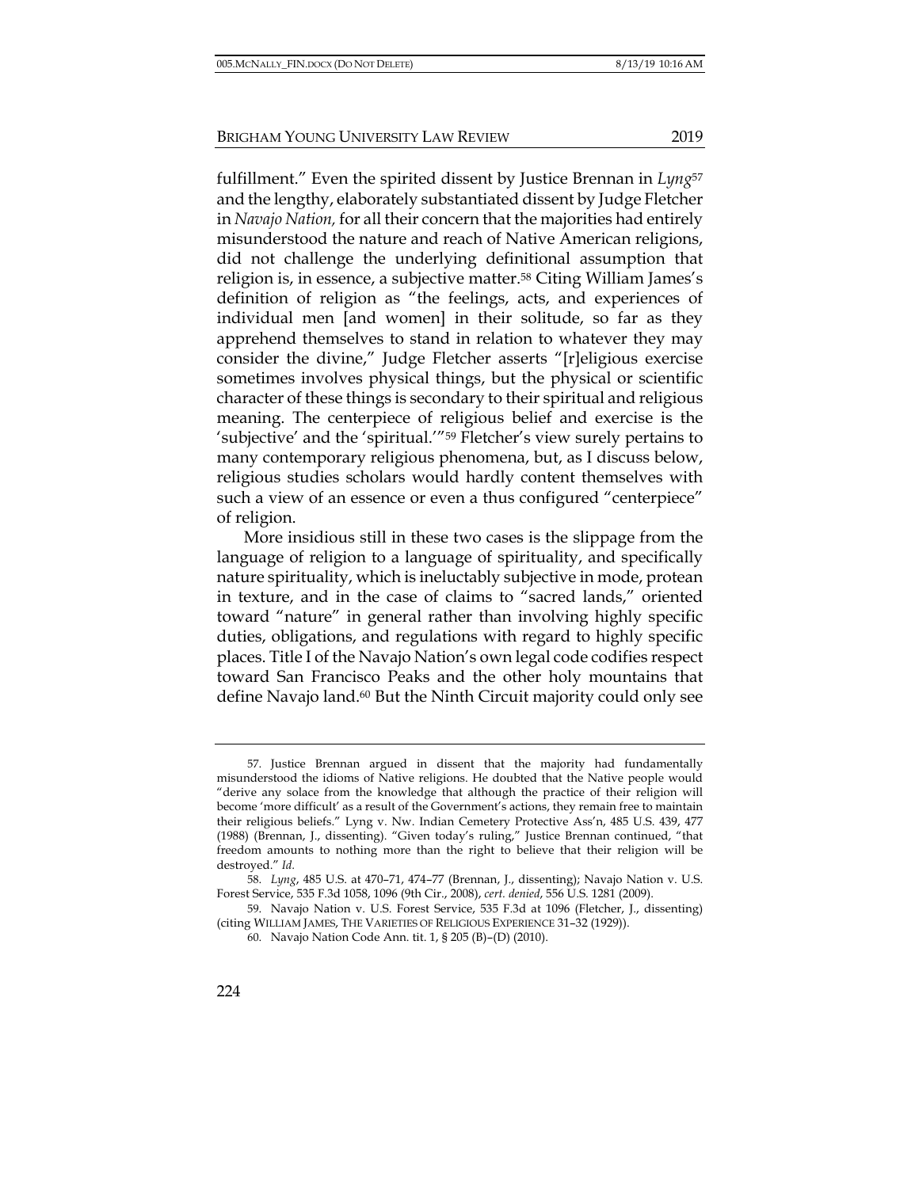fulfillment." Even the spirited dissent by Justice Brennan in *Lyng*[57] and the lengthy, elaborately substantiated dissent by Judge Fletcher in *Navajo Nation,* for all their concern that the majorities had entirely misunderstood the nature and reach of Native American religions, did not challenge the underlying definitional assumption that religion is, in essence, a subjective matter.[58] Citing William James's definition of religion as "the feelings, acts, and experiences of individual men [and women] in their solitude, so far as they apprehend themselves to stand in relation to whatever they may consider the divine," Judge Fletcher asserts "[r]eligious exercise sometimes involves physical things, but the physical or scientific character of these things is secondary to their spiritual and religious meaning. The centerpiece of religious belief and exercise is the 'subjective' and the 'spiritual.'"[59] Fletcher's view surely pertains to many contemporary religious phenomena, but, as I discuss below, religious studies scholars would hardly content themselves with such a view of an essence or even a thus configured "centerpiece" of religion.

More insidious still in these two cases is the slippage from the language of religion to a language of spirituality, and specifically nature spirituality, which is ineluctably subjective in mode, protean in texture, and in the case of claims to "sacred lands," oriented toward "nature" in general rather than involving highly specific duties, obligations, and regulations with regard to highly specific places. Title I of the Navajo Nation's own legal code codifies respect toward San Francisco Peaks and the other holy mountains that define Navajo land.[60] But the Ninth Circuit majority could only see

---

57. Justice Brennan argued in dissent that the majority had fundamentally misunderstood the idioms of Native religions. He doubted that the Native people would "derive any solace from the knowledge that although the practice of their religion will become 'more difficult' as a result of the Government's actions, they remain free to maintain their religious beliefs." Lyng v. Nw. Indian Cemetery Protective Ass'n, 485 U.S. 439, 477 (1988) (Brennan, J., dissenting). "Given today's ruling," Justice Brennan continued, "that freedom amounts to nothing more than the right to believe that their religion will be destroyed." *Id.*

58. *Lyng*, 485 U.S. at 470–71, 474–77 (Brennan, J., dissenting); Navajo Nation v. U.S. Forest Service, 535 F.3d 1058, 1096 (9th Cir., 2008), *cert. denied*, 556 U.S. 1281 (2009).

59. Navajo Nation v. U.S. Forest Service, 535 F.3d at 1096 (Fletcher, J., dissenting) (citing WILLIAM JAMES, THE VARIETIES OF RELIGIOUS EXPERIENCE 31–32 (1929)).

60. Navajo Nation Code Ann. tit. 1, § 205 (B)–(D) (2010).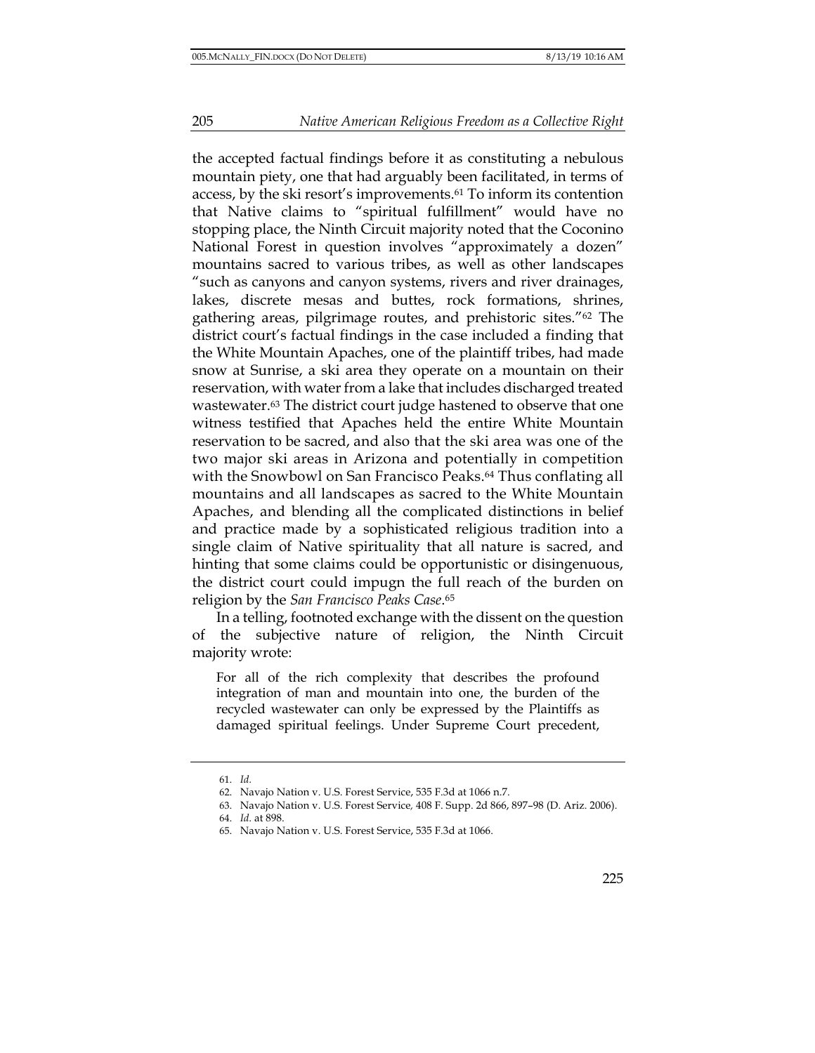the accepted factual findings before it as constituting a nebulous mountain piety, one that had arguably been facilitated, in terms of access, by the ski resort's improvements.[61] To inform its contention that Native claims to "spiritual fulfillment" would have no stopping place, the Ninth Circuit majority noted that the Coconino National Forest in question involves "approximately a dozen" mountains sacred to various tribes, as well as other landscapes "such as canyons and canyon systems, rivers and river drainages, lakes, discrete mesas and buttes, rock formations, shrines, gathering areas, pilgrimage routes, and prehistoric sites."[62] The district court's factual findings in the case included a finding that the White Mountain Apaches, one of the plaintiff tribes, had made snow at Sunrise, a ski area they operate on a mountain on their reservation, with water from a lake that includes discharged treated wastewater.[63] The district court judge hastened to observe that one witness testified that Apaches held the entire White Mountain reservation to be sacred, and also that the ski area was one of the two major ski areas in Arizona and potentially in competition with the Snowbowl on San Francisco Peaks.[64] Thus conflating all mountains and all landscapes as sacred to the White Mountain Apaches, and blending all the complicated distinctions in belief and practice made by a sophisticated religious tradition into a single claim of Native spirituality that all nature is sacred, and hinting that some claims could be opportunistic or disingenuous, the district court could impugn the full reach of the burden on religion by the *San Francisco Peaks Case*.[65]

In a telling, footnoted exchange with the dissent on the question of the subjective nature of religion, the Ninth Circuit majority wrote:

> For all of the rich complexity that describes the profound integration of man and mountain into one, the burden of the recycled wastewater can only be expressed by the Plaintiffs as damaged spiritual feelings. Under Supreme Court precedent,

61. *Id.*
62. Navajo Nation v. U.S. Forest Service, 535 F.3d at 1066 n.7.
63. Navajo Nation v. U.S. Forest Service, 408 F. Supp. 2d 866, 897–98 (D. Ariz. 2006).
64. *Id.* at 898.
65. Navajo Nation v. U.S. Forest Service, 535 F.3d at 1066.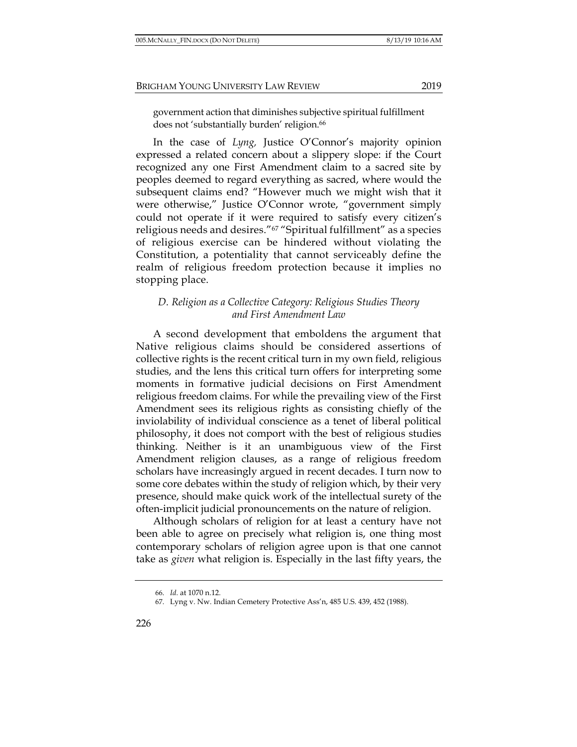government action that diminishes subjective spiritual fulfillment does not 'substantially burden' religion.[66]

In the case of *Lyng,* Justice O'Connor's majority opinion expressed a related concern about a slippery slope: if the Court recognized any one First Amendment claim to a sacred site by peoples deemed to regard everything as sacred, where would the subsequent claims end? "However much we might wish that it were otherwise," Justice O'Connor wrote, "government simply could not operate if it were required to satisfy every citizen's religious needs and desires."[67] "Spiritual fulfillment" as a species of religious exercise can be hindered without violating the Constitution, a potentiality that cannot serviceably define the realm of religious freedom protection because it implies no stopping place.

### *D. Religion as a Collective Category: Religious Studies Theory and First Amendment Law*

A second development that emboldens the argument that Native religious claims should be considered assertions of collective rights is the recent critical turn in my own field, religious studies, and the lens this critical turn offers for interpreting some moments in formative judicial decisions on First Amendment religious freedom claims. For while the prevailing view of the First Amendment sees its religious rights as consisting chiefly of the inviolability of individual conscience as a tenet of liberal political philosophy, it does not comport with the best of religious studies thinking. Neither is it an unambiguous view of the First Amendment religion clauses, as a range of religious freedom scholars have increasingly argued in recent decades. I turn now to some core debates within the study of religion which, by their very presence, should make quick work of the intellectual surety of the often-implicit judicial pronouncements on the nature of religion.

Although scholars of religion for at least a century have not been able to agree on precisely what religion is, one thing most contemporary scholars of religion agree upon is that one cannot take as *given* what religion is. Especially in the last fifty years, the

---

66. *Id.* at 1070 n.12.

67. Lyng v. Nw. Indian Cemetery Protective Ass'n, 485 U.S. 439, 452 (1988).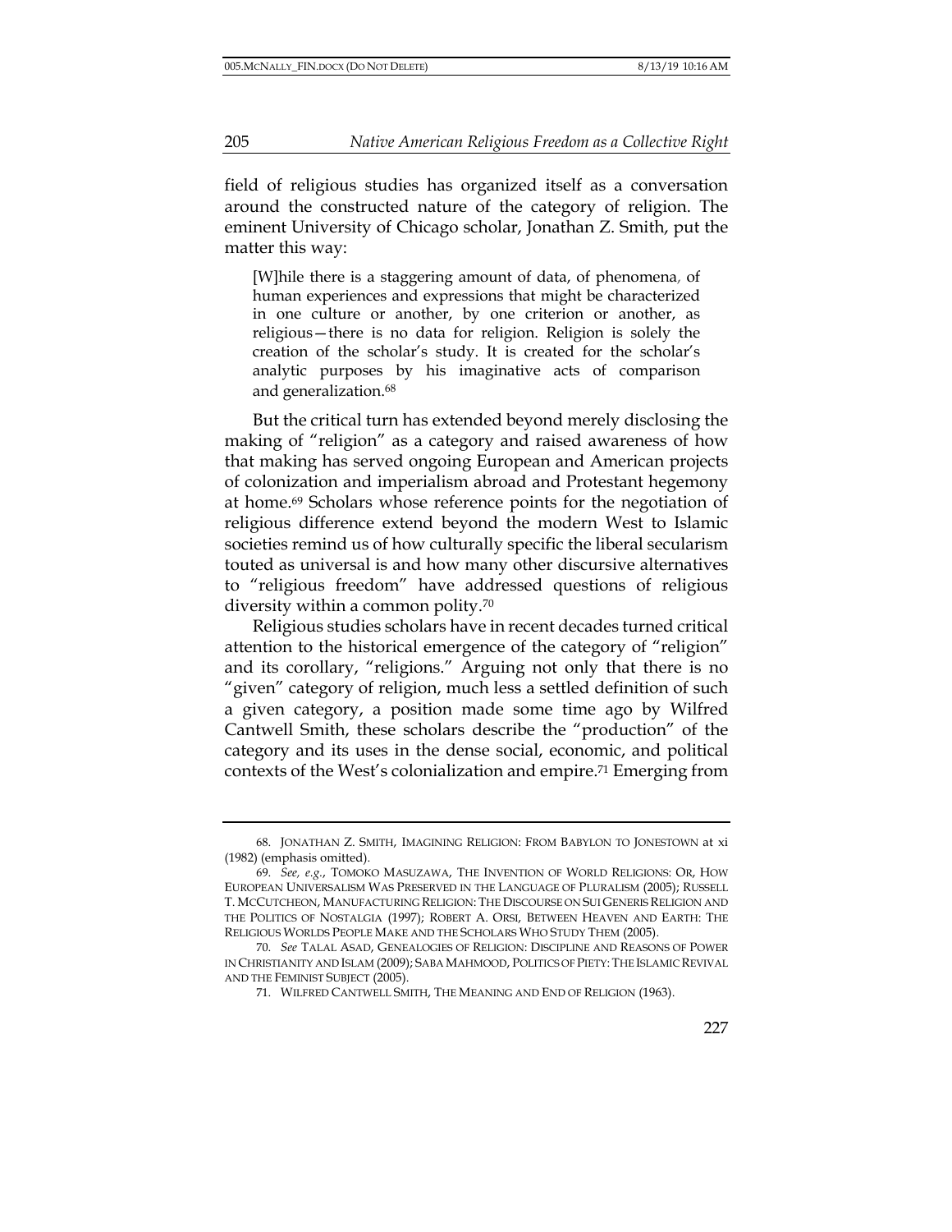field of religious studies has organized itself as a conversation around the constructed nature of the category of religion. The eminent University of Chicago scholar, Jonathan Z. Smith, put the matter this way:

> [W]hile there is a staggering amount of data, of phenomena, of human experiences and expressions that might be characterized in one culture or another, by one criterion or another, as religious—there is no data for religion. Religion is solely the creation of the scholar's study. It is created for the scholar's analytic purposes by his imaginative acts of comparison and generalization.[68]

But the critical turn has extended beyond merely disclosing the making of "religion" as a category and raised awareness of how that making has served ongoing European and American projects of colonization and imperialism abroad and Protestant hegemony at home.[69] Scholars whose reference points for the negotiation of religious difference extend beyond the modern West to Islamic societies remind us of how culturally specific the liberal secularism touted as universal is and how many other discursive alternatives to "religious freedom" have addressed questions of religious diversity within a common polity.[70]

Religious studies scholars have in recent decades turned critical attention to the historical emergence of the category of "religion" and its corollary, "religions." Arguing not only that there is no "given" category of religion, much less a settled definition of such a given category, a position made some time ago by Wilfred Cantwell Smith, these scholars describe the "production" of the category and its uses in the dense social, economic, and political contexts of the West's colonialization and empire.[71] Emerging from

---

68. JONATHAN Z. SMITH, IMAGINING RELIGION: FROM BABYLON TO JONESTOWN at xi (1982) (emphasis omitted).

69. *See, e.g.*, TOMOKO MASUZAWA, THE INVENTION OF WORLD RELIGIONS: OR, HOW EUROPEAN UNIVERSALISM WAS PRESERVED IN THE LANGUAGE OF PLURALISM (2005); RUSSELL T. MCCUTCHEON, MANUFACTURING RELIGION: THE DISCOURSE ON SUI GENERIS RELIGION AND THE POLITICS OF NOSTALGIA (1997); ROBERT A. ORSI, BETWEEN HEAVEN AND EARTH: THE RELIGIOUS WORLDS PEOPLE MAKE AND THE SCHOLARS WHO STUDY THEM (2005).

70. *See* TALAL ASAD, GENEALOGIES OF RELIGION: DISCIPLINE AND REASONS OF POWER IN CHRISTIANITY AND ISLAM (2009); SABA MAHMOOD, POLITICS OF PIETY: THE ISLAMIC REVIVAL AND THE FEMINIST SUBJECT (2005).

71. WILFRED CANTWELL SMITH, THE MEANING AND END OF RELIGION (1963).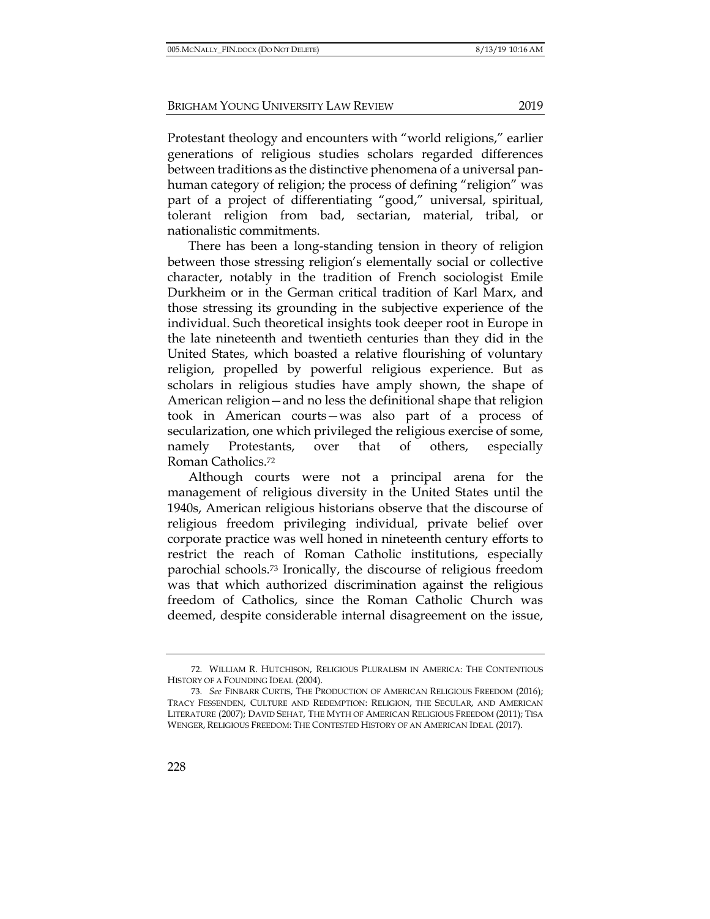Protestant theology and encounters with "world religions," earlier generations of religious studies scholars regarded differences between traditions as the distinctive phenomena of a universal pan-human category of religion; the process of defining "religion" was part of a project of differentiating "good," universal, spiritual, tolerant religion from bad, sectarian, material, tribal, or nationalistic commitments.

There has been a long-standing tension in theory of religion between those stressing religion's elementally social or collective character, notably in the tradition of French sociologist Emile Durkheim or in the German critical tradition of Karl Marx, and those stressing its grounding in the subjective experience of the individual. Such theoretical insights took deeper root in Europe in the late nineteenth and twentieth centuries than they did in the United States, which boasted a relative flourishing of voluntary religion, propelled by powerful religious experience. But as scholars in religious studies have amply shown, the shape of American religion—and no less the definitional shape that religion took in American courts—was also part of a process of secularization, one which privileged the religious exercise of some, namely Protestants, over that of others, especially Roman Catholics.[72]

Although courts were not a principal arena for the management of religious diversity in the United States until the 1940s, American religious historians observe that the discourse of religious freedom privileging individual, private belief over corporate practice was well honed in nineteenth century efforts to restrict the reach of Roman Catholic institutions, especially parochial schools.[73] Ironically, the discourse of religious freedom was that which authorized discrimination against the religious freedom of Catholics, since the Roman Catholic Church was deemed, despite considerable internal disagreement on the issue,

---

72. WILLIAM R. HUTCHISON, RELIGIOUS PLURALISM IN AMERICA: THE CONTENTIOUS HISTORY OF A FOUNDING IDEAL (2004).

73. *See* FINBARR CURTIS, THE PRODUCTION OF AMERICAN RELIGIOUS FREEDOM (2016); TRACY FESSENDEN, CULTURE AND REDEMPTION: RELIGION, THE SECULAR, AND AMERICAN LITERATURE (2007); DAVID SEHAT, THE MYTH OF AMERICAN RELIGIOUS FREEDOM (2011); TISA WENGER, RELIGIOUS FREEDOM: THE CONTESTED HISTORY OF AN AMERICAN IDEAL (2017).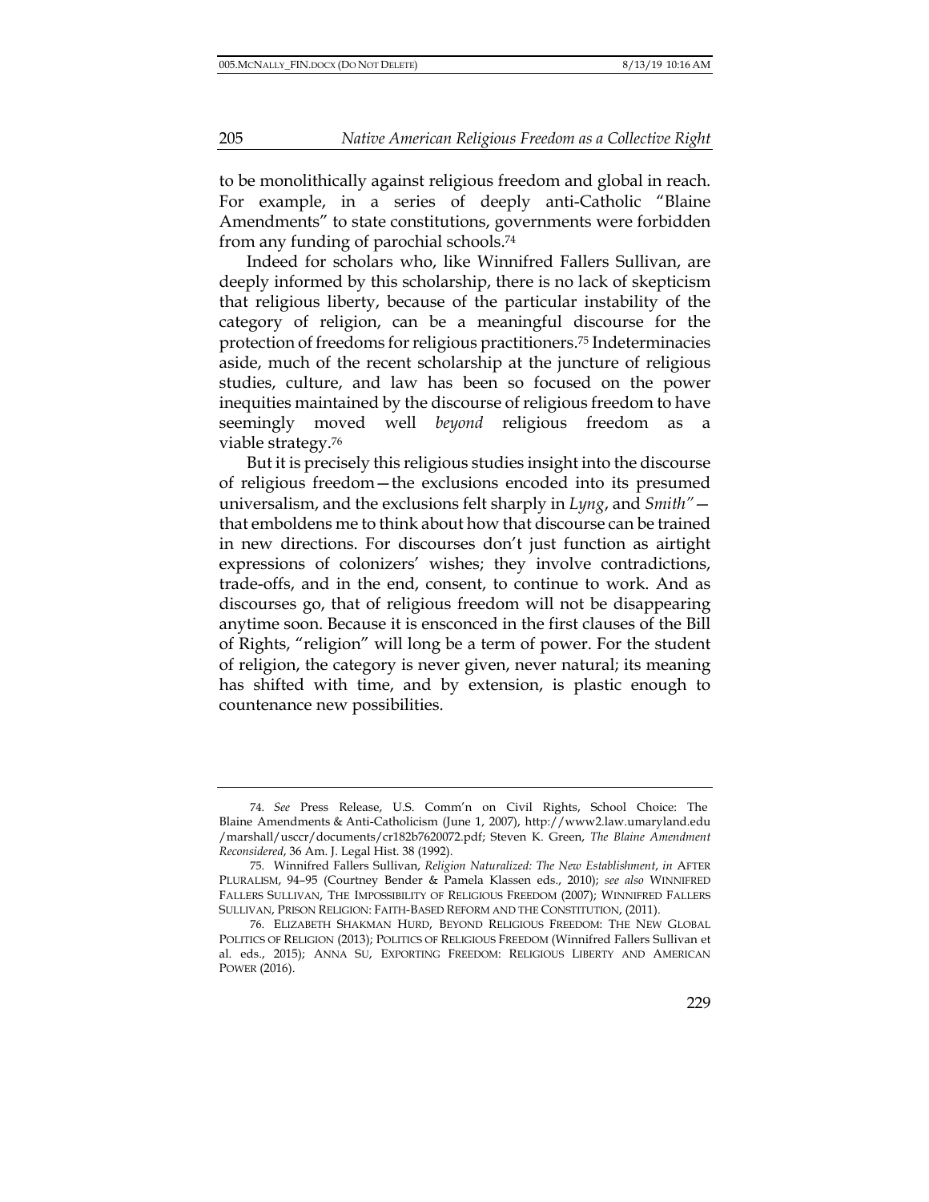to be monolithically against religious freedom and global in reach. For example, in a series of deeply anti-Catholic "Blaine Amendments" to state constitutions, governments were forbidden from any funding of parochial schools.[74]

Indeed for scholars who, like Winnifred Fallers Sullivan, are deeply informed by this scholarship, there is no lack of skepticism that religious liberty, because of the particular instability of the category of religion, can be a meaningful discourse for the protection of freedoms for religious practitioners.[75] Indeterminacies aside, much of the recent scholarship at the juncture of religious studies, culture, and law has been so focused on the power inequities maintained by the discourse of religious freedom to have seemingly moved well *beyond* religious freedom as a viable strategy.[76]

But it is precisely this religious studies insight into the discourse of religious freedom—the exclusions encoded into its presumed universalism, and the exclusions felt sharply in *Lyng*, and *Smith"*—that emboldens me to think about how that discourse can be trained in new directions. For discourses don't just function as airtight expressions of colonizers' wishes; they involve contradictions, trade-offs, and in the end, consent, to continue to work. And as discourses go, that of religious freedom will not be disappearing anytime soon. Because it is ensconced in the first clauses of the Bill of Rights, "religion" will long be a term of power. For the student of religion, the category is never given, never natural; its meaning has shifted with time, and by extension, is plastic enough to countenance new possibilities.

---

74. *See* Press Release, U.S. Comm'n on Civil Rights, School Choice: The Blaine Amendments & Anti-Catholicism (June 1, 2007), http://www2.law.umaryland.edu/marshall/usccr/documents/cr182b7620072.pdf; Steven K. Green, *The Blaine Amendment Reconsidered*, 36 Am. J. Legal Hist. 38 (1992).

75. Winnifred Fallers Sullivan, *Religion Naturalized: The New Establishment*, *in* AFTER PLURALISM, 94–95 (Courtney Bender & Pamela Klassen eds., 2010); *see also* WINNIFRED FALLERS SULLIVAN, THE IMPOSSIBILITY OF RELIGIOUS FREEDOM (2007); WINNIFRED FALLERS SULLIVAN, PRISON RELIGION: FAITH-BASED REFORM AND THE CONSTITUTION, (2011).

76. ELIZABETH SHAKMAN HURD, BEYOND RELIGIOUS FREEDOM: THE NEW GLOBAL POLITICS OF RELIGION (2013); POLITICS OF RELIGIOUS FREEDOM (Winnifred Fallers Sullivan et al. eds., 2015); ANNA SU, EXPORTING FREEDOM: RELIGIOUS LIBERTY AND AMERICAN POWER (2016).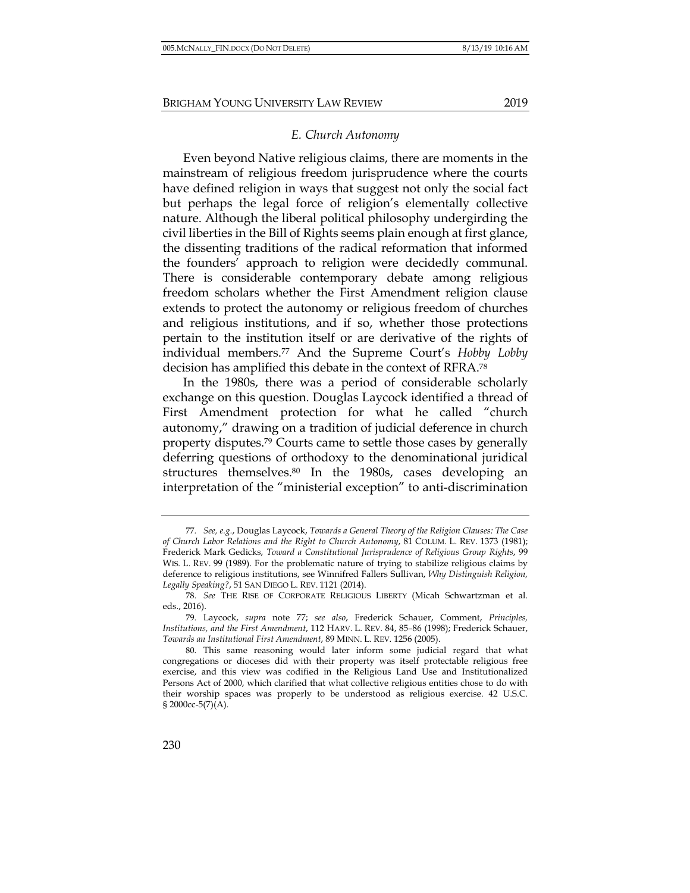### *E. Church Autonomy*

Even beyond Native religious claims, there are moments in the mainstream of religious freedom jurisprudence where the courts have defined religion in ways that suggest not only the social fact but perhaps the legal force of religion's elementally collective nature. Although the liberal political philosophy undergirding the civil liberties in the Bill of Rights seems plain enough at first glance, the dissenting traditions of the radical reformation that informed the founders' approach to religion were decidedly communal. There is considerable contemporary debate among religious freedom scholars whether the First Amendment religion clause extends to protect the autonomy or religious freedom of churches and religious institutions, and if so, whether those protections pertain to the institution itself or are derivative of the rights of individual members.[77] And the Supreme Court's *Hobby Lobby* decision has amplified this debate in the context of RFRA.[78]

In the 1980s, there was a period of considerable scholarly exchange on this question. Douglas Laycock identified a thread of First Amendment protection for what he called "church autonomy," drawing on a tradition of judicial deference in church property disputes.[79] Courts came to settle those cases by generally deferring questions of orthodoxy to the denominational juridical structures themselves.[80] In the 1980s, cases developing an interpretation of the "ministerial exception" to anti-discrimination

---

77. *See, e.g.*, Douglas Laycock, *Towards a General Theory of the Religion Clauses: The Case of Church Labor Relations and the Right to Church Autonomy*, 81 COLUM. L. REV. 1373 (1981); Frederick Mark Gedicks, *Toward a Constitutional Jurisprudence of Religious Group Rights*, 99 WIS. L. REV. 99 (1989). For the problematic nature of trying to stabilize religious claims by deference to religious institutions, see Winnifred Fallers Sullivan, *Why Distinguish Religion, Legally Speaking?*, 51 SAN DIEGO L. REV. 1121 (2014).

78. *See* THE RISE OF CORPORATE RELIGIOUS LIBERTY (Micah Schwartzman et al. eds., 2016).

79. Laycock, *supra* note 77; *see also*, Frederick Schauer, Comment, *Principles, Institutions, and the First Amendment*, 112 HARV. L. REV. 84, 85–86 (1998); Frederick Schauer, *Towards an Institutional First Amendment*, 89 MINN. L. REV. 1256 (2005).

80. This same reasoning would later inform some judicial regard that what congregations or dioceses did with their property was itself protectable religious free exercise, and this view was codified in the Religious Land Use and Institutionalized Persons Act of 2000, which clarified that what collective religious entities chose to do with their worship spaces was properly to be understood as religious exercise. 42 U.S.C. § 2000cc-5(7)(A).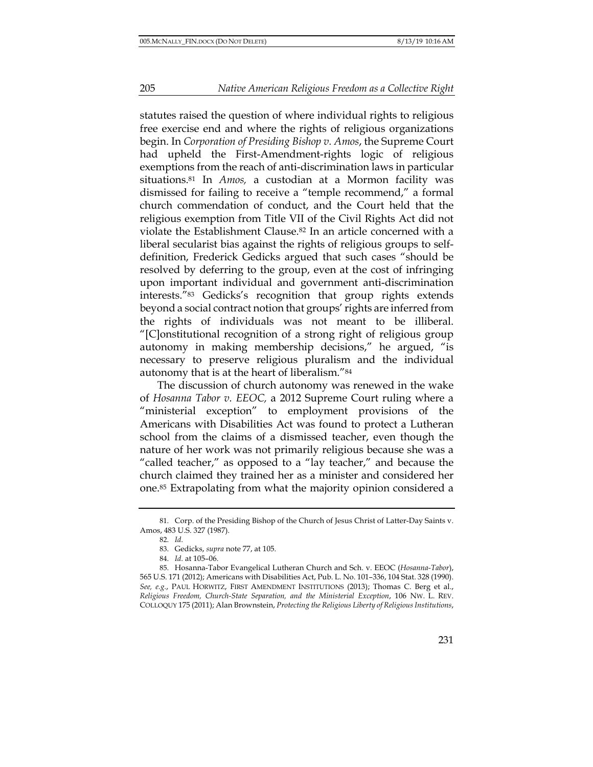statutes raised the question of where individual rights to religious free exercise end and where the rights of religious organizations begin. In *Corporation of Presiding Bishop v. Amos*, the Supreme Court had upheld the First-Amendment-rights logic of religious exemptions from the reach of anti-discrimination laws in particular situations.[81] In *Amos,* a custodian at a Mormon facility was dismissed for failing to receive a "temple recommend," a formal church commendation of conduct, and the Court held that the religious exemption from Title VII of the Civil Rights Act did not violate the Establishment Clause.[82] In an article concerned with a liberal secularist bias against the rights of religious groups to self-definition, Frederick Gedicks argued that such cases "should be resolved by deferring to the group, even at the cost of infringing upon important individual and government anti-discrimination interests."[83] Gedicks's recognition that group rights extends beyond a social contract notion that groups' rights are inferred from the rights of individuals was not meant to be illiberal. "[C]onstitutional recognition of a strong right of religious group autonomy in making membership decisions," he argued, "is necessary to preserve religious pluralism and the individual autonomy that is at the heart of liberalism."[84]

The discussion of church autonomy was renewed in the wake of *Hosanna Tabor v. EEOC,* a 2012 Supreme Court ruling where a "ministerial exception" to employment provisions of the Americans with Disabilities Act was found to protect a Lutheran school from the claims of a dismissed teacher, even though the nature of her work was not primarily religious because she was a "called teacher," as opposed to a "lay teacher," and because the church claimed they trained her as a minister and considered her one.[85] Extrapolating from what the majority opinion considered a

---

81. Corp. of the Presiding Bishop of the Church of Jesus Christ of Latter-Day Saints v. Amos, 483 U.S. 327 (1987).

82. *Id.*

83. Gedicks, *supra* note 77, at 105.

84. *Id.* at 105–06.

85. Hosanna-Tabor Evangelical Lutheran Church and Sch. v. EEOC (*Hosanna-Tabor*), 565 U.S. 171 (2012); Americans with Disabilities Act, Pub. L. No. 101–336, 104 Stat. 328 (1990). *See, e.g.*, PAUL HORWITZ, FIRST AMENDMENT INSTITUTIONS (2013); Thomas C. Berg et al., *Religious Freedom, Church-State Separation, and the Ministerial Exception*, 106 NW. L. REV. COLLOQUY 175 (2011); Alan Brownstein, *Protecting the Religious Liberty of Religious Institutions*,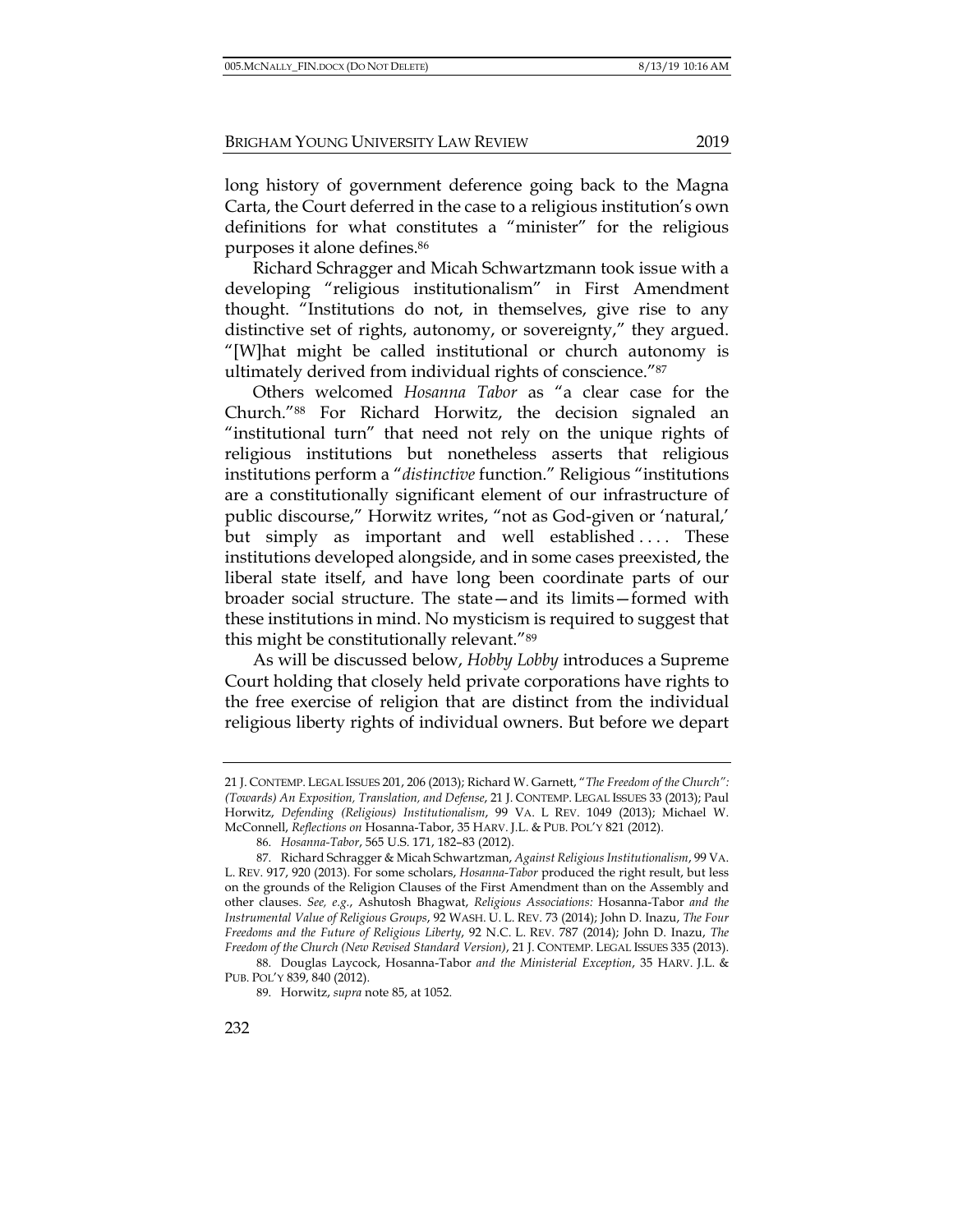long history of government deference going back to the Magna Carta, the Court deferred in the case to a religious institution's own definitions for what constitutes a "minister" for the religious purposes it alone defines.[86]

Richard Schragger and Micah Schwartzmann took issue with a developing "religious institutionalism" in First Amendment thought. "Institutions do not, in themselves, give rise to any distinctive set of rights, autonomy, or sovereignty," they argued. "[W]hat might be called institutional or church autonomy is ultimately derived from individual rights of conscience."[87]

Others welcomed *Hosanna Tabor* as "a clear case for the Church."[88] For Richard Horwitz, the decision signaled an "institutional turn" that need not rely on the unique rights of religious institutions but nonetheless asserts that religious institutions perform a "*distinctive* function." Religious "institutions are a constitutionally significant element of our infrastructure of public discourse," Horwitz writes, "not as God-given or 'natural,' but simply as important and well established . . . . These institutions developed alongside, and in some cases preexisted, the liberal state itself, and have long been coordinate parts of our broader social structure. The state—and its limits—formed with these institutions in mind. No mysticism is required to suggest that this might be constitutionally relevant."[89]

As will be discussed below, *Hobby Lobby* introduces a Supreme Court holding that closely held private corporations have rights to the free exercise of religion that are distinct from the individual religious liberty rights of individual owners. But before we depart

---

21 J. CONTEMP. LEGAL ISSUES 201, 206 (2013); Richard W. Garnett, "*The Freedom of the Church": (Towards) An Exposition, Translation, and Defense*, 21 J. CONTEMP. LEGAL ISSUES 33 (2013); Paul Horwitz, *Defending (Religious) Institutionalism*, 99 VA. L REV. 1049 (2013); Michael W. McConnell, *Reflections on* Hosanna-Tabor, 35 HARV. J.L. & PUB. POL'Y 821 (2012).

86. *Hosanna-Tabor*, 565 U.S. 171, 182–83 (2012).

87. Richard Schragger & Micah Schwartzman, *Against Religious Institutionalism*, 99 VA. L. REV. 917, 920 (2013). For some scholars, *Hosanna-Tabor* produced the right result, but less on the grounds of the Religion Clauses of the First Amendment than on the Assembly and other clauses. *See, e.g.*, Ashutosh Bhagwat, *Religious Associations:* Hosanna-Tabor *and the Instrumental Value of Religious Groups*, 92 WASH. U. L. REV. 73 (2014); John D. Inazu, *The Four Freedoms and the Future of Religious Liberty*, 92 N.C. L. REV. 787 (2014); John D. Inazu, *The Freedom of the Church (New Revised Standard Version)*, 21 J. CONTEMP. LEGAL ISSUES 335 (2013).

88. Douglas Laycock, Hosanna-Tabor *and the Ministerial Exception*, 35 HARV. J.L. & PUB. POL'Y 839, 840 (2012).

89. Horwitz, *supra* note 85, at 1052.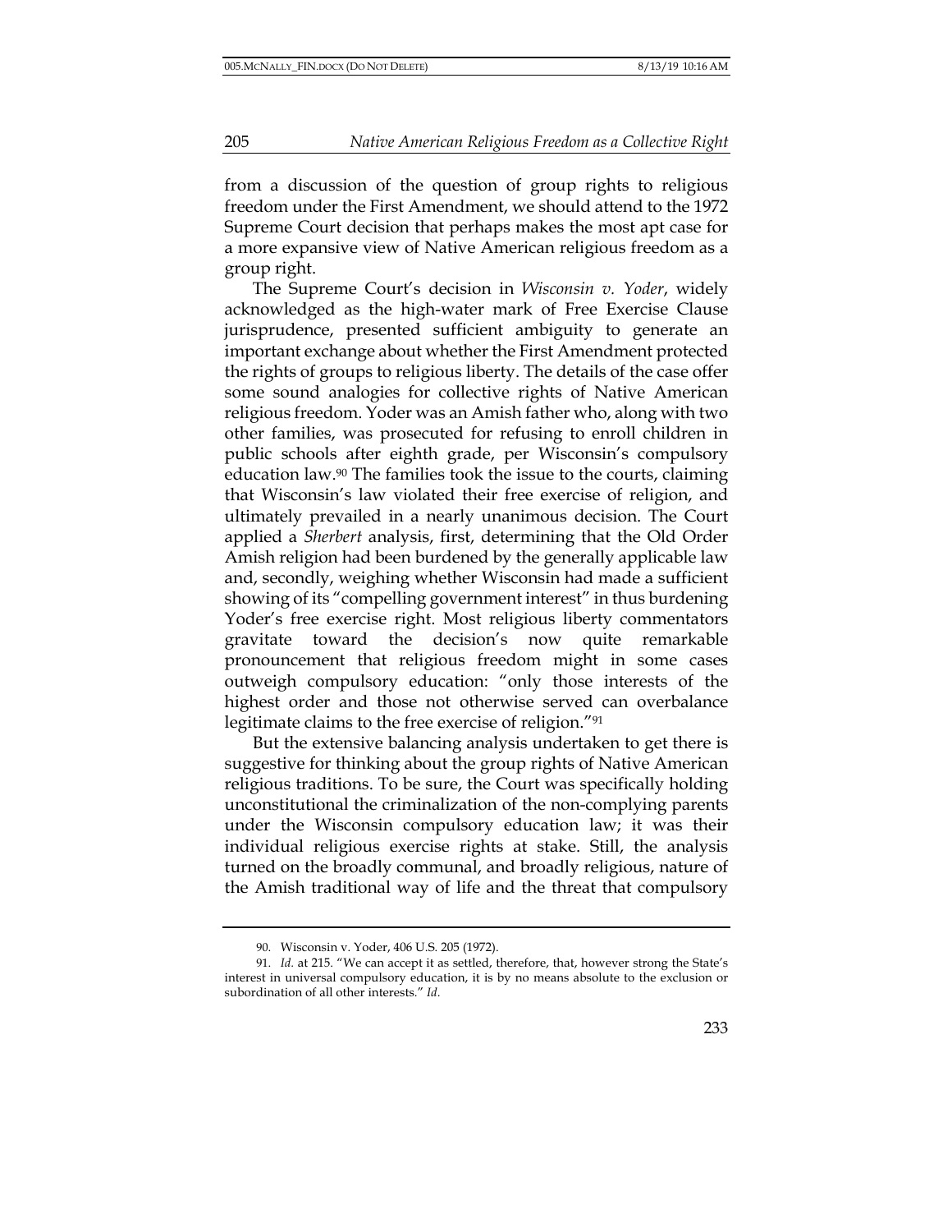from a discussion of the question of group rights to religious freedom under the First Amendment, we should attend to the 1972 Supreme Court decision that perhaps makes the most apt case for a more expansive view of Native American religious freedom as a group right.

The Supreme Court's decision in *Wisconsin v. Yoder*, widely acknowledged as the high-water mark of Free Exercise Clause jurisprudence, presented sufficient ambiguity to generate an important exchange about whether the First Amendment protected the rights of groups to religious liberty. The details of the case offer some sound analogies for collective rights of Native American religious freedom. Yoder was an Amish father who, along with two other families, was prosecuted for refusing to enroll children in public schools after eighth grade, per Wisconsin's compulsory education law.[90] The families took the issue to the courts, claiming that Wisconsin's law violated their free exercise of religion, and ultimately prevailed in a nearly unanimous decision. The Court applied a *Sherbert* analysis, first, determining that the Old Order Amish religion had been burdened by the generally applicable law and, secondly, weighing whether Wisconsin had made a sufficient showing of its "compelling government interest" in thus burdening Yoder's free exercise right. Most religious liberty commentators gravitate toward the decision's now quite remarkable pronouncement that religious freedom might in some cases outweigh compulsory education: "only those interests of the highest order and those not otherwise served can overbalance legitimate claims to the free exercise of religion."[91]

But the extensive balancing analysis undertaken to get there is suggestive for thinking about the group rights of Native American religious traditions. To be sure, the Court was specifically holding unconstitutional the criminalization of the non-complying parents under the Wisconsin compulsory education law; it was their individual religious exercise rights at stake. Still, the analysis turned on the broadly communal, and broadly religious, nature of the Amish traditional way of life and the threat that compulsory

90. Wisconsin v. Yoder, 406 U.S. 205 (1972).

91. *Id.* at 215. "We can accept it as settled, therefore, that, however strong the State's interest in universal compulsory education, it is by no means absolute to the exclusion or subordination of all other interests." *Id.*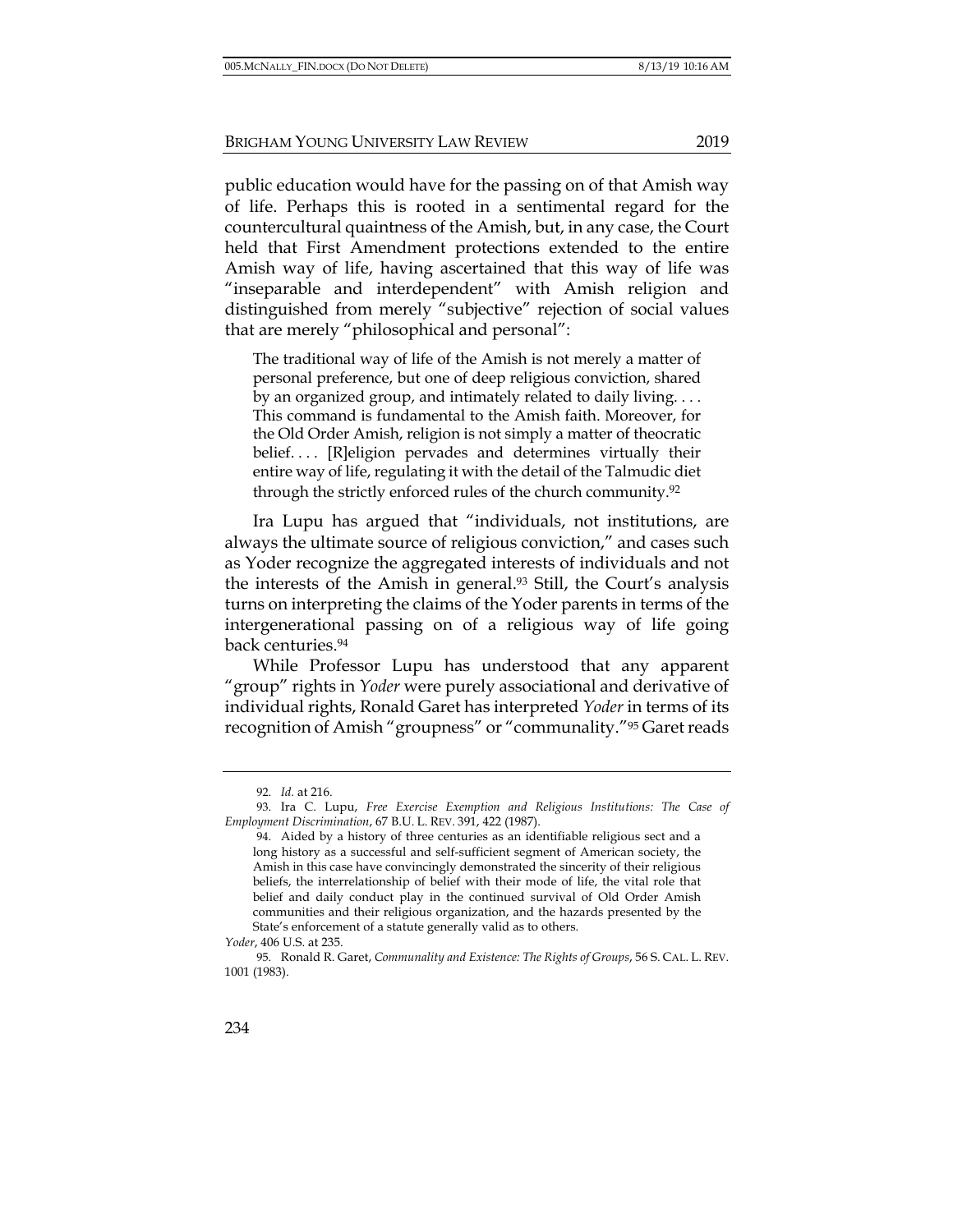public education would have for the passing on of that Amish way of life. Perhaps this is rooted in a sentimental regard for the countercultural quaintness of the Amish, but, in any case, the Court held that First Amendment protections extended to the entire Amish way of life, having ascertained that this way of life was "inseparable and interdependent" with Amish religion and distinguished from merely "subjective" rejection of social values that are merely "philosophical and personal":

> The traditional way of life of the Amish is not merely a matter of personal preference, but one of deep religious conviction, shared by an organized group, and intimately related to daily living. . . . This command is fundamental to the Amish faith. Moreover, for the Old Order Amish, religion is not simply a matter of theocratic belief. . . . [R]eligion pervades and determines virtually their entire way of life, regulating it with the detail of the Talmudic diet through the strictly enforced rules of the church community.[92]

Ira Lupu has argued that "individuals, not institutions, are always the ultimate source of religious conviction," and cases such as Yoder recognize the aggregated interests of individuals and not the interests of the Amish in general.[93] Still, the Court's analysis turns on interpreting the claims of the Yoder parents in terms of the intergenerational passing on of a religious way of life going back centuries.[94]

While Professor Lupu has understood that any apparent "group" rights in *Yoder* were purely associational and derivative of individual rights, Ronald Garet has interpreted *Yoder* in terms of its recognition of Amish "groupness" or "communality."[95] Garet reads

---

92. *Id.* at 216.

93. Ira C. Lupu, *Free Exercise Exemption and Religious Institutions: The Case of Employment Discrimination*, 67 B.U. L. REV. 391, 422 (1987).

94. 
> Aided by a history of three centuries as an identifiable religious sect and a long history as a successful and self-sufficient segment of American society, the Amish in this case have convincingly demonstrated the sincerity of their religious beliefs, the interrelationship of belief with their mode of life, the vital role that belief and daily conduct play in the continued survival of Old Order Amish communities and their religious organization, and the hazards presented by the State's enforcement of a statute generally valid as to others.

*Yoder*, 406 U.S. at 235.

95. Ronald R. Garet, *Communality and Existence: The Rights of Groups*, 56 S. CAL. L. REV. 1001 (1983).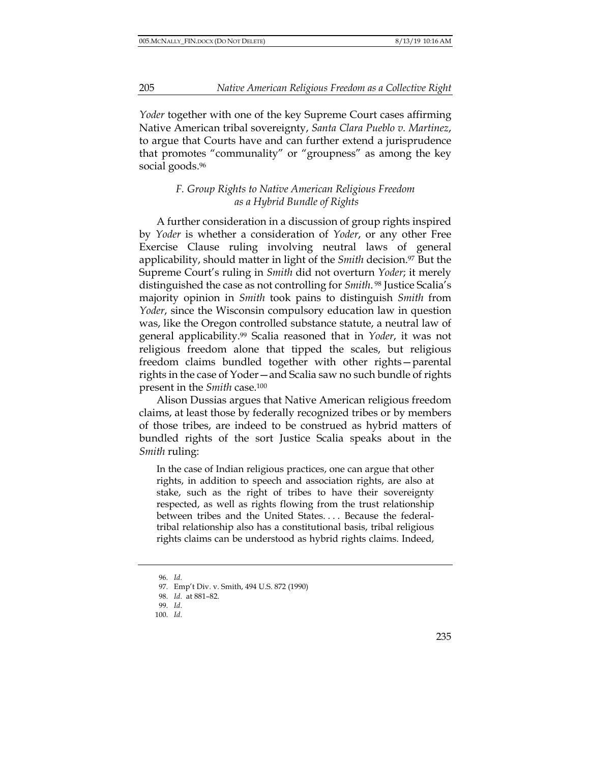*Yoder* together with one of the key Supreme Court cases affirming Native American tribal sovereignty, *Santa Clara Pueblo v. Martinez*, to argue that Courts have and can further extend a jurisprudence that promotes "communality" or "groupness" as among the key social goods.[96]

### F. Group Rights to Native American Religious Freedom as a Hybrid Bundle of Rights

A further consideration in a discussion of group rights inspired by *Yoder* is whether a consideration of *Yoder*, or any other Free Exercise Clause ruling involving neutral laws of general applicability, should matter in light of the *Smith* decision.[97] But the Supreme Court's ruling in *Smith* did not overturn *Yoder*; it merely distinguished the case as not controlling for *Smith*.[98] Justice Scalia's majority opinion in *Smith* took pains to distinguish *Smith* from *Yoder*, since the Wisconsin compulsory education law in question was, like the Oregon controlled substance statute, a neutral law of general applicability.[99] Scalia reasoned that in *Yoder*, it was not religious freedom alone that tipped the scales, but religious freedom claims bundled together with other rights—parental rights in the case of Yoder—and Scalia saw no such bundle of rights present in the *Smith* case.[100]

Alison Dussias argues that Native American religious freedom claims, at least those by federally recognized tribes or by members of those tribes, are indeed to be construed as hybrid matters of bundled rights of the sort Justice Scalia speaks about in the *Smith* ruling:

> In the case of Indian religious practices, one can argue that other rights, in addition to speech and association rights, are also at stake, such as the right of tribes to have their sovereignty respected, as well as rights flowing from the trust relationship between tribes and the United States. . . . Because the federal-tribal relationship also has a constitutional basis, tribal religious rights claims can be understood as hybrid rights claims. Indeed,

---

96. *Id.*

97. Emp't Div. v. Smith, 494 U.S. 872 (1990)

98. *Id.* at 881–82.

99. *Id.*

100. *Id.*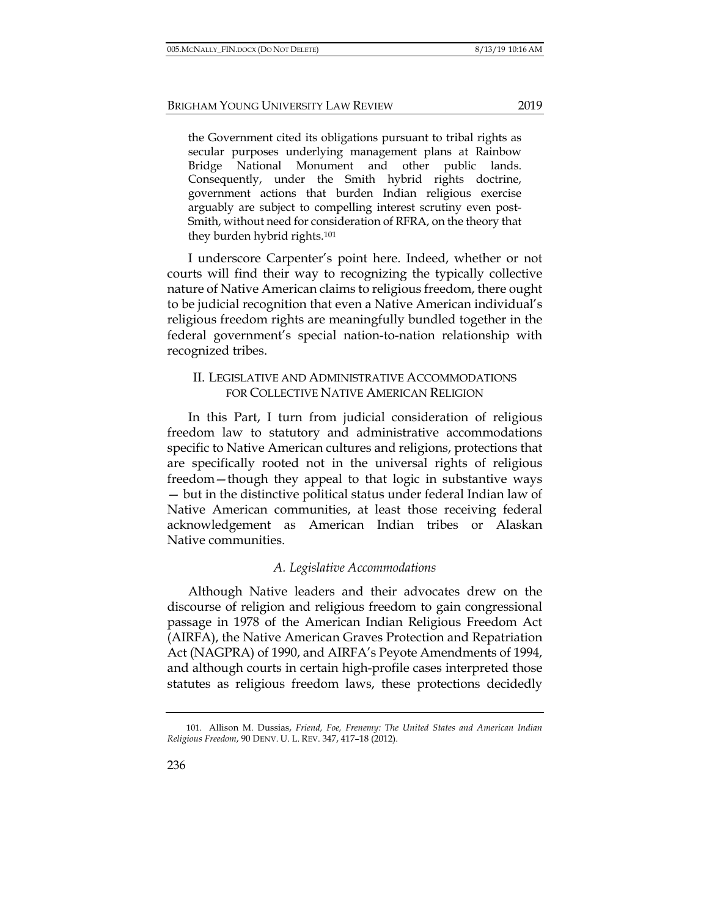the Government cited its obligations pursuant to tribal rights as secular purposes underlying management plans at Rainbow Bridge National Monument and other public lands. Consequently, under the Smith hybrid rights doctrine, government actions that burden Indian religious exercise arguably are subject to compelling interest scrutiny even post-Smith, without need for consideration of RFRA, on the theory that they burden hybrid rights.[101]

I underscore Carpenter's point here. Indeed, whether or not courts will find their way to recognizing the typically collective nature of Native American claims to religious freedom, there ought to be judicial recognition that even a Native American individual's religious freedom rights are meaningfully bundled together in the federal government's special nation-to-nation relationship with recognized tribes.

## II. Legislative and Administrative Accommodations for Collective Native American Religion

In this Part, I turn from judicial consideration of religious freedom law to statutory and administrative accommodations specific to Native American cultures and religions, protections that are specifically rooted not in the universal rights of religious freedom—though they appeal to that logic in substantive ways — but in the distinctive political status under federal Indian law of Native American communities, at least those receiving federal acknowledgement as American Indian tribes or Alaskan Native communities.

### *A. Legislative Accommodations*

Although Native leaders and their advocates drew on the discourse of religion and religious freedom to gain congressional passage in 1978 of the American Indian Religious Freedom Act (AIRFA), the Native American Graves Protection and Repatriation Act (NAGPRA) of 1990, and AIRFA's Peyote Amendments of 1994, and although courts in certain high-profile cases interpreted those statutes as religious freedom laws, these protections decidedly

101. Allison M. Dussias, *Friend, Foe, Frenemy: The United States and American Indian Religious Freedom*, 90 DENV. U. L. REV. 347, 417–18 (2012).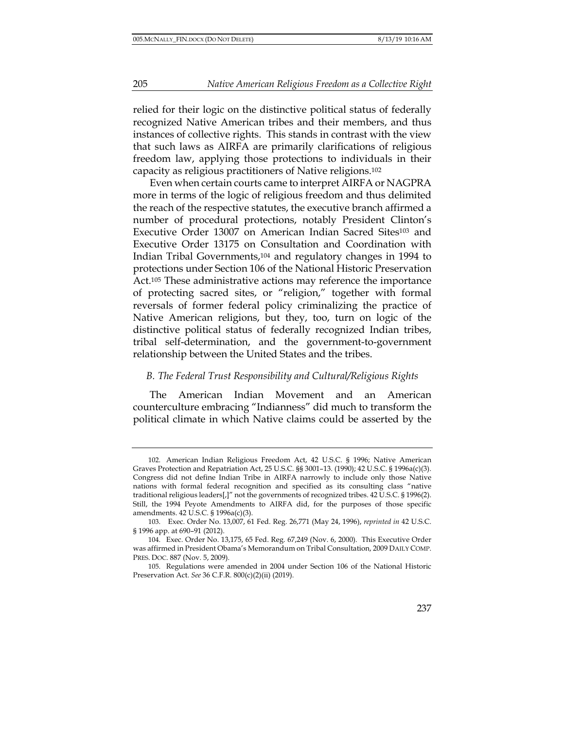relied for their logic on the distinctive political status of federally recognized Native American tribes and their members, and thus instances of collective rights. This stands in contrast with the view that such laws as AIRFA are primarily clarifications of religious freedom law, applying those protections to individuals in their capacity as religious practitioners of Native religions.[102]

Even when certain courts came to interpret AIRFA or NAGPRA more in terms of the logic of religious freedom and thus delimited the reach of the respective statutes, the executive branch affirmed a number of procedural protections, notably President Clinton's Executive Order 13007 on American Indian Sacred Sites[103] and Executive Order 13175 on Consultation and Coordination with Indian Tribal Governments,[104] and regulatory changes in 1994 to protections under Section 106 of the National Historic Preservation Act.[105] These administrative actions may reference the importance of protecting sacred sites, or "religion," together with formal reversals of former federal policy criminalizing the practice of Native American religions, but they, too, turn on logic of the distinctive political status of federally recognized Indian tribes, tribal self-determination, and the government-to-government relationship between the United States and the tribes.

### *B. The Federal Trust Responsibility and Cultural/Religious Rights*

The American Indian Movement and an American counterculture embracing "Indianness" did much to transform the political climate in which Native claims could be asserted by the

---

102. American Indian Religious Freedom Act, 42 U.S.C. § 1996; Native American Graves Protection and Repatriation Act, 25 U.S.C. §§ 3001–13. (1990); 42 U.S.C. § 1996a(c)(3). Congress did not define Indian Tribe in AIRFA narrowly to include only those Native nations with formal federal recognition and specified as its consulting class "native traditional religious leaders[,]" not the governments of recognized tribes. 42 U.S.C. § 1996(2). Still, the 1994 Peyote Amendments to AIRFA did, for the purposes of those specific amendments. 42 U.S.C. § 1996a(c)(3).

103. Exec. Order No. 13,007, 61 Fed. Reg. 26,771 (May 24, 1996), *reprinted in* 42 U.S.C. § 1996 app. at 690–91 (2012).

104. Exec. Order No. 13,175, 65 Fed. Reg. 67,249 (Nov. 6, 2000). This Executive Order was affirmed in President Obama's Memorandum on Tribal Consultation, 2009 DAILY COMP. PRES. DOC. 887 (Nov. 5, 2009).

105. Regulations were amended in 2004 under Section 106 of the National Historic Preservation Act. *See* 36 C.F.R. 800(c)(2)(ii) (2019).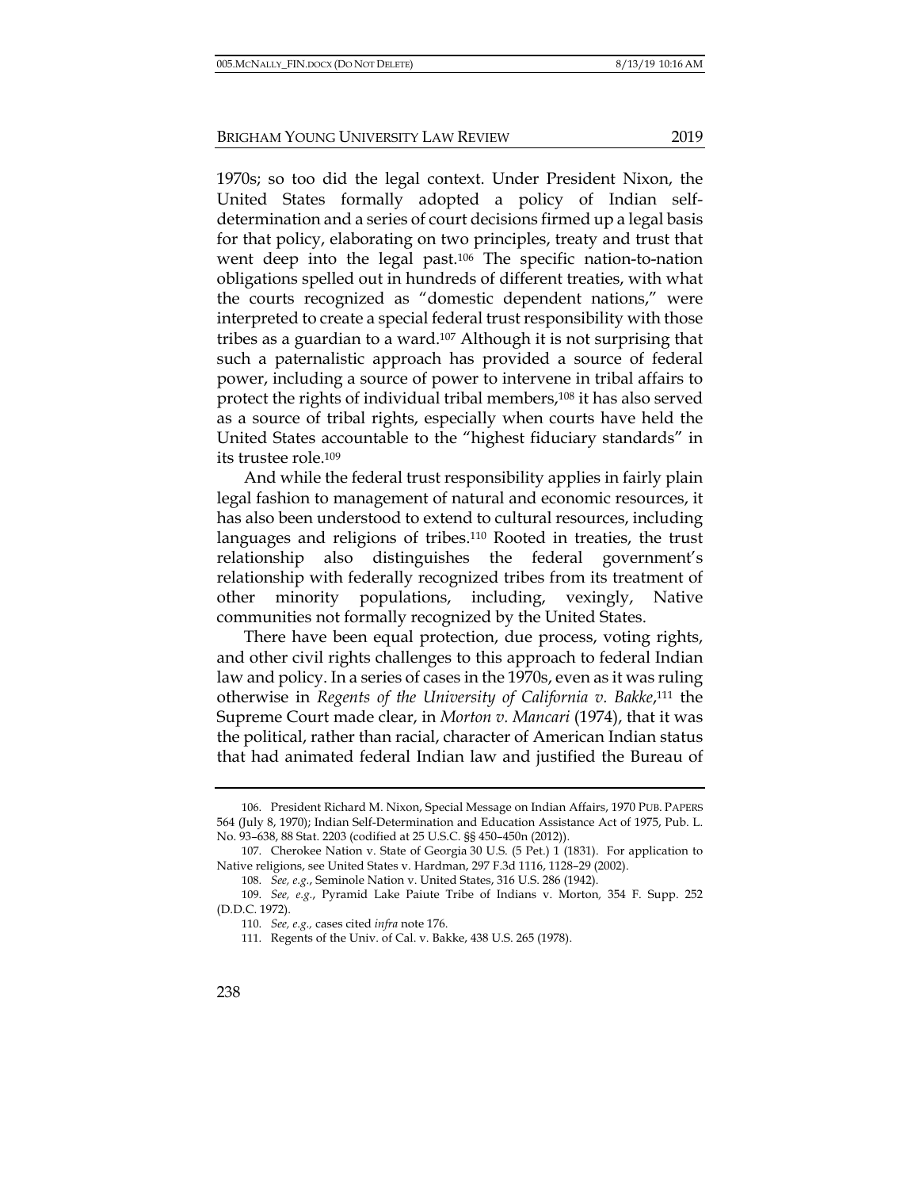1970s; so too did the legal context. Under President Nixon, the United States formally adopted a policy of Indian self-determination and a series of court decisions firmed up a legal basis for that policy, elaborating on two principles, treaty and trust that went deep into the legal past.[106] The specific nation-to-nation obligations spelled out in hundreds of different treaties, with what the courts recognized as "domestic dependent nations," were interpreted to create a special federal trust responsibility with those tribes as a guardian to a ward.[107] Although it is not surprising that such a paternalistic approach has provided a source of federal power, including a source of power to intervene in tribal affairs to protect the rights of individual tribal members,[108] it has also served as a source of tribal rights, especially when courts have held the United States accountable to the "highest fiduciary standards" in its trustee role.[109]

And while the federal trust responsibility applies in fairly plain legal fashion to management of natural and economic resources, it has also been understood to extend to cultural resources, including languages and religions of tribes.[110] Rooted in treaties, the trust relationship also distinguishes the federal government's relationship with federally recognized tribes from its treatment of other minority populations, including, vexingly, Native communities not formally recognized by the United States.

There have been equal protection, due process, voting rights, and other civil rights challenges to this approach to federal Indian law and policy. In a series of cases in the 1970s, even as it was ruling otherwise in *Regents of the University of California v. Bakke*,[111] the Supreme Court made clear, in *Morton v. Mancari* (1974), that it was the political, rather than racial, character of American Indian status that had animated federal Indian law and justified the Bureau of

---

106. President Richard M. Nixon, Special Message on Indian Affairs, 1970 PUB. PAPERS 564 (July 8, 1970); Indian Self-Determination and Education Assistance Act of 1975, Pub. L. No. 93–638, 88 Stat. 2203 (codified at 25 U.S.C. §§ 450–450n (2012)).

107. Cherokee Nation v. State of Georgia 30 U.S. (5 Pet.) 1 (1831). For application to Native religions, see United States v. Hardman, 297 F.3d 1116, 1128–29 (2002).

108. *See, e.g.*, Seminole Nation v. United States, 316 U.S. 286 (1942).

109. *See, e.g.*, Pyramid Lake Paiute Tribe of Indians v. Morton, 354 F. Supp. 252 (D.D.C. 1972).

110. *See, e.g.,* cases cited *infra* note 176.

111. Regents of the Univ. of Cal. v. Bakke, 438 U.S. 265 (1978).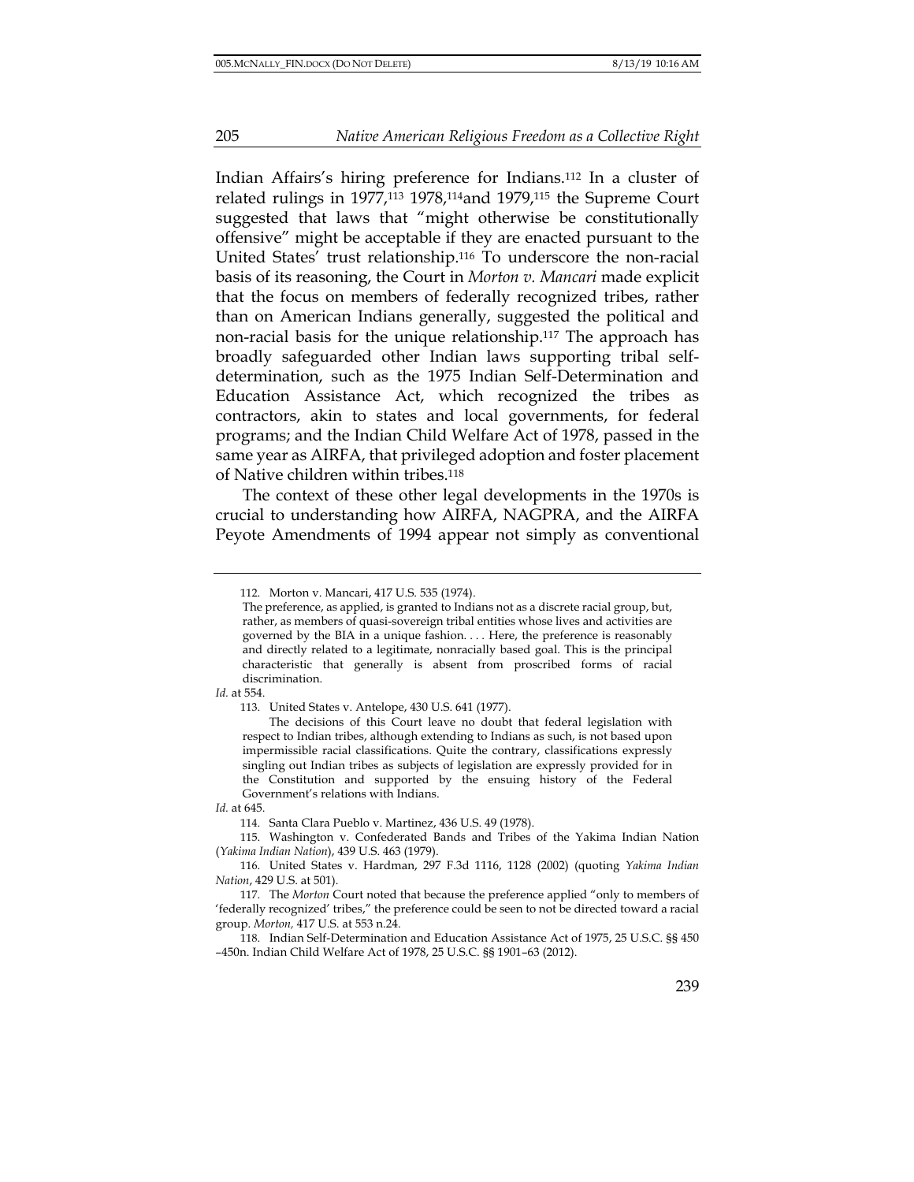Indian Affairs's hiring preference for Indians.[112] In a cluster of related rulings in 1977,[113] 1978,[114]and 1979,[115] the Supreme Court suggested that laws that "might otherwise be constitutionally offensive" might be acceptable if they are enacted pursuant to the United States' trust relationship.[116] To underscore the non-racial basis of its reasoning, the Court in *Morton v. Mancari* made explicit that the focus on members of federally recognized tribes, rather than on American Indians generally, suggested the political and non-racial basis for the unique relationship.[117] The approach has broadly safeguarded other Indian laws supporting tribal self-determination, such as the 1975 Indian Self-Determination and Education Assistance Act, which recognized the tribes as contractors, akin to states and local governments, for federal programs; and the Indian Child Welfare Act of 1978, passed in the same year as AIRFA, that privileged adoption and foster placement of Native children within tribes.[118]

The context of these other legal developments in the 1970s is crucial to understanding how AIRFA, NAGPRA, and the AIRFA Peyote Amendments of 1994 appear not simply as conventional

---

112. Morton v. Mancari, 417 U.S. 535 (1974).

> The preference, as applied, is granted to Indians not as a discrete racial group, but, rather, as members of quasi-sovereign tribal entities whose lives and activities are governed by the BIA in a unique fashion. . . . Here, the preference is reasonably and directly related to a legitimate, nonracially based goal. This is the principal characteristic that generally is absent from proscribed forms of racial discrimination.

*Id.* at 554.

113. United States v. Antelope, 430 U.S. 641 (1977).

> The decisions of this Court leave no doubt that federal legislation with respect to Indian tribes, although extending to Indians as such, is not based upon impermissible racial classifications. Quite the contrary, classifications expressly singling out Indian tribes as subjects of legislation are expressly provided for in the Constitution and supported by the ensuing history of the Federal Government's relations with Indians.

*Id.* at 645.

114. Santa Clara Pueblo v. Martinez, 436 U.S. 49 (1978).

115. Washington v. Confederated Bands and Tribes of the Yakima Indian Nation (*Yakima Indian Nation*), 439 U.S. 463 (1979).

116. United States v. Hardman, 297 F.3d 1116, 1128 (2002) (quoting *Yakima Indian Nation*, 429 U.S. at 501).

117. The *Morton* Court noted that because the preference applied "only to members of 'federally recognized' tribes," the preference could be seen to not be directed toward a racial group. *Morton,* 417 U.S. at 553 n.24.

118. Indian Self-Determination and Education Assistance Act of 1975, 25 U.S.C. §§ 450 –450n. Indian Child Welfare Act of 1978, 25 U.S.C. §§ 1901–63 (2012).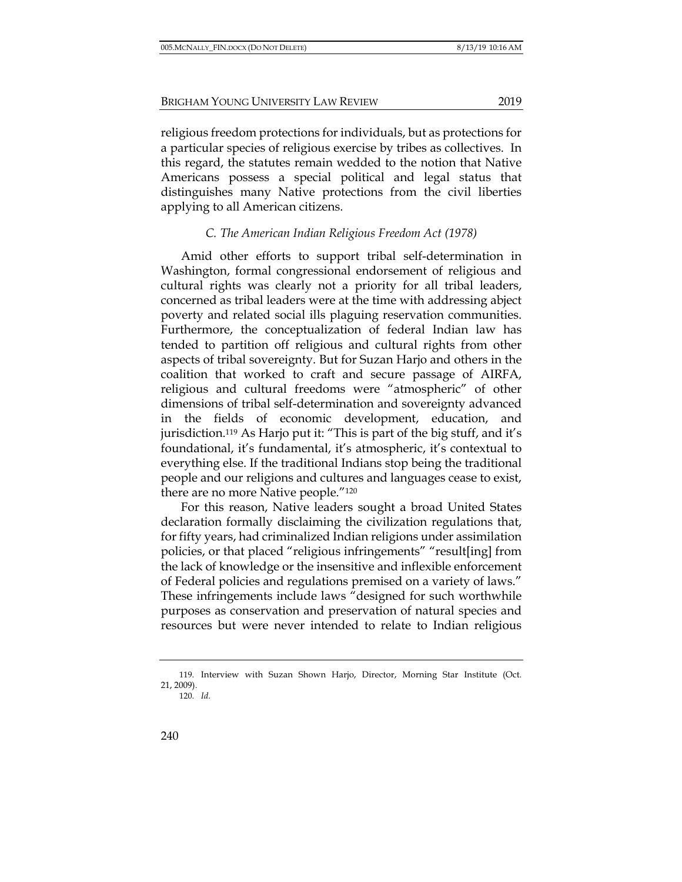religious freedom protections for individuals, but as protections for a particular species of religious exercise by tribes as collectives. In this regard, the statutes remain wedded to the notion that Native Americans possess a special political and legal status that distinguishes many Native protections from the civil liberties applying to all American citizens.

### *C. The American Indian Religious Freedom Act (1978)*

Amid other efforts to support tribal self-determination in Washington, formal congressional endorsement of religious and cultural rights was clearly not a priority for all tribal leaders, concerned as tribal leaders were at the time with addressing abject poverty and related social ills plaguing reservation communities. Furthermore, the conceptualization of federal Indian law has tended to partition off religious and cultural rights from other aspects of tribal sovereignty. But for Suzan Harjo and others in the coalition that worked to craft and secure passage of AIRFA, religious and cultural freedoms were "atmospheric" of other dimensions of tribal self-determination and sovereignty advanced in the fields of economic development, education, and jurisdiction.[119] As Harjo put it: "This is part of the big stuff, and it's foundational, it's fundamental, it's atmospheric, it's contextual to everything else. If the traditional Indians stop being the traditional people and our religions and cultures and languages cease to exist, there are no more Native people."[120]

For this reason, Native leaders sought a broad United States declaration formally disclaiming the civilization regulations that, for fifty years, had criminalized Indian religions under assimilation policies, or that placed "religious infringements" "result[ing] from the lack of knowledge or the insensitive and inflexible enforcement of Federal policies and regulations premised on a variety of laws." These infringements include laws "designed for such worthwhile purposes as conservation and preservation of natural species and resources but were never intended to relate to Indian religious

---

119. Interview with Suzan Shown Harjo, Director, Morning Star Institute (Oct. 21, 2009).

120. *Id.*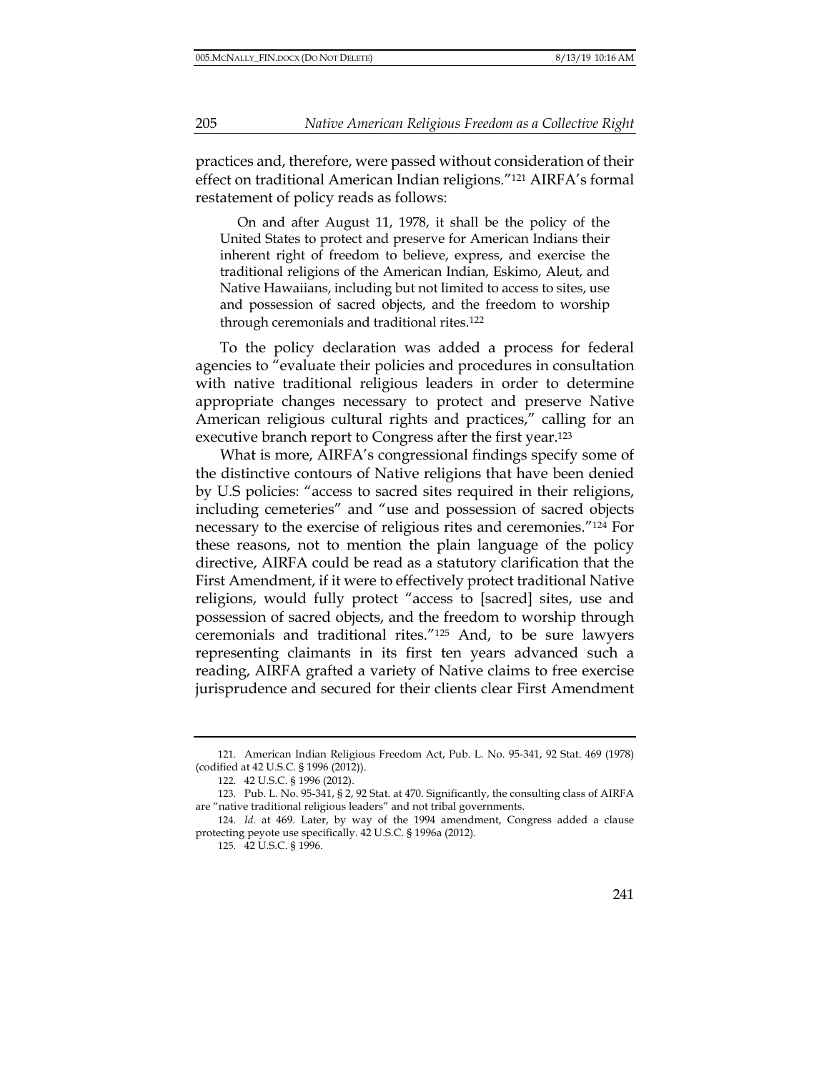practices and, therefore, were passed without consideration of their effect on traditional American Indian religions."[121] AIRFA's formal restatement of policy reads as follows:

> On and after August 11, 1978, it shall be the policy of the United States to protect and preserve for American Indians their inherent right of freedom to believe, express, and exercise the traditional religions of the American Indian, Eskimo, Aleut, and Native Hawaiians, including but not limited to access to sites, use and possession of sacred objects, and the freedom to worship through ceremonials and traditional rites.[122]

To the policy declaration was added a process for federal agencies to "evaluate their policies and procedures in consultation with native traditional religious leaders in order to determine appropriate changes necessary to protect and preserve Native American religious cultural rights and practices," calling for an executive branch report to Congress after the first year.[123]

What is more, AIRFA's congressional findings specify some of the distinctive contours of Native religions that have been denied by U.S policies: "access to sacred sites required in their religions, including cemeteries" and "use and possession of sacred objects necessary to the exercise of religious rites and ceremonies."[124] For these reasons, not to mention the plain language of the policy directive, AIRFA could be read as a statutory clarification that the First Amendment, if it were to effectively protect traditional Native religions, would fully protect "access to [sacred] sites, use and possession of sacred objects, and the freedom to worship through ceremonials and traditional rites."[125] And, to be sure lawyers representing claimants in its first ten years advanced such a reading, AIRFA grafted a variety of Native claims to free exercise jurisprudence and secured for their clients clear First Amendment

---

121. American Indian Religious Freedom Act, Pub. L. No. 95-341, 92 Stat. 469 (1978) (codified at 42 U.S.C. § 1996 (2012)).

122. 42 U.S.C. § 1996 (2012).

123. Pub. L. No. 95-341, § 2, 92 Stat. at 470. Significantly, the consulting class of AIRFA are "native traditional religious leaders" and not tribal governments.

124. *Id.* at 469. Later, by way of the 1994 amendment, Congress added a clause protecting peyote use specifically. 42 U.S.C. § 1996a (2012).

125. 42 U.S.C. § 1996.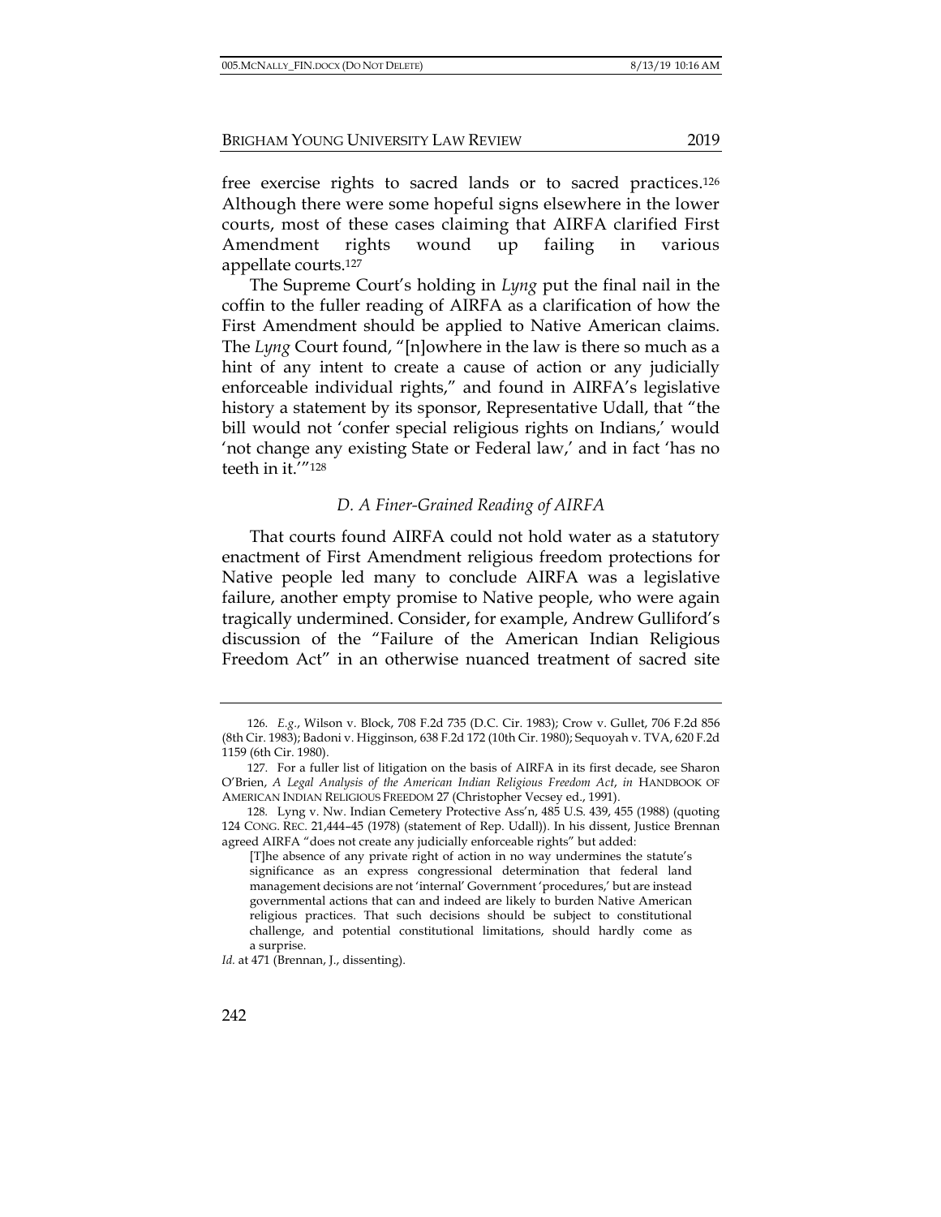free exercise rights to sacred lands or to sacred practices.[126] Although there were some hopeful signs elsewhere in the lower courts, most of these cases claiming that AIRFA clarified First Amendment rights wound up failing in various appellate courts.[127]

The Supreme Court's holding in *Lyng* put the final nail in the coffin to the fuller reading of AIRFA as a clarification of how the First Amendment should be applied to Native American claims. The *Lyng* Court found, "[n]owhere in the law is there so much as a hint of any intent to create a cause of action or any judicially enforceable individual rights," and found in AIRFA's legislative history a statement by its sponsor, Representative Udall, that "the bill would not 'confer special religious rights on Indians,' would 'not change any existing State or Federal law,' and in fact 'has no teeth in it.'"[128]

### *D. A Finer-Grained Reading of AIRFA*

That courts found AIRFA could not hold water as a statutory enactment of First Amendment religious freedom protections for Native people led many to conclude AIRFA was a legislative failure, another empty promise to Native people, who were again tragically undermined. Consider, for example, Andrew Gulliford's discussion of the "Failure of the American Indian Religious Freedom Act" in an otherwise nuanced treatment of sacred site

---

126. *E.g.*, Wilson v. Block, 708 F.2d 735 (D.C. Cir. 1983); Crow v. Gullet, 706 F.2d 856 (8th Cir. 1983); Badoni v. Higginson, 638 F.2d 172 (10th Cir. 1980); Sequoyah v. TVA, 620 F.2d 1159 (6th Cir. 1980).

127. For a fuller list of litigation on the basis of AIRFA in its first decade, see Sharon O'Brien, *A Legal Analysis of the American Indian Religious Freedom Act*, *in* HANDBOOK OF AMERICAN INDIAN RELIGIOUS FREEDOM 27 (Christopher Vecsey ed., 1991).

128. Lyng v. Nw. Indian Cemetery Protective Ass'n, 485 U.S. 439, 455 (1988) (quoting 124 CONG. REC. 21,444–45 (1978) (statement of Rep. Udall)). In his dissent, Justice Brennan agreed AIRFA "does not create any judicially enforceable rights" but added:

> [T]he absence of any private right of action in no way undermines the statute's significance as an express congressional determination that federal land management decisions are not 'internal' Government 'procedures,' but are instead governmental actions that can and indeed are likely to burden Native American religious practices. That such decisions should be subject to constitutional challenge, and potential constitutional limitations, should hardly come as a surprise.

*Id.* at 471 (Brennan, J., dissenting).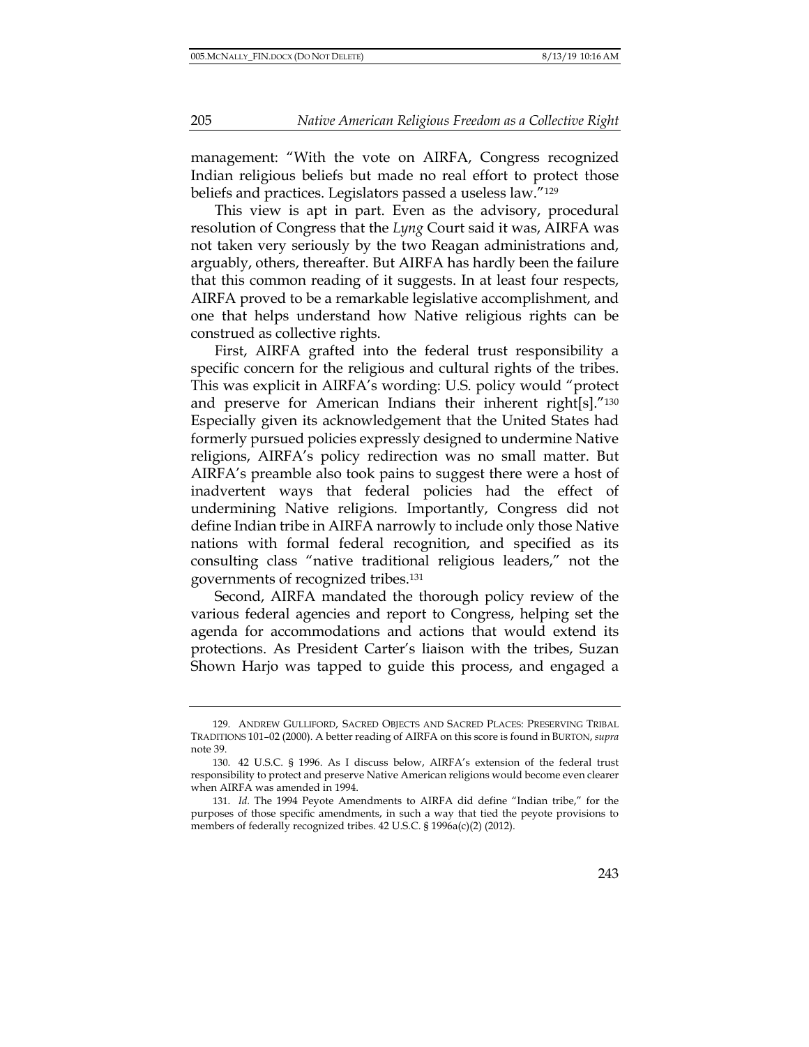management: "With the vote on AIRFA, Congress recognized Indian religious beliefs but made no real effort to protect those beliefs and practices. Legislators passed a useless law."[129]

This view is apt in part. Even as the advisory, procedural resolution of Congress that the *Lyng* Court said it was, AIRFA was not taken very seriously by the two Reagan administrations and, arguably, others, thereafter. But AIRFA has hardly been the failure that this common reading of it suggests. In at least four respects, AIRFA proved to be a remarkable legislative accomplishment, and one that helps understand how Native religious rights can be construed as collective rights.

First, AIRFA grafted into the federal trust responsibility a specific concern for the religious and cultural rights of the tribes. This was explicit in AIRFA's wording: U.S. policy would "protect and preserve for American Indians their inherent right[s]."[130] Especially given its acknowledgement that the United States had formerly pursued policies expressly designed to undermine Native religions, AIRFA's policy redirection was no small matter. But AIRFA's preamble also took pains to suggest there were a host of inadvertent ways that federal policies had the effect of undermining Native religions. Importantly, Congress did not define Indian tribe in AIRFA narrowly to include only those Native nations with formal federal recognition, and specified as its consulting class "native traditional religious leaders," not the governments of recognized tribes.[131]

Second, AIRFA mandated the thorough policy review of the various federal agencies and report to Congress, helping set the agenda for accommodations and actions that would extend its protections. As President Carter's liaison with the tribes, Suzan Shown Harjo was tapped to guide this process, and engaged a

---

129. ANDREW GULLIFORD, SACRED OBJECTS AND SACRED PLACES: PRESERVING TRIBAL TRADITIONS 101–02 (2000). A better reading of AIRFA on this score is found in BURTON, *supra* note 39.

130. 42 U.S.C. § 1996. As I discuss below, AIRFA's extension of the federal trust responsibility to protect and preserve Native American religions would become even clearer when AIRFA was amended in 1994.

131. *Id.* The 1994 Peyote Amendments to AIRFA did define "Indian tribe," for the purposes of those specific amendments, in such a way that tied the peyote provisions to members of federally recognized tribes. 42 U.S.C. § 1996a(c)(2) (2012).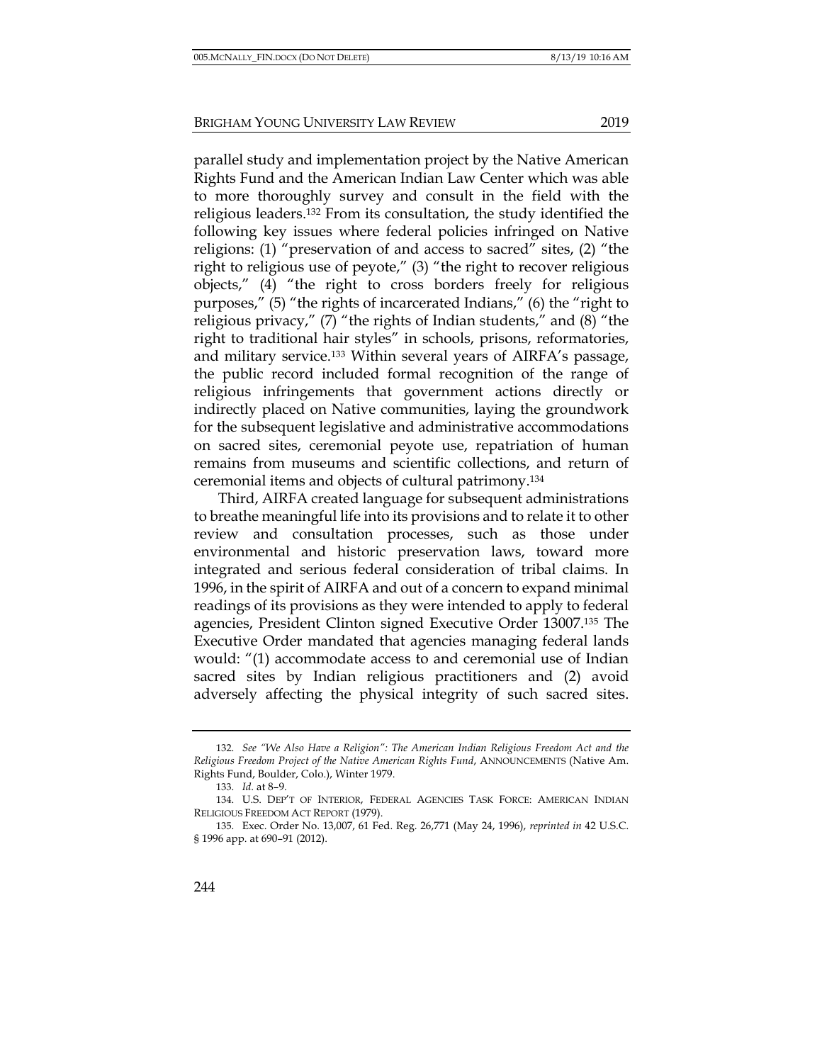parallel study and implementation project by the Native American Rights Fund and the American Indian Law Center which was able to more thoroughly survey and consult in the field with the religious leaders.[132] From its consultation, the study identified the following key issues where federal policies infringed on Native religions: (1) "preservation of and access to sacred" sites, (2) "the right to religious use of peyote," (3) "the right to recover religious objects," (4) "the right to cross borders freely for religious purposes," (5) "the rights of incarcerated Indians," (6) the "right to religious privacy," (7) "the rights of Indian students," and (8) "the right to traditional hair styles" in schools, prisons, reformatories, and military service.[133] Within several years of AIRFA's passage, the public record included formal recognition of the range of religious infringements that government actions directly or indirectly placed on Native communities, laying the groundwork for the subsequent legislative and administrative accommodations on sacred sites, ceremonial peyote use, repatriation of human remains from museums and scientific collections, and return of ceremonial items and objects of cultural patrimony.[134]

Third, AIRFA created language for subsequent administrations to breathe meaningful life into its provisions and to relate it to other review and consultation processes, such as those under environmental and historic preservation laws, toward more integrated and serious federal consideration of tribal claims. In 1996, in the spirit of AIRFA and out of a concern to expand minimal readings of its provisions as they were intended to apply to federal agencies, President Clinton signed Executive Order 13007.[135] The Executive Order mandated that agencies managing federal lands would: "(1) accommodate access to and ceremonial use of Indian sacred sites by Indian religious practitioners and (2) avoid adversely affecting the physical integrity of such sacred sites.

---

132. *See "We Also Have a Religion": The American Indian Religious Freedom Act and the Religious Freedom Project of the Native American Rights Fund*, ANNOUNCEMENTS (Native Am. Rights Fund, Boulder, Colo.), Winter 1979.

133. *Id.* at 8–9.

134. U.S. DEP'T OF INTERIOR, FEDERAL AGENCIES TASK FORCE: AMERICAN INDIAN RELIGIOUS FREEDOM ACT REPORT (1979).

135. Exec. Order No. 13,007, 61 Fed. Reg. 26,771 (May 24, 1996), *reprinted in* 42 U.S.C. § 1996 app. at 690–91 (2012).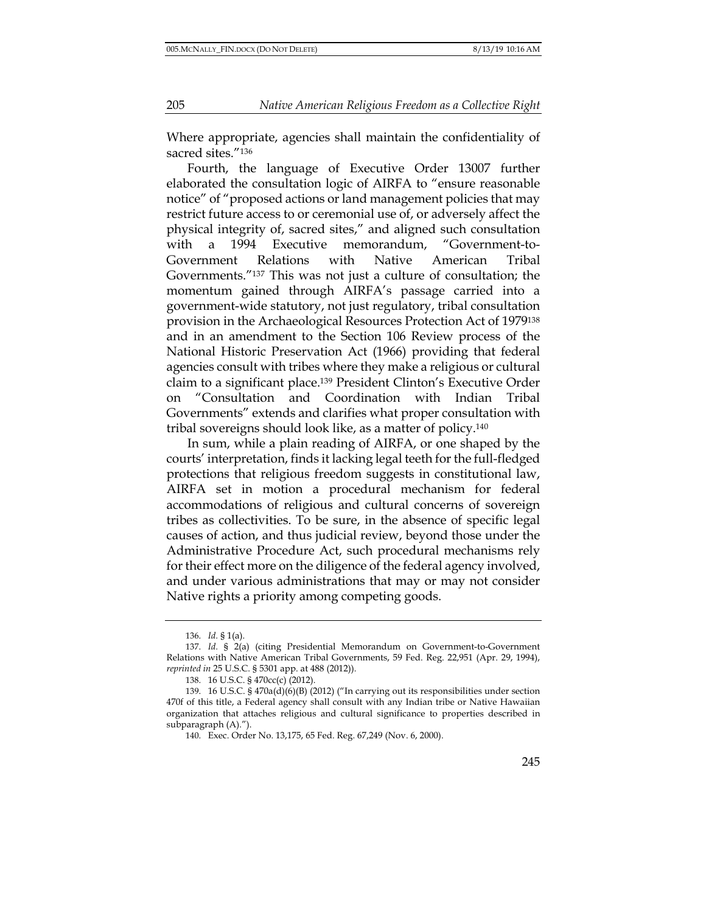Where appropriate, agencies shall maintain the confidentiality of sacred sites."[136]

Fourth, the language of Executive Order 13007 further elaborated the consultation logic of AIRFA to "ensure reasonable notice" of "proposed actions or land management policies that may restrict future access to or ceremonial use of, or adversely affect the physical integrity of, sacred sites," and aligned such consultation with a 1994 Executive memorandum, "Government-to-Government Relations with Native American Tribal Governments."[137] This was not just a culture of consultation; the momentum gained through AIRFA's passage carried into a government-wide statutory, not just regulatory, tribal consultation provision in the Archaeological Resources Protection Act of 1979[138] and in an amendment to the Section 106 Review process of the National Historic Preservation Act (1966) providing that federal agencies consult with tribes where they make a religious or cultural claim to a significant place.[139] President Clinton's Executive Order on "Consultation and Coordination with Indian Tribal Governments" extends and clarifies what proper consultation with tribal sovereigns should look like, as a matter of policy.[140]

In sum, while a plain reading of AIRFA, or one shaped by the courts' interpretation, finds it lacking legal teeth for the full-fledged protections that religious freedom suggests in constitutional law, AIRFA set in motion a procedural mechanism for federal accommodations of religious and cultural concerns of sovereign tribes as collectivities. To be sure, in the absence of specific legal causes of action, and thus judicial review, beyond those under the Administrative Procedure Act, such procedural mechanisms rely for their effect more on the diligence of the federal agency involved, and under various administrations that may or may not consider Native rights a priority among competing goods.

---

136. *Id.* § 1(a).

137. *Id.* § 2(a) (citing Presidential Memorandum on Government-to-Government Relations with Native American Tribal Governments, 59 Fed. Reg. 22,951 (Apr. 29, 1994), *reprinted in* 25 U.S.C. § 5301 app. at 488 (2012)).

138. 16 U.S.C. § 470cc(c) (2012).

139. 16 U.S.C. § 470a(d)(6)(B) (2012) ("In carrying out its responsibilities under section 470f of this title, a Federal agency shall consult with any Indian tribe or Native Hawaiian organization that attaches religious and cultural significance to properties described in subparagraph (A).").

140. Exec. Order No. 13,175, 65 Fed. Reg. 67,249 (Nov. 6, 2000).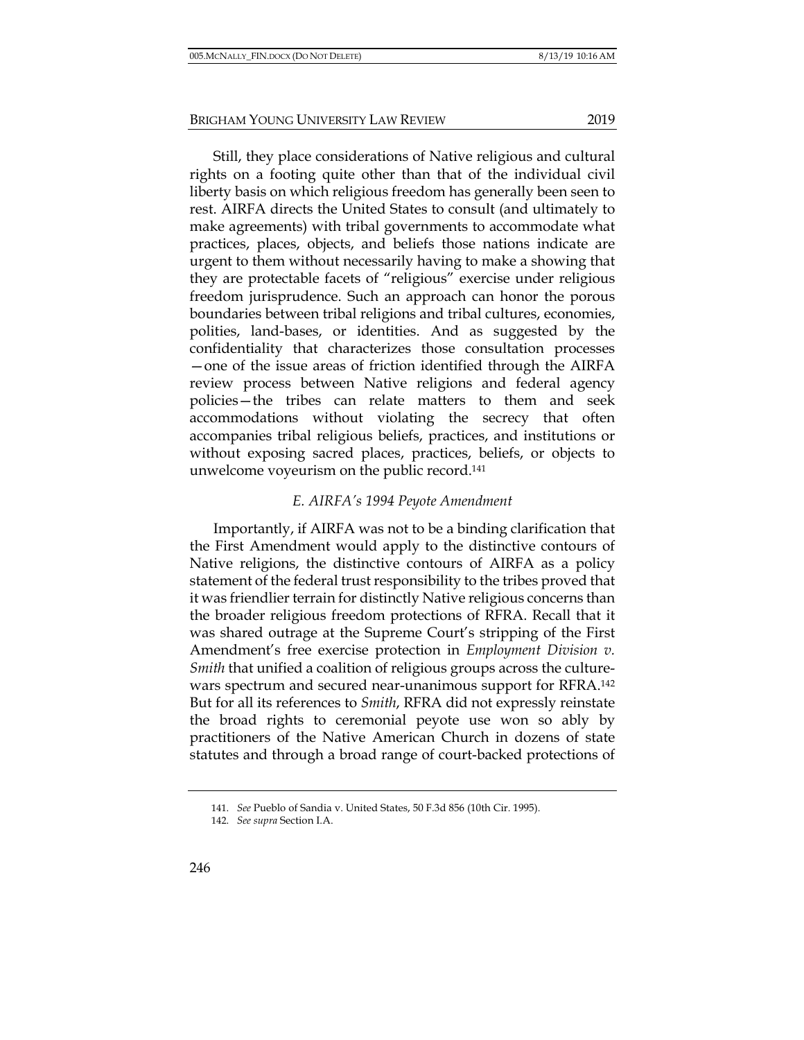Still, they place considerations of Native religious and cultural rights on a footing quite other than that of the individual civil liberty basis on which religious freedom has generally been seen to rest. AIRFA directs the United States to consult (and ultimately to make agreements) with tribal governments to accommodate what practices, places, objects, and beliefs those nations indicate are urgent to them without necessarily having to make a showing that they are protectable facets of "religious" exercise under religious freedom jurisprudence. Such an approach can honor the porous boundaries between tribal religions and tribal cultures, economies, polities, land-bases, or identities. And as suggested by the confidentiality that characterizes those consultation processes —one of the issue areas of friction identified through the AIRFA review process between Native religions and federal agency policies—the tribes can relate matters to them and seek accommodations without violating the secrecy that often accompanies tribal religious beliefs, practices, and institutions or without exposing sacred places, practices, beliefs, or objects to unwelcome voyeurism on the public record.[141]

### *E. AIRFA's 1994 Peyote Amendment*

Importantly, if AIRFA was not to be a binding clarification that the First Amendment would apply to the distinctive contours of Native religions, the distinctive contours of AIRFA as a policy statement of the federal trust responsibility to the tribes proved that it was friendlier terrain for distinctly Native religious concerns than the broader religious freedom protections of RFRA. Recall that it was shared outrage at the Supreme Court's stripping of the First Amendment's free exercise protection in *Employment Division v. Smith* that unified a coalition of religious groups across the culture-wars spectrum and secured near-unanimous support for RFRA.[142] But for all its references to *Smith*, RFRA did not expressly reinstate the broad rights to ceremonial peyote use won so ably by practitioners of the Native American Church in dozens of state statutes and through a broad range of court-backed protections of

---

141. *See* Pueblo of Sandia v. United States, 50 F.3d 856 (10th Cir. 1995).

142. *See supra* Section I.A.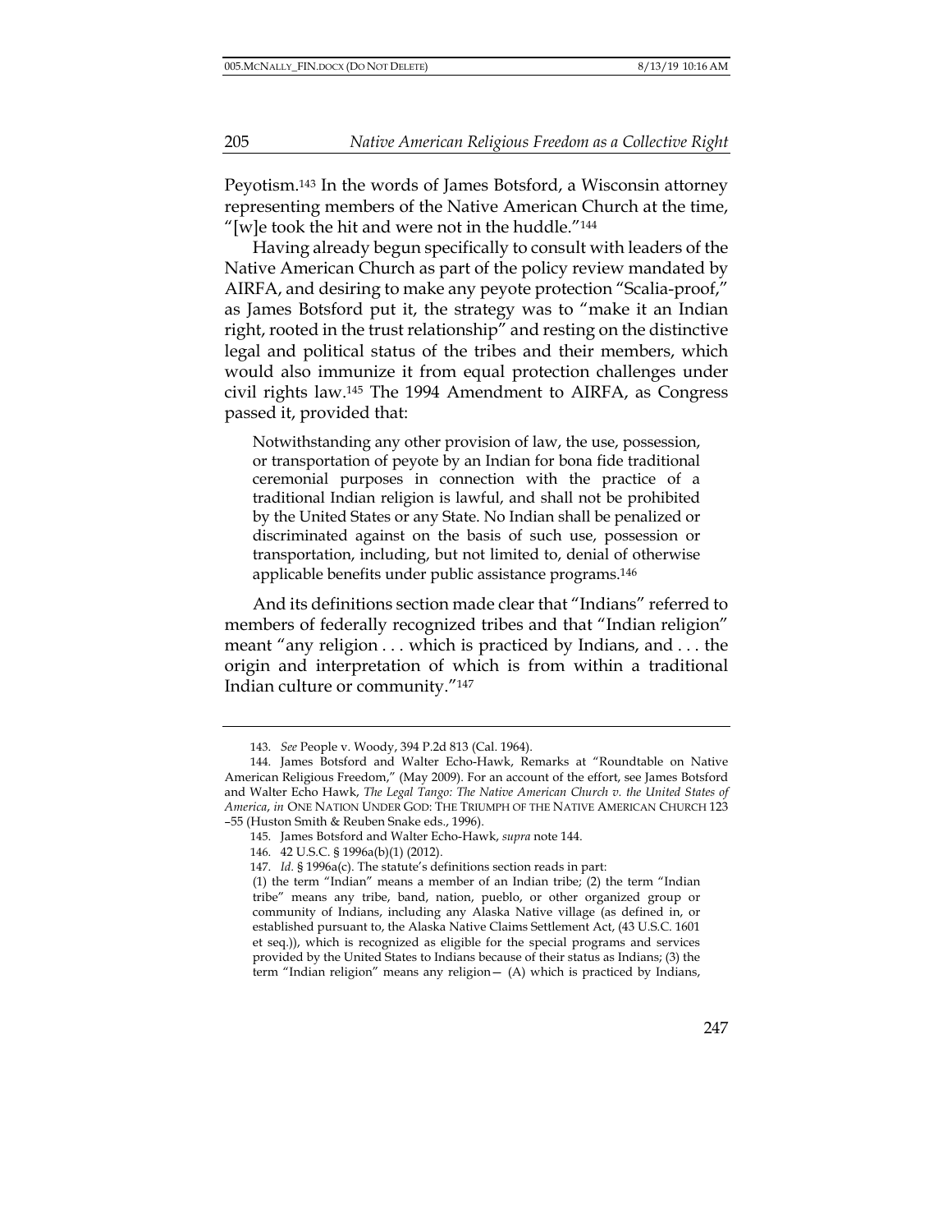Peyotism.[143] In the words of James Botsford, a Wisconsin attorney representing members of the Native American Church at the time, "[w]e took the hit and were not in the huddle."[144]

Having already begun specifically to consult with leaders of the Native American Church as part of the policy review mandated by AIRFA, and desiring to make any peyote protection "Scalia-proof," as James Botsford put it, the strategy was to "make it an Indian right, rooted in the trust relationship" and resting on the distinctive legal and political status of the tribes and their members, which would also immunize it from equal protection challenges under civil rights law.[145] The 1994 Amendment to AIRFA, as Congress passed it, provided that:

> Notwithstanding any other provision of law, the use, possession, or transportation of peyote by an Indian for bona fide traditional ceremonial purposes in connection with the practice of a traditional Indian religion is lawful, and shall not be prohibited by the United States or any State. No Indian shall be penalized or discriminated against on the basis of such use, possession or transportation, including, but not limited to, denial of otherwise applicable benefits under public assistance programs.[146]

And its definitions section made clear that "Indians" referred to members of federally recognized tribes and that "Indian religion" meant "any religion . . . which is practiced by Indians, and . . . the origin and interpretation of which is from within a traditional Indian culture or community."[147]

---

143. *See* People v. Woody, 394 P.2d 813 (Cal. 1964).

144. James Botsford and Walter Echo-Hawk, Remarks at "Roundtable on Native American Religious Freedom," (May 2009). For an account of the effort, see James Botsford and Walter Echo Hawk, *The Legal Tango: The Native American Church v. the United States of America*, *in* ONE NATION UNDER GOD: THE TRIUMPH OF THE NATIVE AMERICAN CHURCH 123–55 (Huston Smith & Reuben Snake eds., 1996).

145. James Botsford and Walter Echo-Hawk, *supra* note 144.

146. 42 U.S.C. § 1996a(b)(1) (2012).

147. *Id.* § 1996a(c). The statute's definitions section reads in part:

> (1) the term "Indian" means a member of an Indian tribe; (2) the term "Indian tribe" means any tribe, band, nation, pueblo, or other organized group or community of Indians, including any Alaska Native village (as defined in, or established pursuant to, the Alaska Native Claims Settlement Act, (43 U.S.C. 1601 et seq.)), which is recognized as eligible for the special programs and services provided by the United States to Indians because of their status as Indians; (3) the term "Indian religion" means any religion— (A) which is practiced by Indians,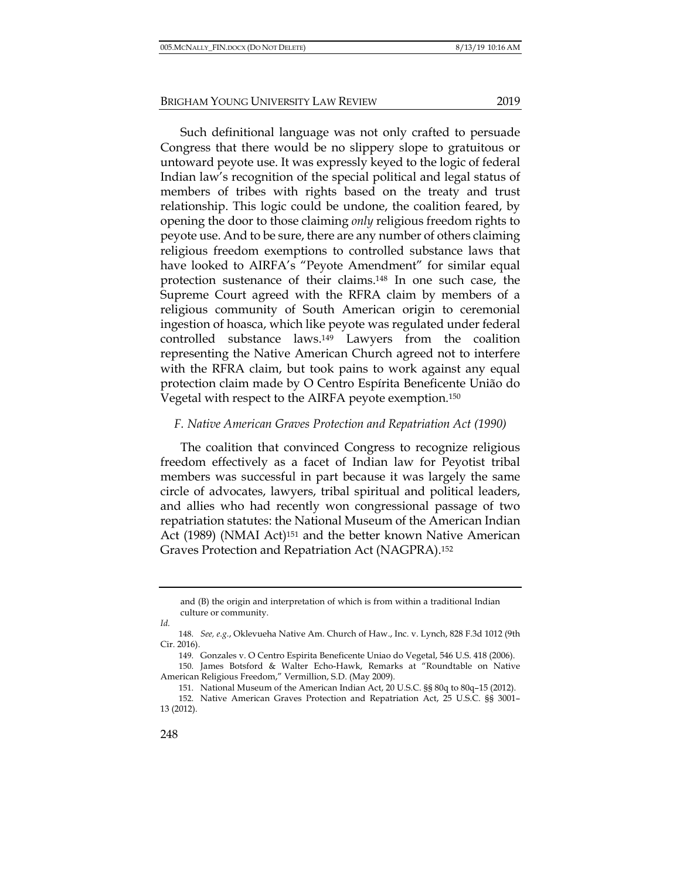Such definitional language was not only crafted to persuade Congress that there would be no slippery slope to gratuitous or untoward peyote use. It was expressly keyed to the logic of federal Indian law's recognition of the special political and legal status of members of tribes with rights based on the treaty and trust relationship. This logic could be undone, the coalition feared, by opening the door to those claiming *only* religious freedom rights to peyote use. And to be sure, there are any number of others claiming religious freedom exemptions to controlled substance laws that have looked to AIRFA's "Peyote Amendment" for similar equal protection sustenance of their claims.[148] In one such case, the Supreme Court agreed with the RFRA claim by members of a religious community of South American origin to ceremonial ingestion of hoasca, which like peyote was regulated under federal controlled substance laws.[149] Lawyers from the coalition representing the Native American Church agreed not to interfere with the RFRA claim, but took pains to work against any equal protection claim made by O Centro Espírita Beneficente União do Vegetal with respect to the AIRFA peyote exemption.[150]

### *F. Native American Graves Protection and Repatriation Act (1990)*

The coalition that convinced Congress to recognize religious freedom effectively as a facet of Indian law for Peyotist tribal members was successful in part because it was largely the same circle of advocates, lawyers, tribal spiritual and political leaders, and allies who had recently won congressional passage of two repatriation statutes: the National Museum of the American Indian Act (1989) (NMAI Act)[151] and the better known Native American Graves Protection and Repatriation Act (NAGPRA).[152]

---

and (B) the origin and interpretation of which is from within a traditional Indian culture or community.

*Id.*

148. *See, e.g.*, Oklevueha Native Am. Church of Haw., Inc. v. Lynch, 828 F.3d 1012 (9th Cir. 2016).

149. Gonzales v. O Centro Espirita Beneficente Uniao do Vegetal, 546 U.S. 418 (2006).

150. James Botsford & Walter Echo-Hawk, Remarks at "Roundtable on Native American Religious Freedom," Vermillion, S.D. (May 2009).

151. National Museum of the American Indian Act, 20 U.S.C. §§ 80q to 80q–15 (2012).

152. Native American Graves Protection and Repatriation Act, 25 U.S.C. §§ 3001–13 (2012).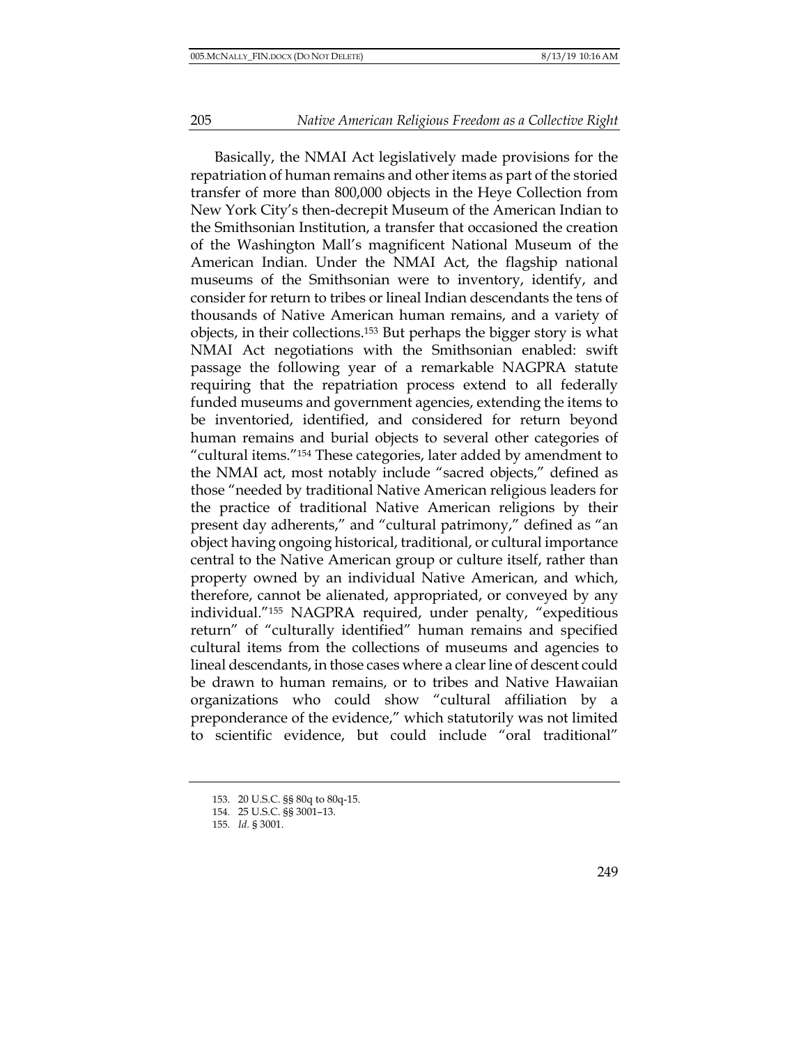Basically, the NMAI Act legislatively made provisions for the repatriation of human remains and other items as part of the storied transfer of more than 800,000 objects in the Heye Collection from New York City's then-decrepit Museum of the American Indian to the Smithsonian Institution, a transfer that occasioned the creation of the Washington Mall's magnificent National Museum of the American Indian. Under the NMAI Act, the flagship national museums of the Smithsonian were to inventory, identify, and consider for return to tribes or lineal Indian descendants the tens of thousands of Native American human remains, and a variety of objects, in their collections.[153] But perhaps the bigger story is what NMAI Act negotiations with the Smithsonian enabled: swift passage the following year of a remarkable NAGPRA statute requiring that the repatriation process extend to all federally funded museums and government agencies, extending the items to be inventoried, identified, and considered for return beyond human remains and burial objects to several other categories of "cultural items."[154] These categories, later added by amendment to the NMAI act, most notably include "sacred objects," defined as those "needed by traditional Native American religious leaders for the practice of traditional Native American religions by their present day adherents," and "cultural patrimony," defined as "an object having ongoing historical, traditional, or cultural importance central to the Native American group or culture itself, rather than property owned by an individual Native American, and which, therefore, cannot be alienated, appropriated, or conveyed by any individual."[155] NAGPRA required, under penalty, "expeditious return" of "culturally identified" human remains and specified cultural items from the collections of museums and agencies to lineal descendants, in those cases where a clear line of descent could be drawn to human remains, or to tribes and Native Hawaiian organizations who could show "cultural affiliation by a preponderance of the evidence," which statutorily was not limited to scientific evidence, but could include "oral traditional"

---

153. 20 U.S.C. §§ 80q to 80q-15.

154. 25 U.S.C. §§ 3001–13.

155. *Id.* § 3001.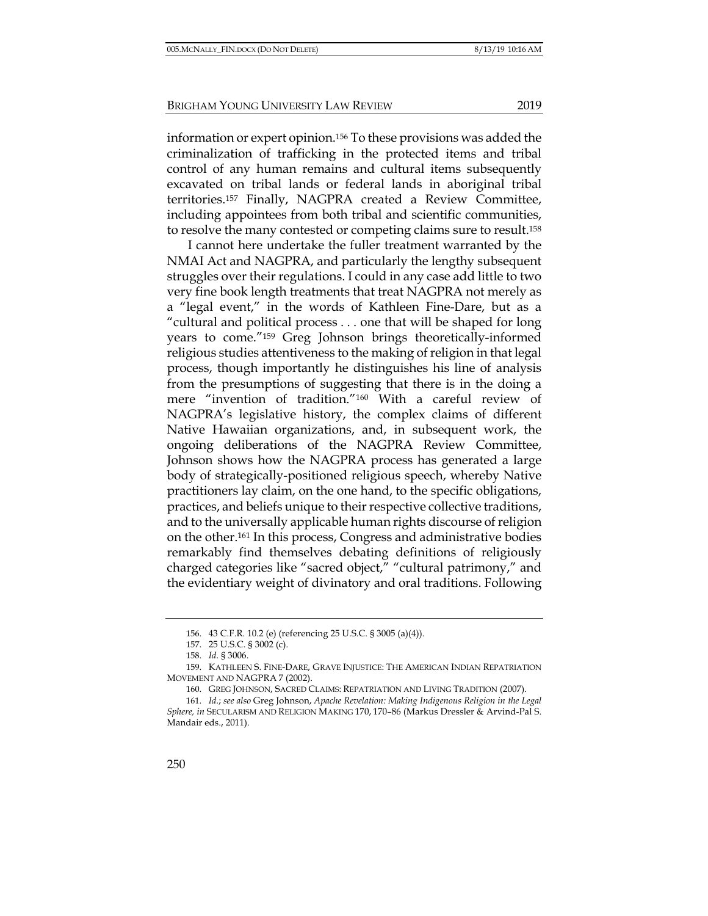information or expert opinion.[156] To these provisions was added the criminalization of trafficking in the protected items and tribal control of any human remains and cultural items subsequently excavated on tribal lands or federal lands in aboriginal tribal territories.[157] Finally, NAGPRA created a Review Committee, including appointees from both tribal and scientific communities, to resolve the many contested or competing claims sure to result.[158]

I cannot here undertake the fuller treatment warranted by the NMAI Act and NAGPRA, and particularly the lengthy subsequent struggles over their regulations. I could in any case add little to two very fine book length treatments that treat NAGPRA not merely as a "legal event," in the words of Kathleen Fine-Dare, but as a "cultural and political process . . . one that will be shaped for long years to come."[159] Greg Johnson brings theoretically-informed religious studies attentiveness to the making of religion in that legal process, though importantly he distinguishes his line of analysis from the presumptions of suggesting that there is in the doing a mere "invention of tradition."[160] With a careful review of NAGPRA's legislative history, the complex claims of different Native Hawaiian organizations, and, in subsequent work, the ongoing deliberations of the NAGPRA Review Committee, Johnson shows how the NAGPRA process has generated a large body of strategically-positioned religious speech, whereby Native practitioners lay claim, on the one hand, to the specific obligations, practices, and beliefs unique to their respective collective traditions, and to the universally applicable human rights discourse of religion on the other.[161] In this process, Congress and administrative bodies remarkably find themselves debating definitions of religiously charged categories like "sacred object," "cultural patrimony," and the evidentiary weight of divinatory and oral traditions. Following

---

156. 43 C.F.R. 10.2 (e) (referencing 25 U.S.C. § 3005 (a)(4)).

157. 25 U.S.C. § 3002 (c).

158. *Id.* § 3006.

159. KATHLEEN S. FINE-DARE, GRAVE INJUSTICE: THE AMERICAN INDIAN REPATRIATION MOVEMENT AND NAGPRA 7 (2002).

160. GREG JOHNSON, SACRED CLAIMS: REPATRIATION AND LIVING TRADITION (2007).

161. *Id.*; *see also* Greg Johnson, *Apache Revelation: Making Indigenous Religion in the Legal Sphere, in* SECULARISM AND RELIGION MAKING 170, 170–86 (Markus Dressler & Arvind-Pal S. Mandair eds., 2011).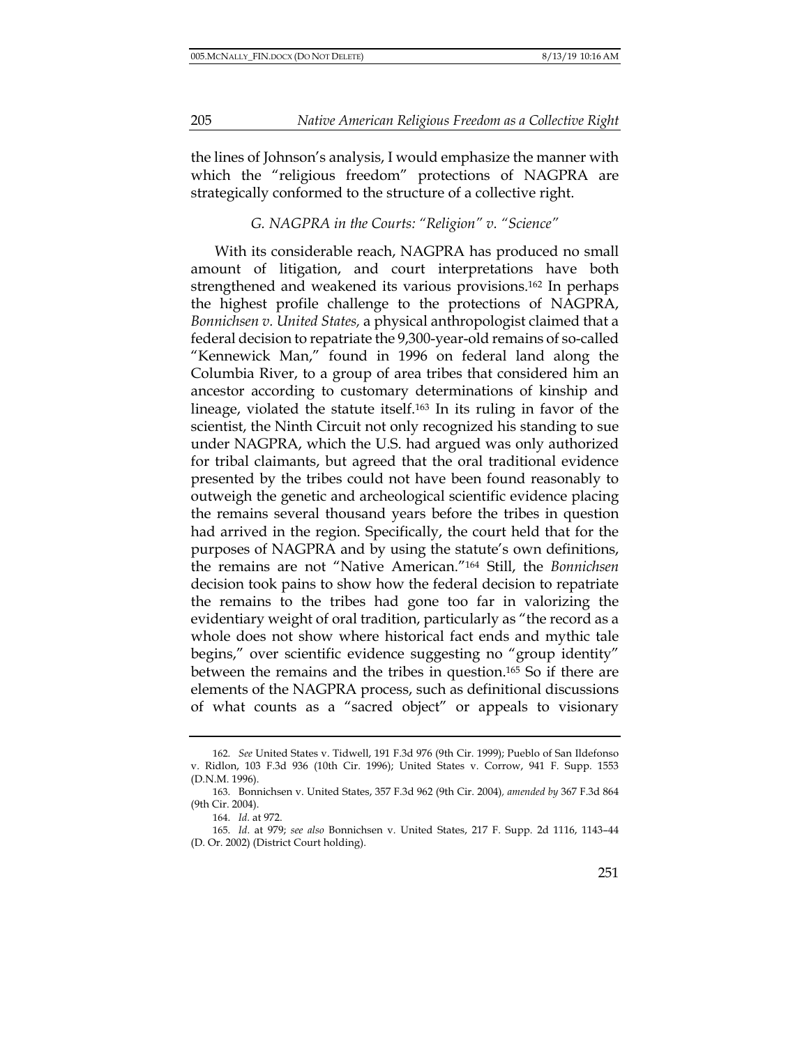the lines of Johnson's analysis, I would emphasize the manner with which the "religious freedom" protections of NAGPRA are strategically conformed to the structure of a collective right.

### *G. NAGPRA in the Courts: "Religion" v. "Science"*

With its considerable reach, NAGPRA has produced no small amount of litigation, and court interpretations have both strengthened and weakened its various provisions.[162] In perhaps the highest profile challenge to the protections of NAGPRA, *Bonnichsen v. United States,* a physical anthropologist claimed that a federal decision to repatriate the 9,300-year-old remains of so-called "Kennewick Man," found in 1996 on federal land along the Columbia River, to a group of area tribes that considered him an ancestor according to customary determinations of kinship and lineage, violated the statute itself.[163] In its ruling in favor of the scientist, the Ninth Circuit not only recognized his standing to sue under NAGPRA, which the U.S. had argued was only authorized for tribal claimants, but agreed that the oral traditional evidence presented by the tribes could not have been found reasonably to outweigh the genetic and archeological scientific evidence placing the remains several thousand years before the tribes in question had arrived in the region. Specifically, the court held that for the purposes of NAGPRA and by using the statute's own definitions, the remains are not "Native American."[164] Still, the *Bonnichsen* decision took pains to show how the federal decision to repatriate the remains to the tribes had gone too far in valorizing the evidentiary weight of oral tradition, particularly as "the record as a whole does not show where historical fact ends and mythic tale begins," over scientific evidence suggesting no "group identity" between the remains and the tribes in question.[165] So if there are elements of the NAGPRA process, such as definitional discussions of what counts as a "sacred object" or appeals to visionary

162. *See* United States v. Tidwell, 191 F.3d 976 (9th Cir. 1999); Pueblo of San Ildefonso v. Ridlon, 103 F.3d 936 (10th Cir. 1996); United States v. Corrow, 941 F. Supp. 1553 (D.N.M. 1996).

163. Bonnichsen v. United States, 357 F.3d 962 (9th Cir. 2004), *amended by* 367 F.3d 864 (9th Cir. 2004).

164. *Id.* at 972.

165. *Id.* at 979; *see also* Bonnichsen v. United States, 217 F. Supp. 2d 1116, 1143–44 (D. Or. 2002) (District Court holding).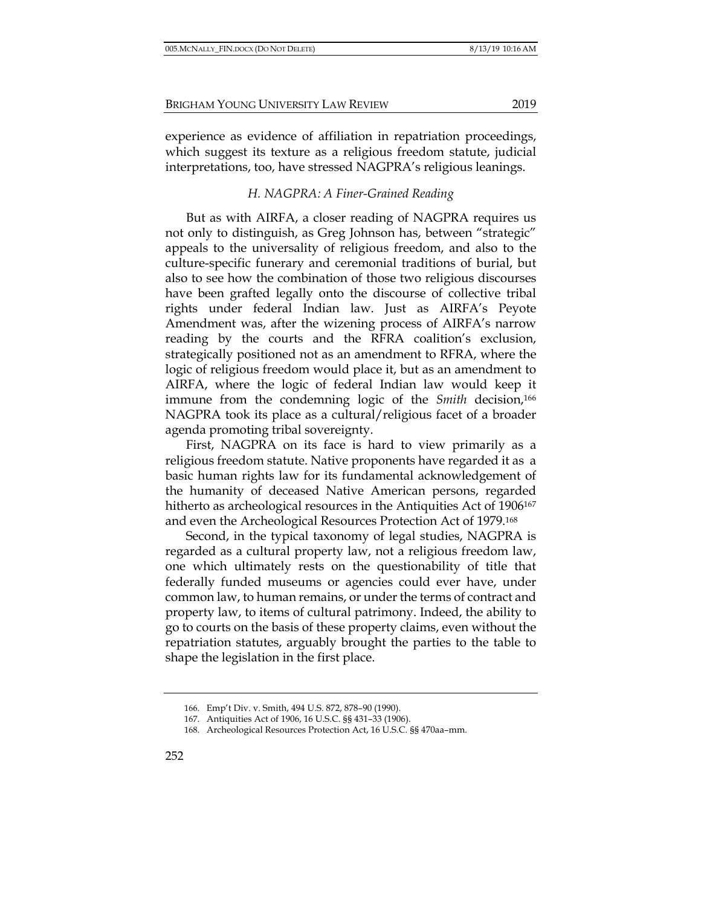experience as evidence of affiliation in repatriation proceedings, which suggest its texture as a religious freedom statute, judicial interpretations, too, have stressed NAGPRA's religious leanings.

### *H. NAGPRA: A Finer-Grained Reading*

But as with AIRFA, a closer reading of NAGPRA requires us not only to distinguish, as Greg Johnson has, between "strategic" appeals to the universality of religious freedom, and also to the culture-specific funerary and ceremonial traditions of burial, but also to see how the combination of those two religious discourses have been grafted legally onto the discourse of collective tribal rights under federal Indian law. Just as AIRFA's Peyote Amendment was, after the wizening process of AIRFA's narrow reading by the courts and the RFRA coalition's exclusion, strategically positioned not as an amendment to RFRA, where the logic of religious freedom would place it, but as an amendment to AIRFA, where the logic of federal Indian law would keep it immune from the condemning logic of the *Smith* decision,[166] NAGPRA took its place as a cultural/religious facet of a broader agenda promoting tribal sovereignty.

First, NAGPRA on its face is hard to view primarily as a religious freedom statute. Native proponents have regarded it as a basic human rights law for its fundamental acknowledgement of the humanity of deceased Native American persons, regarded hitherto as archeological resources in the Antiquities Act of 1906[167] and even the Archeological Resources Protection Act of 1979.[168]

Second, in the typical taxonomy of legal studies, NAGPRA is regarded as a cultural property law, not a religious freedom law, one which ultimately rests on the questionability of title that federally funded museums or agencies could ever have, under common law, to human remains, or under the terms of contract and property law, to items of cultural patrimony. Indeed, the ability to go to courts on the basis of these property claims, even without the repatriation statutes, arguably brought the parties to the table to shape the legislation in the first place.

---

166. Emp't Div. v. Smith, 494 U.S. 872, 878–90 (1990).

167. Antiquities Act of 1906, 16 U.S.C. §§ 431–33 (1906).

168. Archeological Resources Protection Act, 16 U.S.C. §§ 470aa–mm.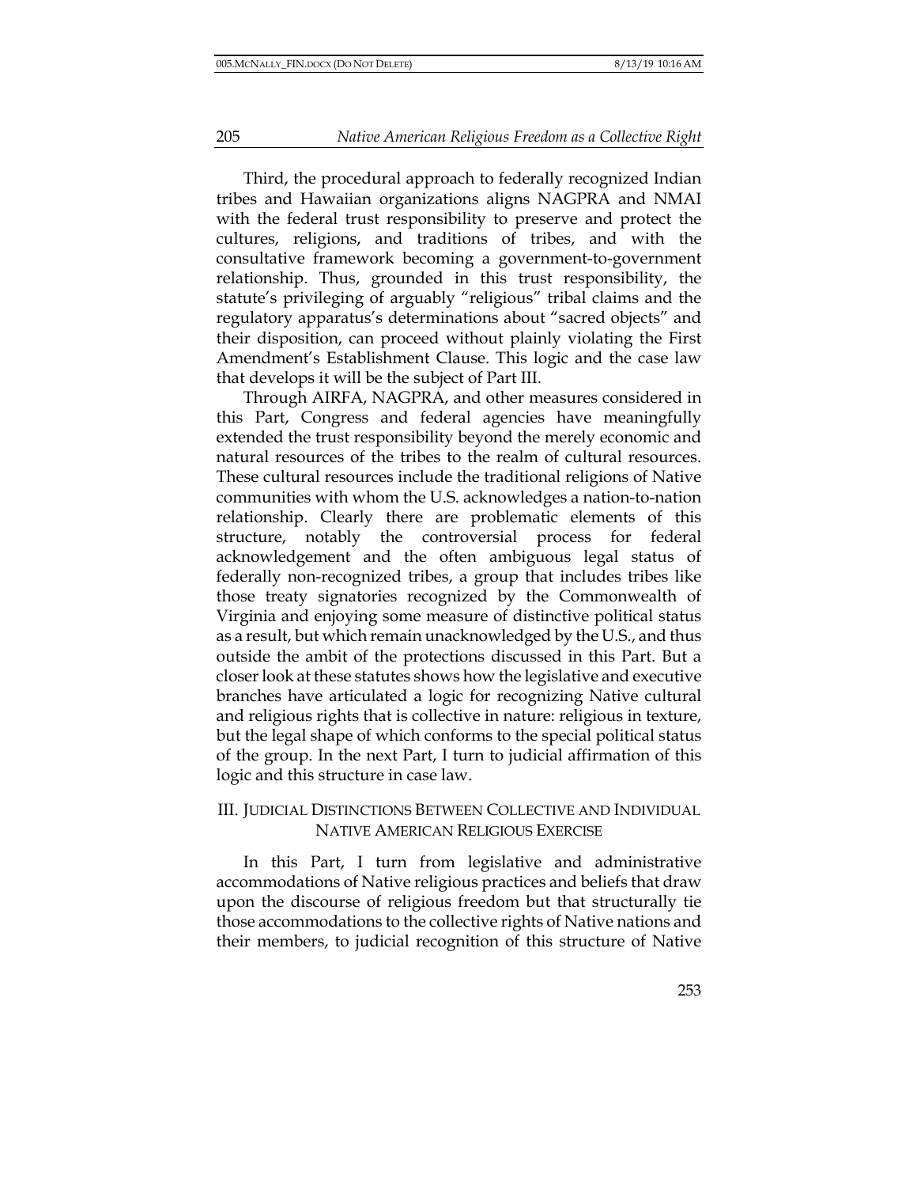Third, the procedural approach to federally recognized Indian tribes and Hawaiian organizations aligns NAGPRA and NMAI with the federal trust responsibility to preserve and protect the cultures, religions, and traditions of tribes, and with the consultative framework becoming a government-to-government relationship. Thus, grounded in this trust responsibility, the statute's privileging of arguably "religious" tribal claims and the regulatory apparatus's determinations about "sacred objects" and their disposition, can proceed without plainly violating the First Amendment's Establishment Clause. This logic and the case law that develops it will be the subject of Part III.

Through AIRFA, NAGPRA, and other measures considered in this Part, Congress and federal agencies have meaningfully extended the trust responsibility beyond the merely economic and natural resources of the tribes to the realm of cultural resources. These cultural resources include the traditional religions of Native communities with whom the U.S. acknowledges a nation-to-nation relationship. Clearly there are problematic elements of this structure, notably the controversial process for federal acknowledgement and the often ambiguous legal status of federally non-recognized tribes, a group that includes tribes like those treaty signatories recognized by the Commonwealth of Virginia and enjoying some measure of distinctive political status as a result, but which remain unacknowledged by the U.S., and thus outside the ambit of the protections discussed in this Part. But a closer look at these statutes shows how the legislative and executive branches have articulated a logic for recognizing Native cultural and religious rights that is collective in nature: religious in texture, but the legal shape of which conforms to the special political status of the group. In the next Part, I turn to judicial affirmation of this logic and this structure in case law.

## III. Judicial Distinctions Between Collective and Individual Native American Religious Exercise

In this Part, I turn from legislative and administrative accommodations of Native religious practices and beliefs that draw upon the discourse of religious freedom but that structurally tie those accommodations to the collective rights of Native nations and their members, to judicial recognition of this structure of Native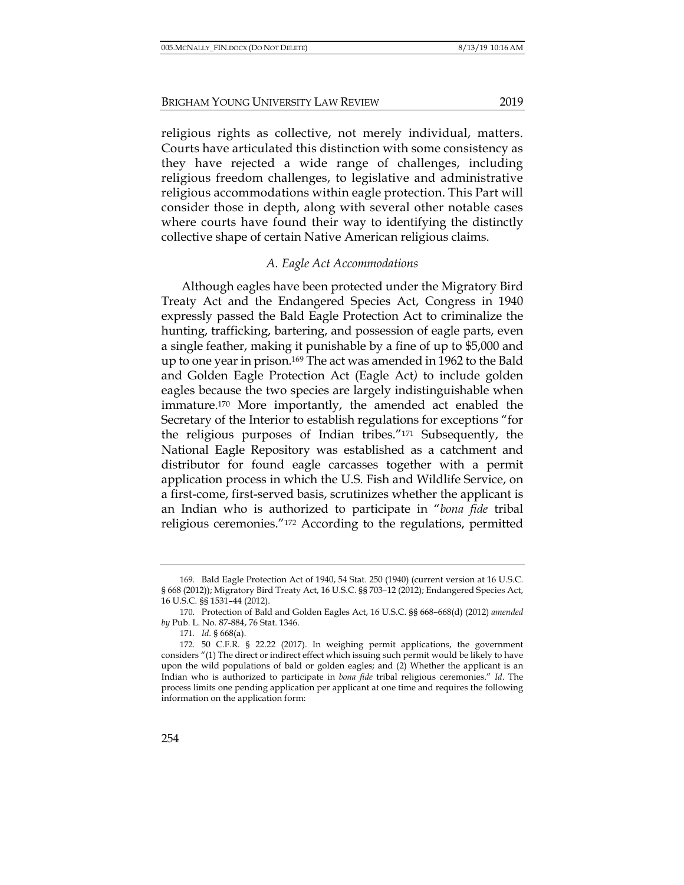religious rights as collective, not merely individual, matters. Courts have articulated this distinction with some consistency as they have rejected a wide range of challenges, including religious freedom challenges, to legislative and administrative religious accommodations within eagle protection. This Part will consider those in depth, along with several other notable cases where courts have found their way to identifying the distinctly collective shape of certain Native American religious claims.

### *A. Eagle Act Accommodations*

Although eagles have been protected under the Migratory Bird Treaty Act and the Endangered Species Act, Congress in 1940 expressly passed the Bald Eagle Protection Act to criminalize the hunting, trafficking, bartering, and possession of eagle parts, even a single feather, making it punishable by a fine of up to $5,000 and up to one year in prison.[169] The act was amended in 1962 to the Bald and Golden Eagle Protection Act (Eagle Act) to include golden eagles because the two species are largely indistinguishable when immature.[170] More importantly, the amended act enabled the Secretary of the Interior to establish regulations for exceptions "for the religious purposes of Indian tribes."[171] Subsequently, the National Eagle Repository was established as a catchment and distributor for found eagle carcasses together with a permit application process in which the U.S. Fish and Wildlife Service, on a first-come, first-served basis, scrutinizes whether the applicant is an Indian who is authorized to participate in "*bona fide* tribal religious ceremonies."[172] According to the regulations, permitted

---

169. Bald Eagle Protection Act of 1940, 54 Stat. 250 (1940) (current version at 16 U.S.C. § 668 (2012)); Migratory Bird Treaty Act, 16 U.S.C. §§ 703–12 (2012); Endangered Species Act, 16 U.S.C. §§ 1531–44 (2012).

170. Protection of Bald and Golden Eagles Act, 16 U.S.C. §§ 668–668(d) (2012) *amended by* Pub. L. No. 87-884, 76 Stat. 1346.

171. *Id.* § 668(a).

172. 50 C.F.R. § 22.22 (2017). In weighing permit applications, the government considers "(1) The direct or indirect effect which issuing such permit would be likely to have upon the wild populations of bald or golden eagles; and (2) Whether the applicant is an Indian who is authorized to participate in *bona fide* tribal religious ceremonies." *Id.* The process limits one pending application per applicant at one time and requires the following information on the application form: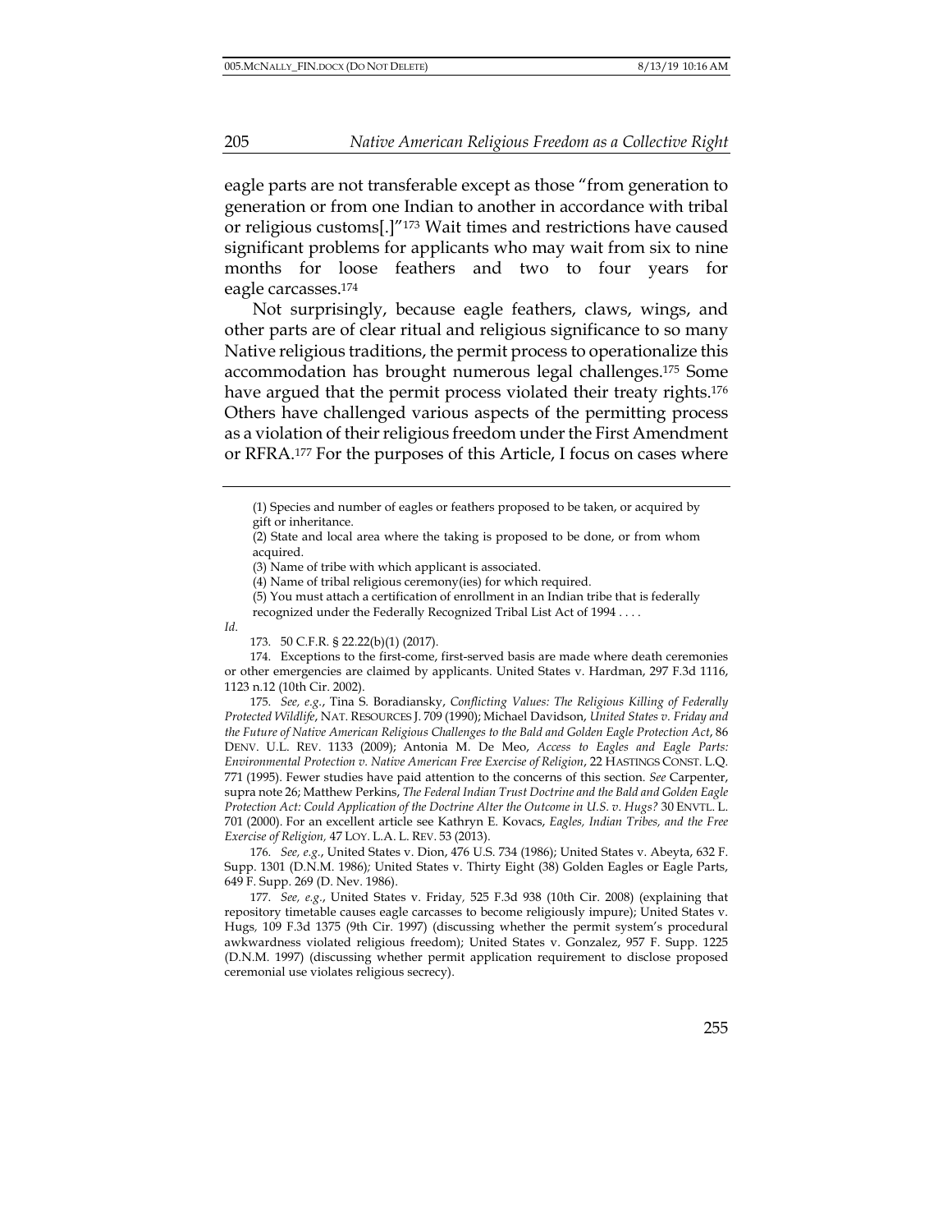eagle parts are not transferable except as those "from generation to generation or from one Indian to another in accordance with tribal or religious customs[.]"[173] Wait times and restrictions have caused significant problems for applicants who may wait from six to nine months for loose feathers and two to four years for eagle carcasses.[174]

Not surprisingly, because eagle feathers, claws, wings, and other parts are of clear ritual and religious significance to so many Native religious traditions, the permit process to operationalize this accommodation has brought numerous legal challenges.[175] Some have argued that the permit process violated their treaty rights.[176] Others have challenged various aspects of the permitting process as a violation of their religious freedom under the First Amendment or RFRA.[177] For the purposes of this Article, I focus on cases where

---

(1) Species and number of eagles or feathers proposed to be taken, or acquired by gift or inheritance.

(2) State and local area where the taking is proposed to be done, or from whom acquired.

(3) Name of tribe with which applicant is associated.

(4) Name of tribal religious ceremony(ies) for which required.

(5) You must attach a certification of enrollment in an Indian tribe that is federally recognized under the Federally Recognized Tribal List Act of 1994 . . . .

*Id.*

173. 50 C.F.R. § 22.22(b)(1) (2017).

174. Exceptions to the first-come, first-served basis are made where death ceremonies or other emergencies are claimed by applicants. United States v. Hardman, 297 F.3d 1116, 1123 n.12 (10th Cir. 2002).

175. *See, e.g.*, Tina S. Boradiansky, *Conflicting Values: The Religious Killing of Federally Protected Wildlife*, NAT. RESOURCES J. 709 (1990); Michael Davidson, *United States v. Friday and the Future of Native American Religious Challenges to the Bald and Golden Eagle Protection Act*, 86 DENV. U.L. REV. 1133 (2009); Antonia M. De Meo, *Access to Eagles and Eagle Parts: Environmental Protection v. Native American Free Exercise of Religion*, 22 HASTINGS CONST. L.Q. 771 (1995). Fewer studies have paid attention to the concerns of this section. *See* Carpenter, supra note 26; Matthew Perkins, *The Federal Indian Trust Doctrine and the Bald and Golden Eagle Protection Act: Could Application of the Doctrine Alter the Outcome in U.S. v. Hugs?* 30 ENVTL. L. 701 (2000). For an excellent article see Kathryn E. Kovacs, *Eagles, Indian Tribes, and the Free Exercise of Religion,* 47 LOY. L.A. L. REV. 53 (2013).

176. *See, e.g.*, United States v. Dion, 476 U.S. 734 (1986); United States v. Abeyta, 632 F. Supp. 1301 (D.N.M. 1986); United States v. Thirty Eight (38) Golden Eagles or Eagle Parts, 649 F. Supp. 269 (D. Nev. 1986).

177. *See, e.g.*, United States v. Friday, 525 F.3d 938 (10th Cir. 2008) (explaining that repository timetable causes eagle carcasses to become religiously impure); United States v. Hugs, 109 F.3d 1375 (9th Cir. 1997) (discussing whether the permit system's procedural awkwardness violated religious freedom); United States v. Gonzalez, 957 F. Supp. 1225 (D.N.M. 1997) (discussing whether permit application requirement to disclose proposed ceremonial use violates religious secrecy).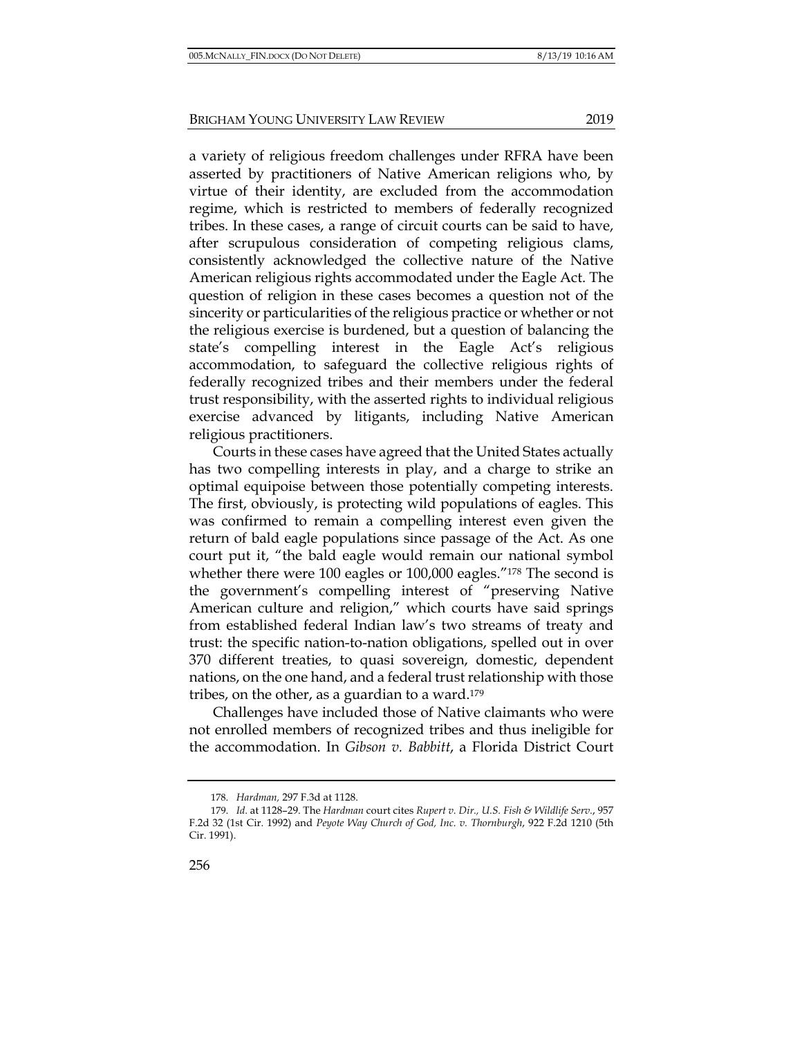a variety of religious freedom challenges under RFRA have been asserted by practitioners of Native American religions who, by virtue of their identity, are excluded from the accommodation regime, which is restricted to members of federally recognized tribes. In these cases, a range of circuit courts can be said to have, after scrupulous consideration of competing religious clams, consistently acknowledged the collective nature of the Native American religious rights accommodated under the Eagle Act. The question of religion in these cases becomes a question not of the sincerity or particularities of the religious practice or whether or not the religious exercise is burdened, but a question of balancing the state's compelling interest in the Eagle Act's religious accommodation, to safeguard the collective religious rights of federally recognized tribes and their members under the federal trust responsibility, with the asserted rights to individual religious exercise advanced by litigants, including Native American religious practitioners.

Courts in these cases have agreed that the United States actually has two compelling interests in play, and a charge to strike an optimal equipoise between those potentially competing interests. The first, obviously, is protecting wild populations of eagles. This was confirmed to remain a compelling interest even given the return of bald eagle populations since passage of the Act. As one court put it, "the bald eagle would remain our national symbol whether there were 100 eagles or 100,000 eagles."[178] The second is the government's compelling interest of "preserving Native American culture and religion," which courts have said springs from established federal Indian law's two streams of treaty and trust: the specific nation-to-nation obligations, spelled out in over 370 different treaties, to quasi sovereign, domestic, dependent nations, on the one hand, and a federal trust relationship with those tribes, on the other, as a guardian to a ward.[179]

Challenges have included those of Native claimants who were not enrolled members of recognized tribes and thus ineligible for the accommodation. In *Gibson v. Babbitt*, a Florida District Court

178. *Hardman,* 297 F.3d at 1128.

179. *Id.* at 1128–29. The *Hardman* court cites *Rupert v. Dir., U.S. Fish & Wildlife Serv.*, 957 F.2d 32 (1st Cir. 1992) and *Peyote Way Church of God, Inc. v. Thornburgh*, 922 F.2d 1210 (5th Cir. 1991).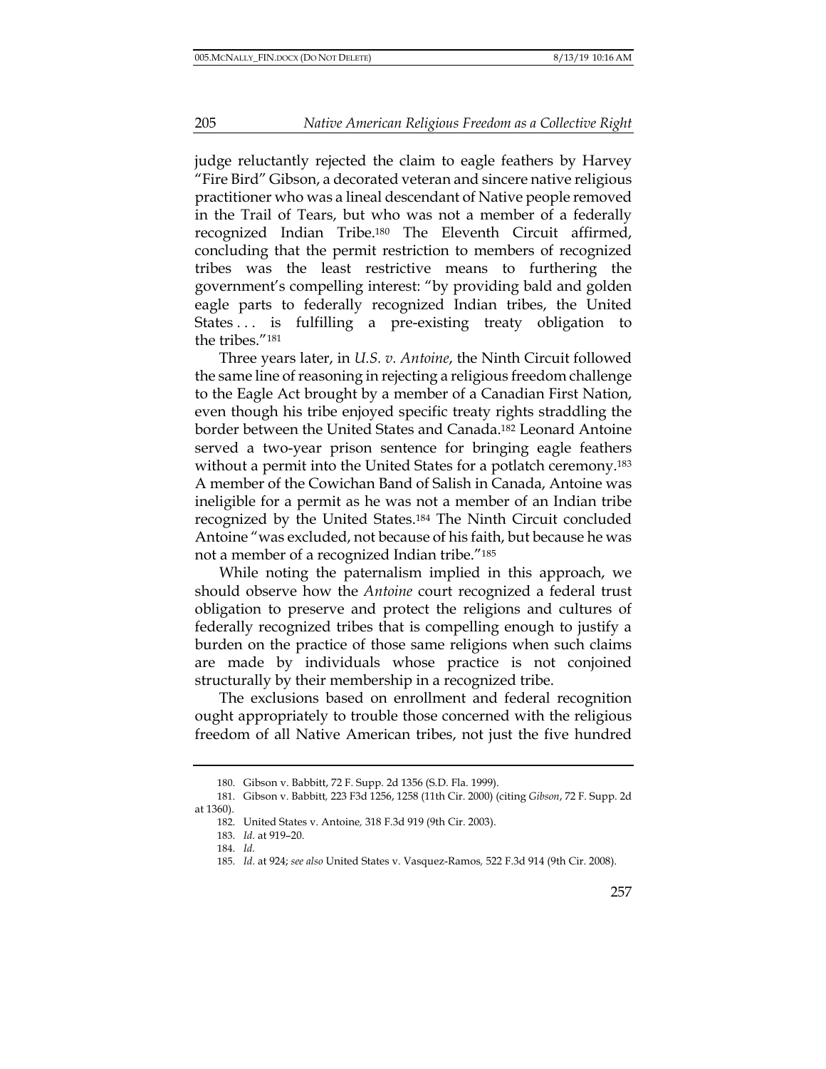judge reluctantly rejected the claim to eagle feathers by Harvey "Fire Bird" Gibson, a decorated veteran and sincere native religious practitioner who was a lineal descendant of Native people removed in the Trail of Tears, but who was not a member of a federally recognized Indian Tribe.[180] The Eleventh Circuit affirmed, concluding that the permit restriction to members of recognized tribes was the least restrictive means to furthering the government's compelling interest: "by providing bald and golden eagle parts to federally recognized Indian tribes, the United States . . . is fulfilling a pre-existing treaty obligation to the tribes."[181]

Three years later, in *U.S. v. Antoine*, the Ninth Circuit followed the same line of reasoning in rejecting a religious freedom challenge to the Eagle Act brought by a member of a Canadian First Nation, even though his tribe enjoyed specific treaty rights straddling the border between the United States and Canada.[182] Leonard Antoine served a two-year prison sentence for bringing eagle feathers without a permit into the United States for a potlatch ceremony.[183] A member of the Cowichan Band of Salish in Canada, Antoine was ineligible for a permit as he was not a member of an Indian tribe recognized by the United States.[184] The Ninth Circuit concluded Antoine "was excluded, not because of his faith, but because he was not a member of a recognized Indian tribe."[185]

While noting the paternalism implied in this approach, we should observe how the *Antoine* court recognized a federal trust obligation to preserve and protect the religions and cultures of federally recognized tribes that is compelling enough to justify a burden on the practice of those same religions when such claims are made by individuals whose practice is not conjoined structurally by their membership in a recognized tribe.

The exclusions based on enrollment and federal recognition ought appropriately to trouble those concerned with the religious freedom of all Native American tribes, not just the five hundred

---

180. Gibson v. Babbitt, 72 F. Supp. 2d 1356 (S.D. Fla. 1999).

181. Gibson v. Babbitt, 223 F3d 1256, 1258 (11th Cir. 2000) (citing *Gibson*, 72 F. Supp. 2d at 1360).

182. United States v. Antoine, 318 F.3d 919 (9th Cir. 2003).

183. *Id.* at 919–20.

184. *Id.*

185. *Id.* at 924; *see also* United States v. Vasquez-Ramos, 522 F.3d 914 (9th Cir. 2008).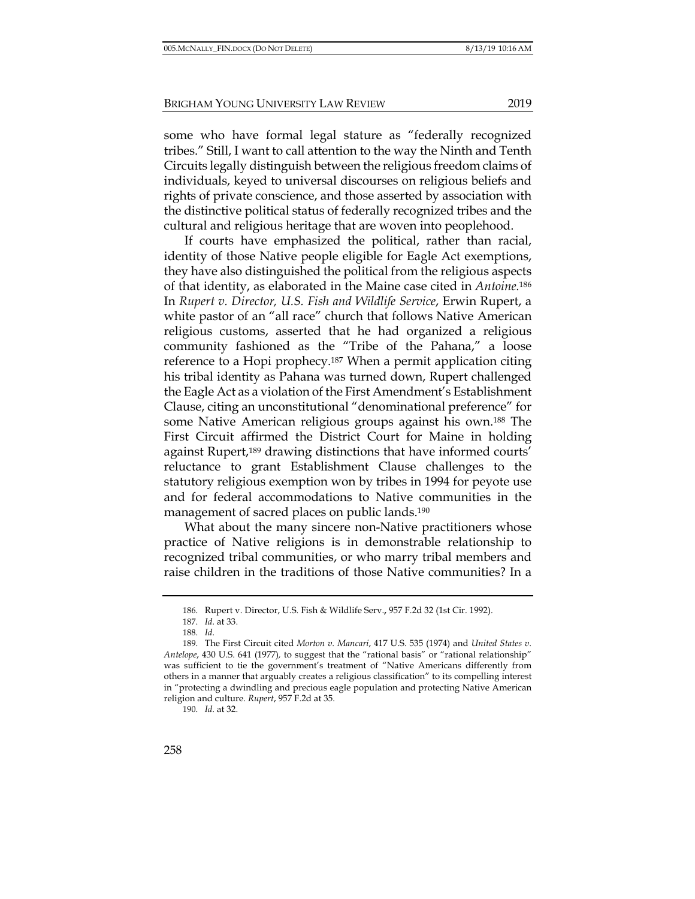some who have formal legal stature as "federally recognized tribes." Still, I want to call attention to the way the Ninth and Tenth Circuits legally distinguish between the religious freedom claims of individuals, keyed to universal discourses on religious beliefs and rights of private conscience, and those asserted by association with the distinctive political status of federally recognized tribes and the cultural and religious heritage that are woven into peoplehood.

If courts have emphasized the political, rather than racial, identity of those Native people eligible for Eagle Act exemptions, they have also distinguished the political from the religious aspects of that identity, as elaborated in the Maine case cited in *Antoine.*[186] In *Rupert v. Director, U.S. Fish and Wildlife Service*, Erwin Rupert, a white pastor of an "all race" church that follows Native American religious customs, asserted that he had organized a religious community fashioned as the "Tribe of the Pahana," a loose reference to a Hopi prophecy.[187] When a permit application citing his tribal identity as Pahana was turned down, Rupert challenged the Eagle Act as a violation of the First Amendment's Establishment Clause, citing an unconstitutional "denominational preference" for some Native American religious groups against his own.[188] The First Circuit affirmed the District Court for Maine in holding against Rupert,[189] drawing distinctions that have informed courts' reluctance to grant Establishment Clause challenges to the statutory religious exemption won by tribes in 1994 for peyote use and for federal accommodations to Native communities in the management of sacred places on public lands.[190]

What about the many sincere non-Native practitioners whose practice of Native religions is in demonstrable relationship to recognized tribal communities, or who marry tribal members and raise children in the traditions of those Native communities? In a

---

186. Rupert v. Director, U.S. Fish & Wildlife Serv., 957 F.2d 32 (1st Cir. 1992).

187. *Id.* at 33.

188. *Id.*

189. The First Circuit cited *Morton v. Mancari*, 417 U.S. 535 (1974) and *United States v. Antelope*, 430 U.S. 641 (1977), to suggest that the "rational basis" or "rational relationship" was sufficient to tie the government's treatment of "Native Americans differently from others in a manner that arguably creates a religious classification" to its compelling interest in "protecting a dwindling and precious eagle population and protecting Native American religion and culture. *Rupert*, 957 F.2d at 35.

190. *Id.* at 32.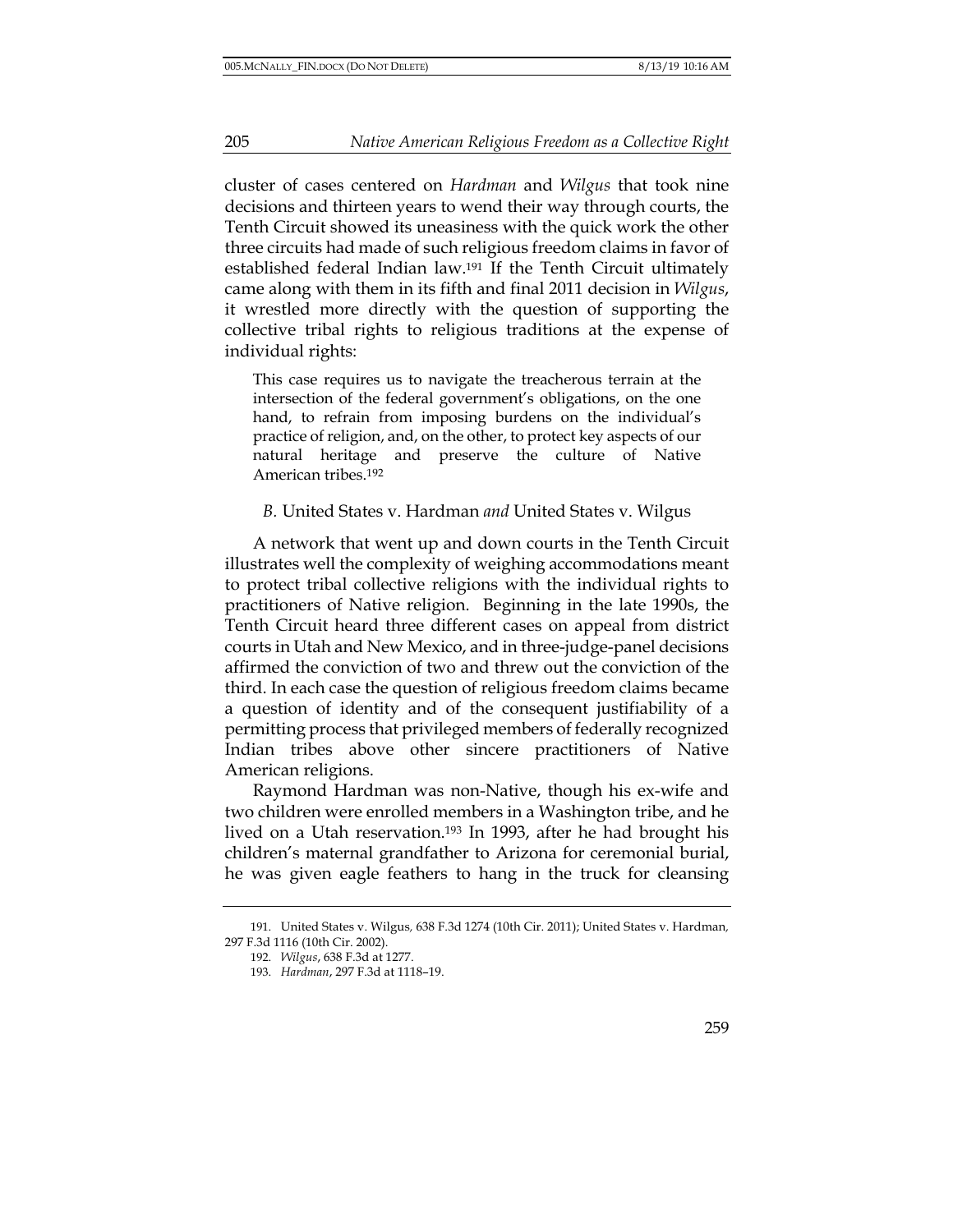cluster of cases centered on *Hardman* and *Wilgus* that took nine decisions and thirteen years to wend their way through courts, the Tenth Circuit showed its uneasiness with the quick work the other three circuits had made of such religious freedom claims in favor of established federal Indian law.[191] If the Tenth Circuit ultimately came along with them in its fifth and final 2011 decision in *Wilgus*, it wrestled more directly with the question of supporting the collective tribal rights to religious traditions at the expense of individual rights:

> This case requires us to navigate the treacherous terrain at the intersection of the federal government's obligations, on the one hand, to refrain from imposing burdens on the individual's practice of religion, and, on the other, to protect key aspects of our natural heritage and preserve the culture of Native American tribes.[192]

### *B.* United States v. Hardman *and* United States v. Wilgus

A network that went up and down courts in the Tenth Circuit illustrates well the complexity of weighing accommodations meant to protect tribal collective religions with the individual rights to practitioners of Native religion. Beginning in the late 1990s, the Tenth Circuit heard three different cases on appeal from district courts in Utah and New Mexico, and in three-judge-panel decisions affirmed the conviction of two and threw out the conviction of the third. In each case the question of religious freedom claims became a question of identity and of the consequent justifiability of a permitting process that privileged members of federally recognized Indian tribes above other sincere practitioners of Native American religions.

Raymond Hardman was non-Native, though his ex-wife and two children were enrolled members in a Washington tribe, and he lived on a Utah reservation.[193] In 1993, after he had brought his children's maternal grandfather to Arizona for ceremonial burial, he was given eagle feathers to hang in the truck for cleansing

---

191. United States v. Wilgus, 638 F.3d 1274 (10th Cir. 2011); United States v. Hardman, 297 F.3d 1116 (10th Cir. 2002).

192. *Wilgus*, 638 F.3d at 1277.

193. *Hardman*, 297 F.3d at 1118–19.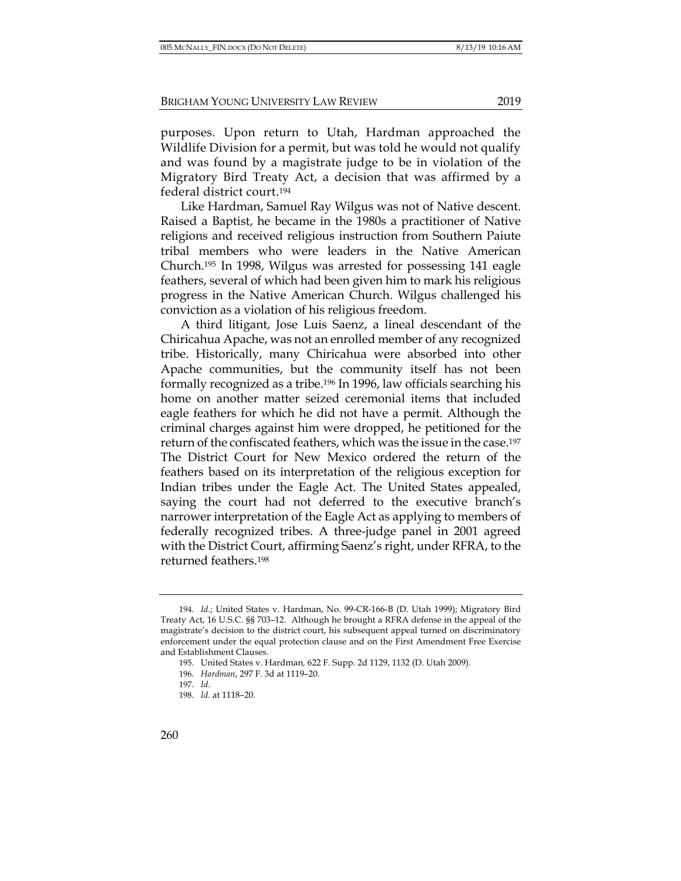purposes. Upon return to Utah, Hardman approached the Wildlife Division for a permit, but was told he would not qualify and was found by a magistrate judge to be in violation of the Migratory Bird Treaty Act, a decision that was affirmed by a federal district court.[194]

Like Hardman, Samuel Ray Wilgus was not of Native descent. Raised a Baptist, he became in the 1980s a practitioner of Native religions and received religious instruction from Southern Paiute tribal members who were leaders in the Native American Church.[195] In 1998, Wilgus was arrested for possessing 141 eagle feathers, several of which had been given him to mark his religious progress in the Native American Church. Wilgus challenged his conviction as a violation of his religious freedom.

A third litigant, Jose Luis Saenz, a lineal descendant of the Chiricahua Apache, was not an enrolled member of any recognized tribe. Historically, many Chiricahua were absorbed into other Apache communities, but the community itself has not been formally recognized as a tribe.[196] In 1996, law officials searching his home on another matter seized ceremonial items that included eagle feathers for which he did not have a permit. Although the criminal charges against him were dropped, he petitioned for the return of the confiscated feathers, which was the issue in the case.[197] The District Court for New Mexico ordered the return of the feathers based on its interpretation of the religious exception for Indian tribes under the Eagle Act. The United States appealed, saying the court had not deferred to the executive branch's narrower interpretation of the Eagle Act as applying to members of federally recognized tribes. A three-judge panel in 2001 agreed with the District Court, affirming Saenz's right, under RFRA, to the returned feathers.[198]

---

194. *Id.*; United States v. Hardman, No. 99-CR-166-B (D. Utah 1999); Migratory Bird Treaty Act, 16 U.S.C. §§ 703–12. Although he brought a RFRA defense in the appeal of the magistrate's decision to the district court, his subsequent appeal turned on discriminatory enforcement under the equal protection clause and on the First Amendment Free Exercise and Establishment Clauses.

195. United States v. Hardman, 622 F. Supp. 2d 1129, 1132 (D. Utah 2009).

196. *Hardman*, 297 F. 3d at 1119–20.

197. *Id.*

198. *Id.* at 1118–20.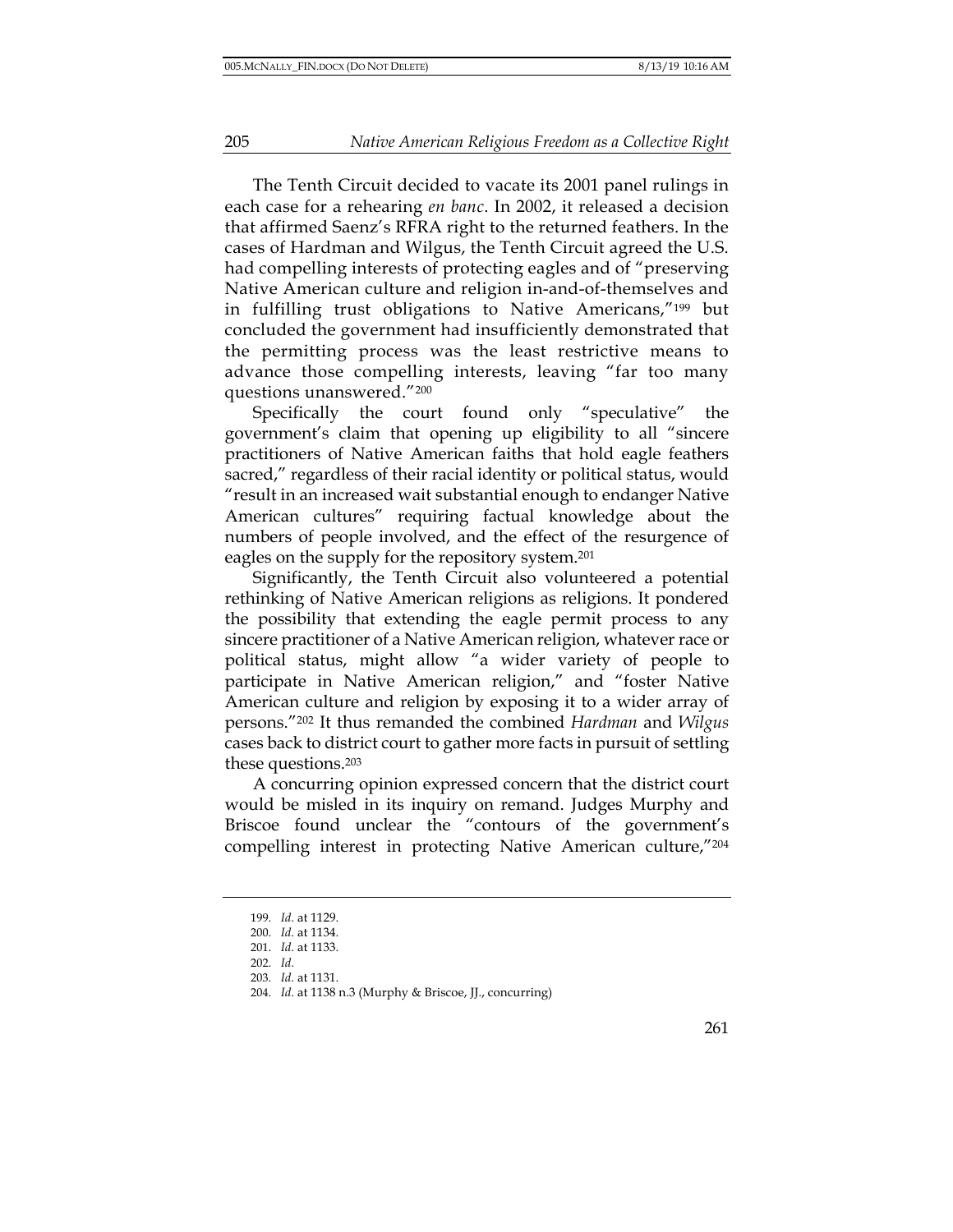The Tenth Circuit decided to vacate its 2001 panel rulings in each case for a rehearing *en banc*. In 2002, it released a decision that affirmed Saenz's RFRA right to the returned feathers. In the cases of Hardman and Wilgus, the Tenth Circuit agreed the U.S. had compelling interests of protecting eagles and of "preserving Native American culture and religion in-and-of-themselves and in fulfilling trust obligations to Native Americans,"[199] but concluded the government had insufficiently demonstrated that the permitting process was the least restrictive means to advance those compelling interests, leaving "far too many questions unanswered."[200]

Specifically the court found only "speculative" the government's claim that opening up eligibility to all "sincere practitioners of Native American faiths that hold eagle feathers sacred," regardless of their racial identity or political status, would "result in an increased wait substantial enough to endanger Native American cultures" requiring factual knowledge about the numbers of people involved, and the effect of the resurgence of eagles on the supply for the repository system.[201]

Significantly, the Tenth Circuit also volunteered a potential rethinking of Native American religions as religions. It pondered the possibility that extending the eagle permit process to any sincere practitioner of a Native American religion, whatever race or political status, might allow "a wider variety of people to participate in Native American religion," and "foster Native American culture and religion by exposing it to a wider array of persons."[202] It thus remanded the combined *Hardman* and *Wilgus* cases back to district court to gather more facts in pursuit of settling these questions.[203]

A concurring opinion expressed concern that the district court would be misled in its inquiry on remand. Judges Murphy and Briscoe found unclear the "contours of the government's compelling interest in protecting Native American culture,"[204]

199. *Id.* at 1129.
200. *Id.* at 1134.
201. *Id.* at 1133.
202. *Id.*
203. *Id.* at 1131.
204. *Id.* at 1138 n.3 (Murphy & Briscoe, JJ., concurring)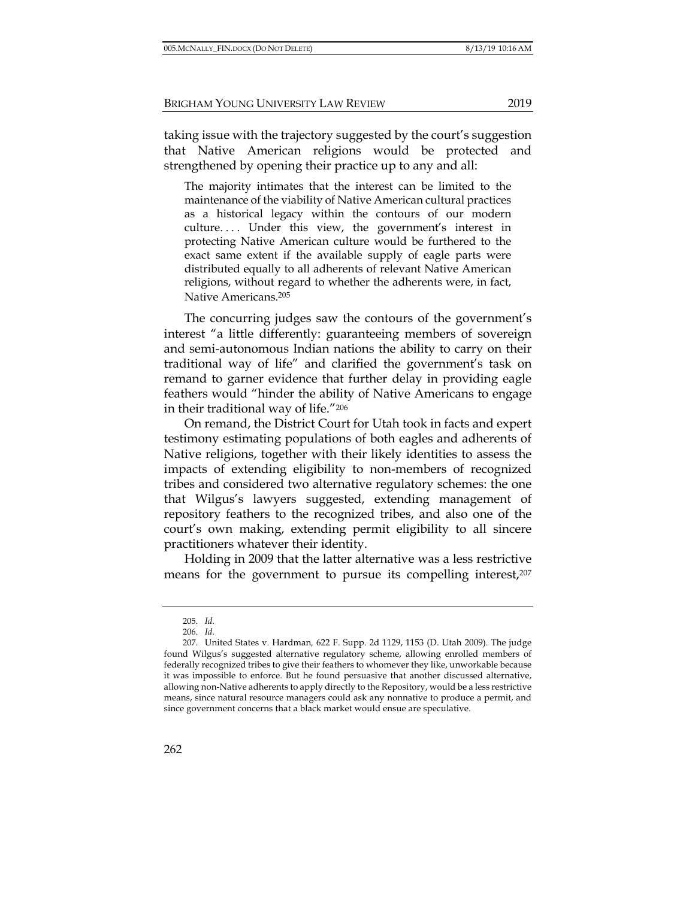taking issue with the trajectory suggested by the court's suggestion that Native American religions would be protected and strengthened by opening their practice up to any and all:

> The majority intimates that the interest can be limited to the maintenance of the viability of Native American cultural practices as a historical legacy within the contours of our modern culture. . . . Under this view, the government's interest in protecting Native American culture would be furthered to the exact same extent if the available supply of eagle parts were distributed equally to all adherents of relevant Native American religions, without regard to whether the adherents were, in fact, Native Americans.[205]

The concurring judges saw the contours of the government's interest "a little differently: guaranteeing members of sovereign and semi-autonomous Indian nations the ability to carry on their traditional way of life" and clarified the government's task on remand to garner evidence that further delay in providing eagle feathers would "hinder the ability of Native Americans to engage in their traditional way of life."[206]

On remand, the District Court for Utah took in facts and expert testimony estimating populations of both eagles and adherents of Native religions, together with their likely identities to assess the impacts of extending eligibility to non-members of recognized tribes and considered two alternative regulatory schemes: the one that Wilgus's lawyers suggested, extending management of repository feathers to the recognized tribes, and also one of the court's own making, extending permit eligibility to all sincere practitioners whatever their identity.

Holding in 2009 that the latter alternative was a less restrictive means for the government to pursue its compelling interest,[207]

---

205. *Id.*

206. *Id.*

207. United States v. Hardman, 622 F. Supp. 2d 1129, 1153 (D. Utah 2009). The judge found Wilgus's suggested alternative regulatory scheme, allowing enrolled members of federally recognized tribes to give their feathers to whomever they like, unworkable because it was impossible to enforce. But he found persuasive that another discussed alternative, allowing non-Native adherents to apply directly to the Repository, would be a less restrictive means, since natural resource managers could ask any nonnative to produce a permit, and since government concerns that a black market would ensue are speculative.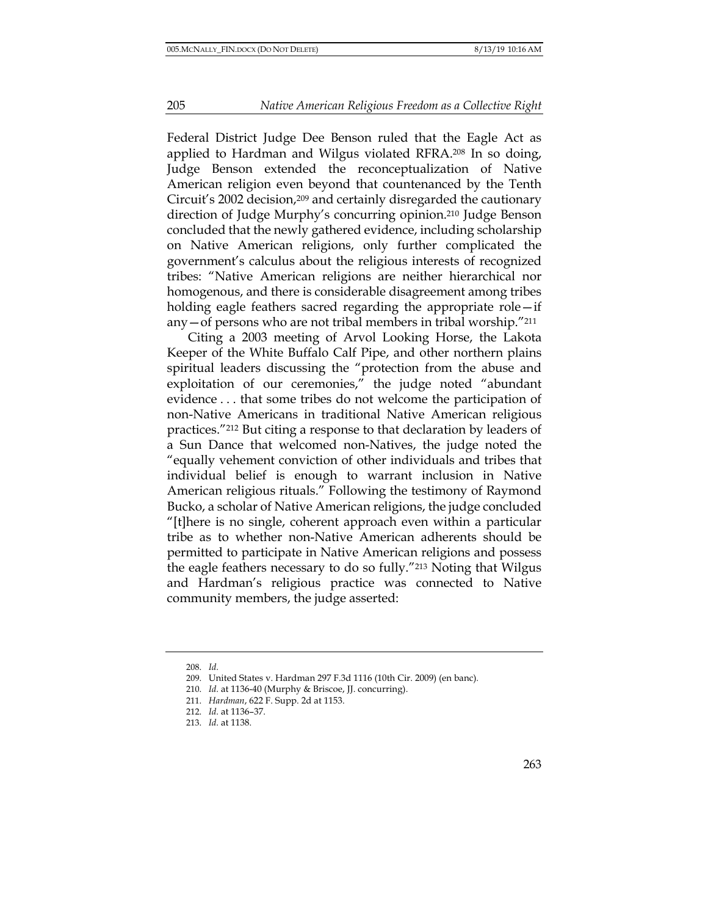Federal District Judge Dee Benson ruled that the Eagle Act as applied to Hardman and Wilgus violated RFRA.[208] In so doing, Judge Benson extended the reconceptualization of Native American religion even beyond that countenanced by the Tenth Circuit's 2002 decision,[209] and certainly disregarded the cautionary direction of Judge Murphy's concurring opinion.[210] Judge Benson concluded that the newly gathered evidence, including scholarship on Native American religions, only further complicated the government's calculus about the religious interests of recognized tribes: "Native American religions are neither hierarchical nor homogenous, and there is considerable disagreement among tribes holding eagle feathers sacred regarding the appropriate role—if any—of persons who are not tribal members in tribal worship."[211]

Citing a 2003 meeting of Arvol Looking Horse, the Lakota Keeper of the White Buffalo Calf Pipe, and other northern plains spiritual leaders discussing the "protection from the abuse and exploitation of our ceremonies," the judge noted "abundant evidence . . . that some tribes do not welcome the participation of non-Native Americans in traditional Native American religious practices."[212] But citing a response to that declaration by leaders of a Sun Dance that welcomed non-Natives, the judge noted the "equally vehement conviction of other individuals and tribes that individual belief is enough to warrant inclusion in Native American religious rituals." Following the testimony of Raymond Bucko, a scholar of Native American religions, the judge concluded "[t]here is no single, coherent approach even within a particular tribe as to whether non-Native American adherents should be permitted to participate in Native American religions and possess the eagle feathers necessary to do so fully."[213] Noting that Wilgus and Hardman's religious practice was connected to Native community members, the judge asserted:

---

208. *Id.*

209. United States v. Hardman 297 F.3d 1116 (10th Cir. 2009) (en banc).

210. *Id.* at 1136-40 (Murphy & Briscoe, JJ. concurring).

211. *Hardman*, 622 F. Supp. 2d at 1153.

212. *Id.* at 1136–37.

213. *Id.* at 1138.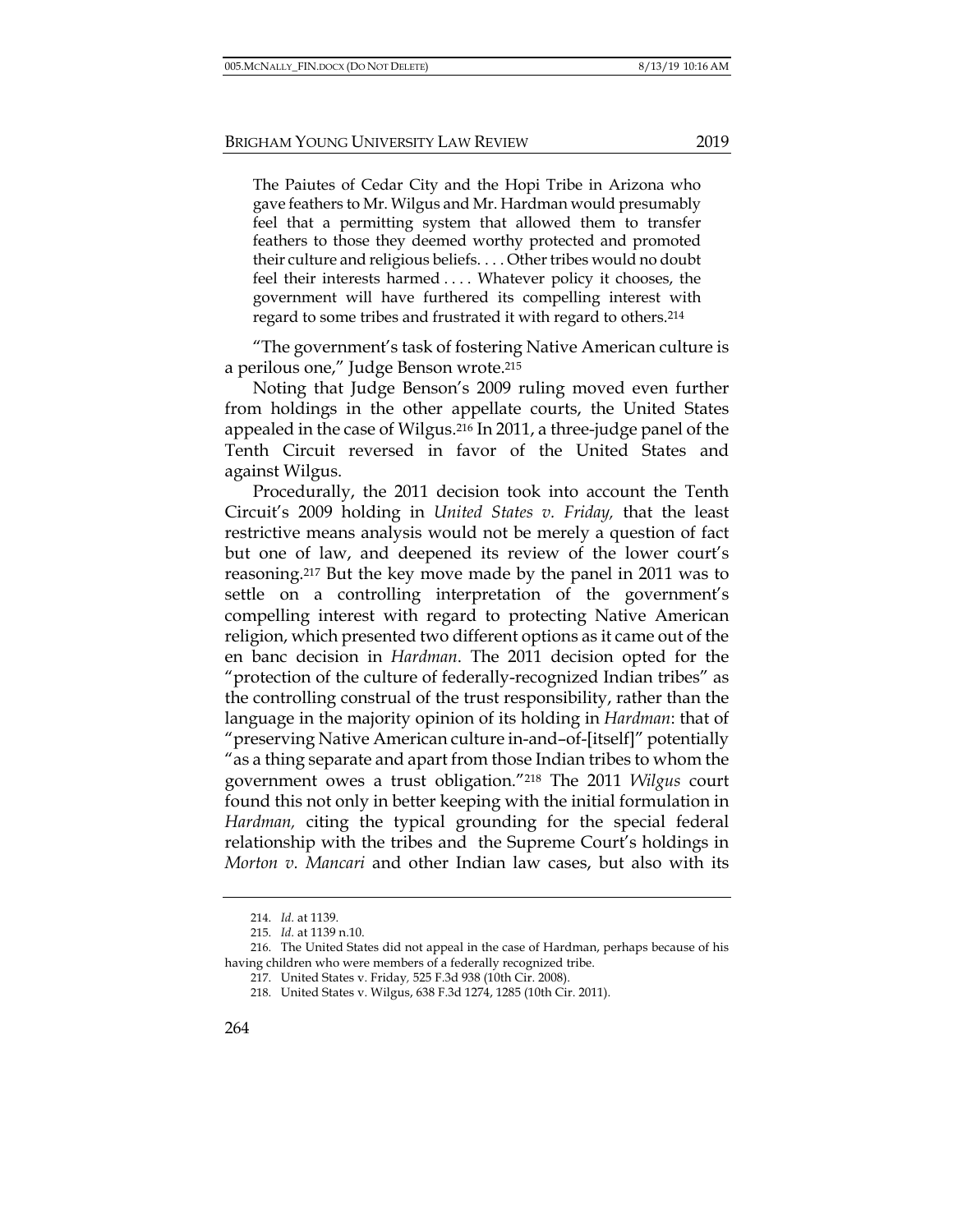> The Paiutes of Cedar City and the Hopi Tribe in Arizona who gave feathers to Mr. Wilgus and Mr. Hardman would presumably feel that a permitting system that allowed them to transfer feathers to those they deemed worthy protected and promoted their culture and religious beliefs. . . . Other tribes would no doubt feel their interests harmed . . . . Whatever policy it chooses, the government will have furthered its compelling interest with regard to some tribes and frustrated it with regard to others.[214]

"The government's task of fostering Native American culture is a perilous one," Judge Benson wrote.[215]

Noting that Judge Benson's 2009 ruling moved even further from holdings in the other appellate courts, the United States appealed in the case of Wilgus.[216] In 2011, a three-judge panel of the Tenth Circuit reversed in favor of the United States and against Wilgus.

Procedurally, the 2011 decision took into account the Tenth Circuit's 2009 holding in *United States v. Friday,* that the least restrictive means analysis would not be merely a question of fact but one of law, and deepened its review of the lower court's reasoning.[217] But the key move made by the panel in 2011 was to settle on a controlling interpretation of the government's compelling interest with regard to protecting Native American religion, which presented two different options as it came out of the en banc decision in *Hardman*. The 2011 decision opted for the "protection of the culture of federally-recognized Indian tribes" as the controlling construal of the trust responsibility, rather than the language in the majority opinion of its holding in *Hardman*: that of "preserving Native American culture in-and–of-[itself]" potentially "as a thing separate and apart from those Indian tribes to whom the government owes a trust obligation."[218] The 2011 *Wilgus* court found this not only in better keeping with the initial formulation in *Hardman,* citing the typical grounding for the special federal relationship with the tribes and the Supreme Court's holdings in *Morton v. Mancari* and other Indian law cases, but also with its

---

214. *Id.* at 1139.

215. *Id.* at 1139 n.10.

216. The United States did not appeal in the case of Hardman, perhaps because of his having children who were members of a federally recognized tribe.

217. United States v. Friday*,* 525 F.3d 938 (10th Cir. 2008).

218. United States v. Wilgus, 638 F.3d 1274, 1285 (10th Cir. 2011).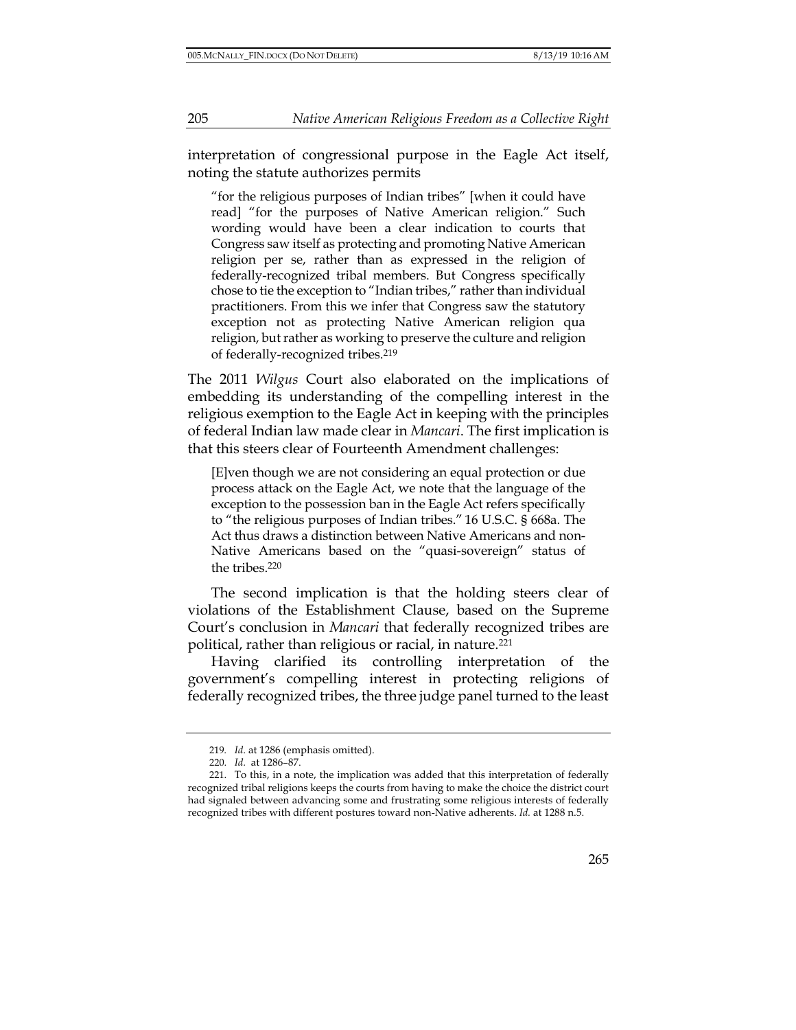interpretation of congressional purpose in the Eagle Act itself, noting the statute authorizes permits

> "for the religious purposes of Indian tribes" [when it could have read] "for the purposes of Native American religion." Such wording would have been a clear indication to courts that Congress saw itself as protecting and promoting Native American religion per se, rather than as expressed in the religion of federally-recognized tribal members. But Congress specifically chose to tie the exception to "Indian tribes," rather than individual practitioners. From this we infer that Congress saw the statutory exception not as protecting Native American religion qua religion, but rather as working to preserve the culture and religion of federally-recognized tribes.[219]

The 2011 *Wilgus* Court also elaborated on the implications of embedding its understanding of the compelling interest in the religious exemption to the Eagle Act in keeping with the principles of federal Indian law made clear in *Mancari*. The first implication is that this steers clear of Fourteenth Amendment challenges:

> [E]ven though we are not considering an equal protection or due process attack on the Eagle Act, we note that the language of the exception to the possession ban in the Eagle Act refers specifically to "the religious purposes of Indian tribes." 16 U.S.C. § 668a. The Act thus draws a distinction between Native Americans and non-Native Americans based on the "quasi-sovereign" status of the tribes.[220]

The second implication is that the holding steers clear of violations of the Establishment Clause, based on the Supreme Court's conclusion in *Mancari* that federally recognized tribes are political, rather than religious or racial, in nature.[221]

Having clarified its controlling interpretation of the government's compelling interest in protecting religions of federally recognized tribes, the three judge panel turned to the least

---

219. *Id.* at 1286 (emphasis omitted).

220. *Id.* at 1286–87.

221. To this, in a note, the implication was added that this interpretation of federally recognized tribal religions keeps the courts from having to make the choice the district court had signaled between advancing some and frustrating some religious interests of federally recognized tribes with different postures toward non-Native adherents. *Id.* at 1288 n.5.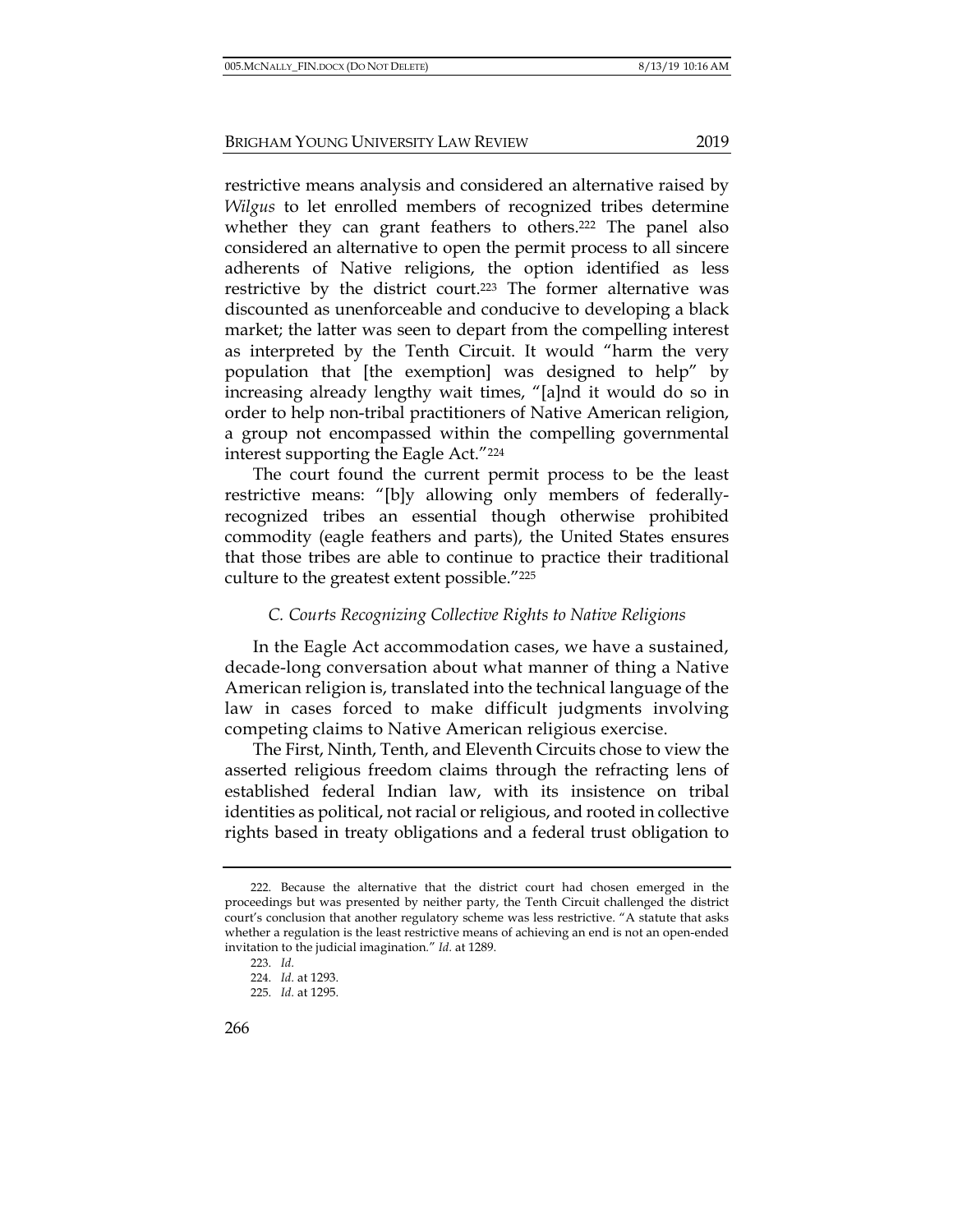restrictive means analysis and considered an alternative raised by *Wilgus* to let enrolled members of recognized tribes determine whether they can grant feathers to others.[222] The panel also considered an alternative to open the permit process to all sincere adherents of Native religions, the option identified as less restrictive by the district court.[223] The former alternative was discounted as unenforceable and conducive to developing a black market; the latter was seen to depart from the compelling interest as interpreted by the Tenth Circuit. It would "harm the very population that [the exemption] was designed to help" by increasing already lengthy wait times, "[a]nd it would do so in order to help non-tribal practitioners of Native American religion, a group not encompassed within the compelling governmental interest supporting the Eagle Act."[224]

The court found the current permit process to be the least restrictive means: "[b]y allowing only members of federally-recognized tribes an essential though otherwise prohibited commodity (eagle feathers and parts), the United States ensures that those tribes are able to continue to practice their traditional culture to the greatest extent possible."[225]

### *C. Courts Recognizing Collective Rights to Native Religions*

In the Eagle Act accommodation cases, we have a sustained, decade-long conversation about what manner of thing a Native American religion is, translated into the technical language of the law in cases forced to make difficult judgments involving competing claims to Native American religious exercise.

The First, Ninth, Tenth, and Eleventh Circuits chose to view the asserted religious freedom claims through the refracting lens of established federal Indian law, with its insistence on tribal identities as political, not racial or religious, and rooted in collective rights based in treaty obligations and a federal trust obligation to

---

222. Because the alternative that the district court had chosen emerged in the proceedings but was presented by neither party, the Tenth Circuit challenged the district court's conclusion that another regulatory scheme was less restrictive. "A statute that asks whether a regulation is the least restrictive means of achieving an end is not an open-ended invitation to the judicial imagination." *Id.* at 1289.

223. *Id.*

224. *Id.* at 1293.

225. *Id.* at 1295.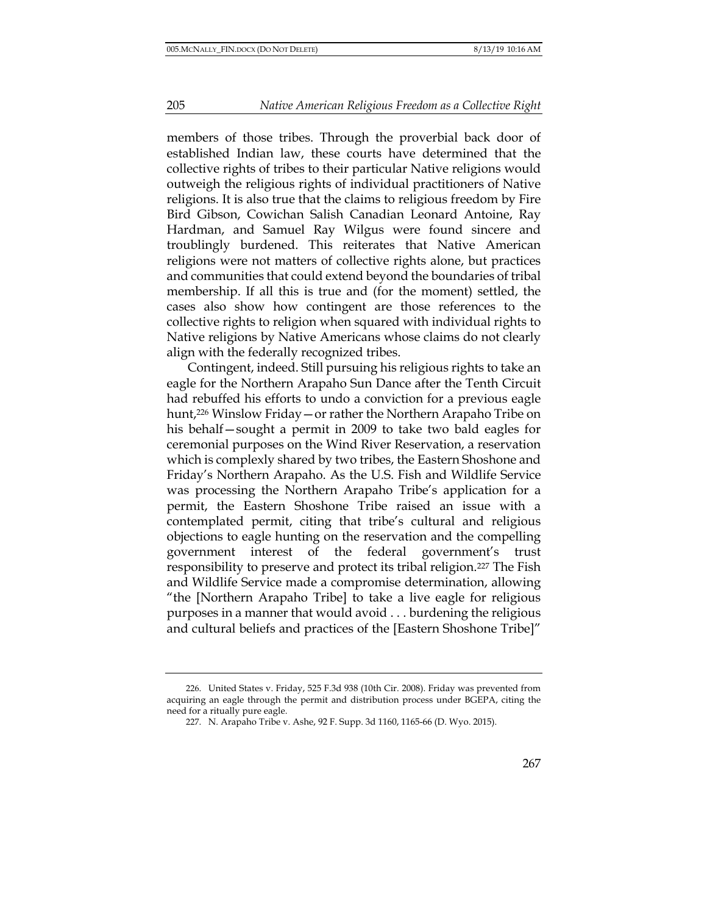members of those tribes. Through the proverbial back door of established Indian law, these courts have determined that the collective rights of tribes to their particular Native religions would outweigh the religious rights of individual practitioners of Native religions. It is also true that the claims to religious freedom by Fire Bird Gibson, Cowichan Salish Canadian Leonard Antoine, Ray Hardman, and Samuel Ray Wilgus were found sincere and troublingly burdened. This reiterates that Native American religions were not matters of collective rights alone, but practices and communities that could extend beyond the boundaries of tribal membership. If all this is true and (for the moment) settled, the cases also show how contingent are those references to the collective rights to religion when squared with individual rights to Native religions by Native Americans whose claims do not clearly align with the federally recognized tribes.

Contingent, indeed. Still pursuing his religious rights to take an eagle for the Northern Arapaho Sun Dance after the Tenth Circuit had rebuffed his efforts to undo a conviction for a previous eagle hunt,[226] Winslow Friday—or rather the Northern Arapaho Tribe on his behalf—sought a permit in 2009 to take two bald eagles for ceremonial purposes on the Wind River Reservation, a reservation which is complexly shared by two tribes, the Eastern Shoshone and Friday's Northern Arapaho. As the U.S. Fish and Wildlife Service was processing the Northern Arapaho Tribe's application for a permit, the Eastern Shoshone Tribe raised an issue with a contemplated permit, citing that tribe's cultural and religious objections to eagle hunting on the reservation and the compelling government interest of the federal government's trust responsibility to preserve and protect its tribal religion.[227] The Fish and Wildlife Service made a compromise determination, allowing "the [Northern Arapaho Tribe] to take a live eagle for religious purposes in a manner that would avoid . . . burdening the religious and cultural beliefs and practices of the [Eastern Shoshone Tribe]"

---

226. United States v. Friday, 525 F.3d 938 (10th Cir. 2008). Friday was prevented from acquiring an eagle through the permit and distribution process under BGEPA, citing the need for a ritually pure eagle.

227. N. Arapaho Tribe v. Ashe, 92 F. Supp. 3d 1160, 1165-66 (D. Wyo. 2015).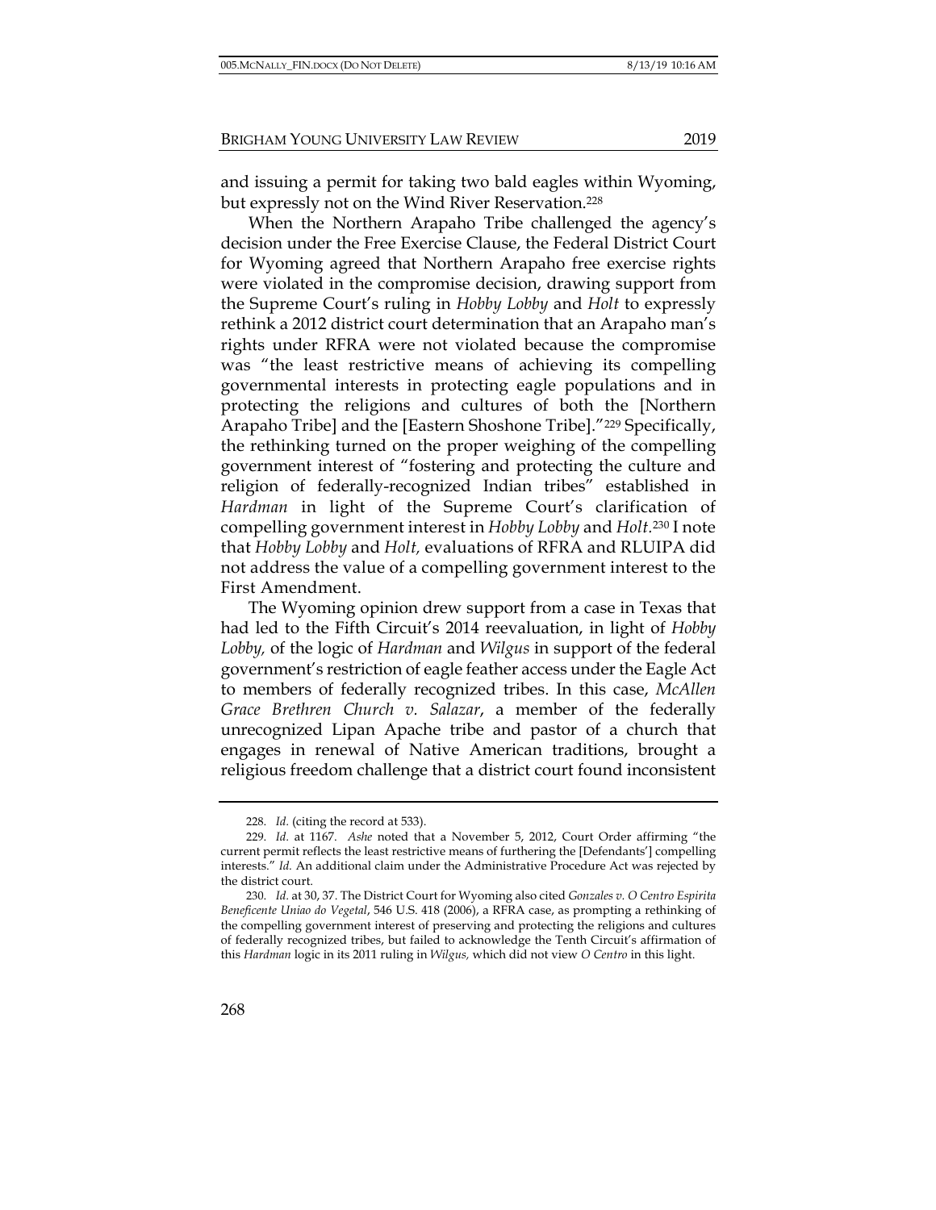and issuing a permit for taking two bald eagles within Wyoming, but expressly not on the Wind River Reservation.[228]

When the Northern Arapaho Tribe challenged the agency's decision under the Free Exercise Clause, the Federal District Court for Wyoming agreed that Northern Arapaho free exercise rights were violated in the compromise decision, drawing support from the Supreme Court's ruling in *Hobby Lobby* and *Holt* to expressly rethink a 2012 district court determination that an Arapaho man's rights under RFRA were not violated because the compromise was "the least restrictive means of achieving its compelling governmental interests in protecting eagle populations and in protecting the religions and cultures of both the [Northern Arapaho Tribe] and the [Eastern Shoshone Tribe]."[229] Specifically, the rethinking turned on the proper weighing of the compelling government interest of "fostering and protecting the culture and religion of federally-recognized Indian tribes" established in *Hardman* in light of the Supreme Court's clarification of compelling government interest in *Hobby Lobby* and *Holt*.[230] I note that *Hobby Lobby* and *Holt,* evaluations of RFRA and RLUIPA did not address the value of a compelling government interest to the First Amendment.

The Wyoming opinion drew support from a case in Texas that had led to the Fifth Circuit's 2014 reevaluation, in light of *Hobby Lobby,* of the logic of *Hardman* and *Wilgus* in support of the federal government's restriction of eagle feather access under the Eagle Act to members of federally recognized tribes. In this case, *McAllen Grace Brethren Church v. Salazar*, a member of the federally unrecognized Lipan Apache tribe and pastor of a church that engages in renewal of Native American traditions, brought a religious freedom challenge that a district court found inconsistent

---

228. *Id.* (citing the record at 533).

229. *Id.* at 1167. *Ashe* noted that a November 5, 2012, Court Order affirming "the current permit reflects the least restrictive means of furthering the [Defendants'] compelling interests." *Id.* An additional claim under the Administrative Procedure Act was rejected by the district court.

230. *Id.* at 30, 37. The District Court for Wyoming also cited *Gonzales v. O Centro Espirita Beneficente Uniao do Vegetal*, 546 U.S. 418 (2006), a RFRA case, as prompting a rethinking of the compelling government interest of preserving and protecting the religions and cultures of federally recognized tribes, but failed to acknowledge the Tenth Circuit's affirmation of this *Hardman* logic in its 2011 ruling in *Wilgus,* which did not view *O Centro* in this light.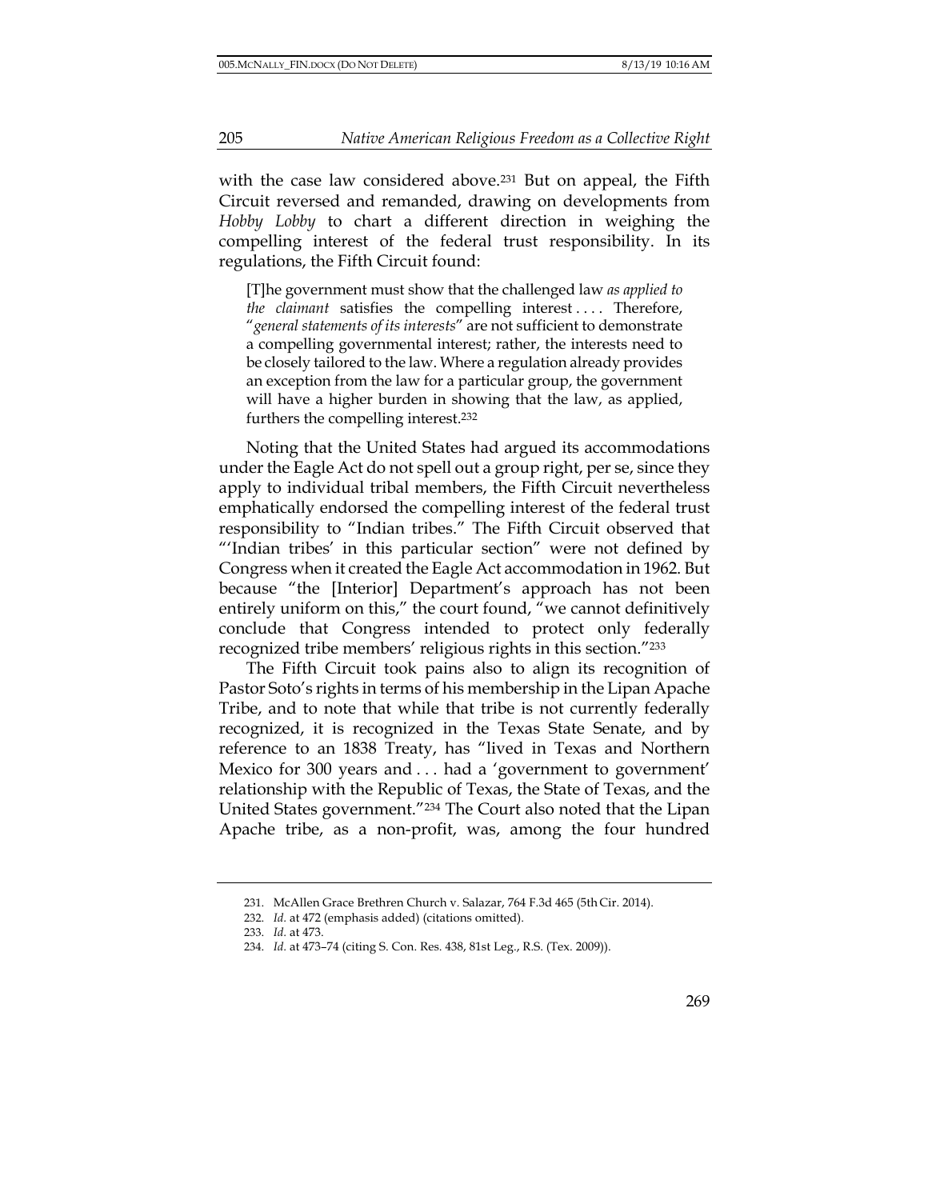with the case law considered above.[231] But on appeal, the Fifth Circuit reversed and remanded, drawing on developments from *Hobby Lobby* to chart a different direction in weighing the compelling interest of the federal trust responsibility. In its regulations, the Fifth Circuit found:

> [T]he government must show that the challenged law *as applied to the claimant* satisfies the compelling interest . . . . Therefore, "*general statements of its interests*" are not sufficient to demonstrate a compelling governmental interest; rather, the interests need to be closely tailored to the law. Where a regulation already provides an exception from the law for a particular group, the government will have a higher burden in showing that the law, as applied, furthers the compelling interest.[232]

Noting that the United States had argued its accommodations under the Eagle Act do not spell out a group right, per se, since they apply to individual tribal members, the Fifth Circuit nevertheless emphatically endorsed the compelling interest of the federal trust responsibility to "Indian tribes." The Fifth Circuit observed that "'Indian tribes' in this particular section" were not defined by Congress when it created the Eagle Act accommodation in 1962. But because "the [Interior] Department's approach has not been entirely uniform on this," the court found, "we cannot definitively conclude that Congress intended to protect only federally recognized tribe members' religious rights in this section."[233]

The Fifth Circuit took pains also to align its recognition of Pastor Soto's rights in terms of his membership in the Lipan Apache Tribe, and to note that while that tribe is not currently federally recognized, it is recognized in the Texas State Senate, and by reference to an 1838 Treaty, has "lived in Texas and Northern Mexico for 300 years and . . . had a 'government to government' relationship with the Republic of Texas, the State of Texas, and the United States government."[234] The Court also noted that the Lipan Apache tribe, as a non-profit, was, among the four hundred

---

231. McAllen Grace Brethren Church v. Salazar, 764 F.3d 465 (5th Cir. 2014).

232. *Id.* at 472 (emphasis added) (citations omitted).

233. *Id.* at 473.

234. *Id.* at 473–74 (citing S. Con. Res. 438, 81st Leg., R.S. (Tex. 2009)).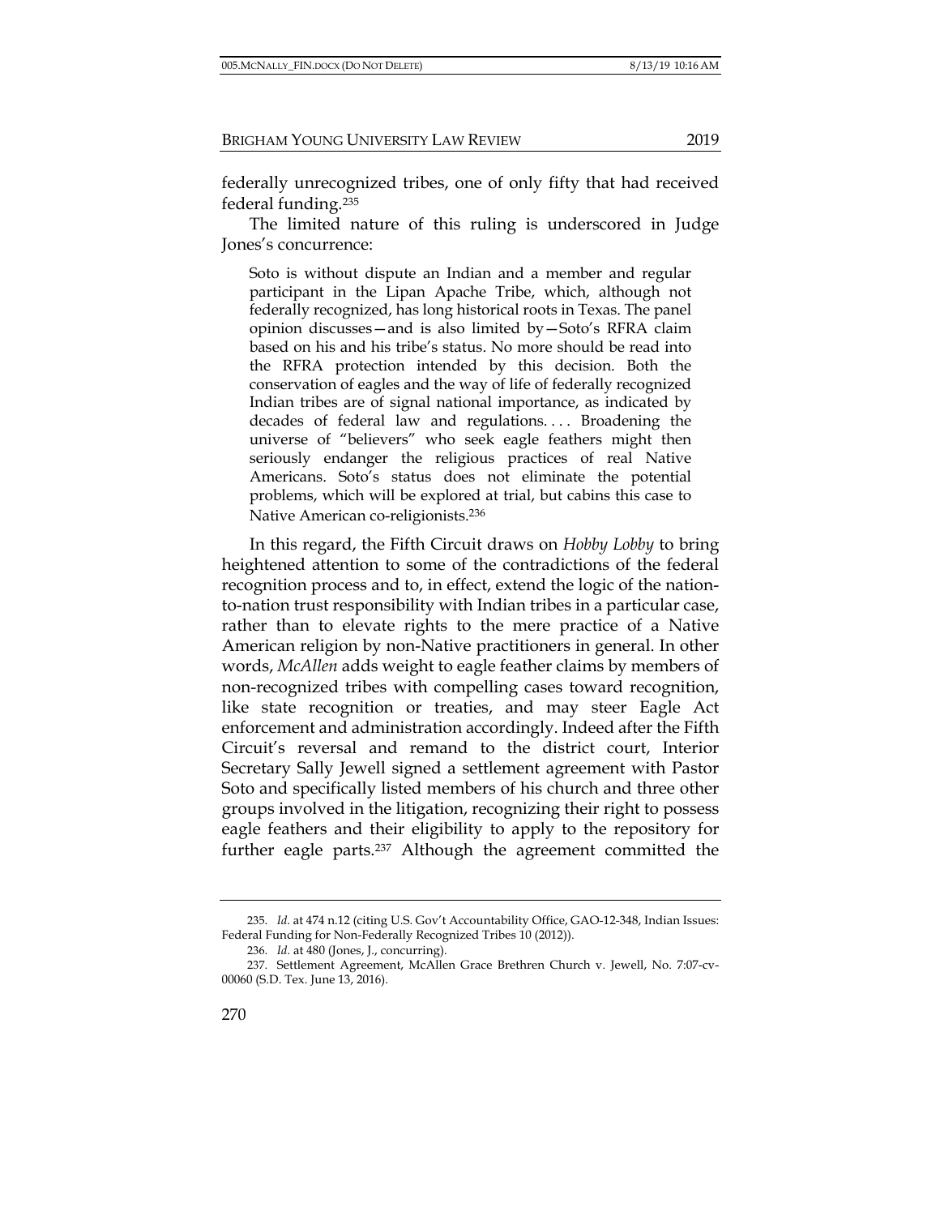federally unrecognized tribes, one of only fifty that had received federal funding.[235]

The limited nature of this ruling is underscored in Judge Jones's concurrence:

> Soto is without dispute an Indian and a member and regular participant in the Lipan Apache Tribe, which, although not federally recognized, has long historical roots in Texas. The panel opinion discusses—and is also limited by—Soto's RFRA claim based on his and his tribe's status. No more should be read into the RFRA protection intended by this decision. Both the conservation of eagles and the way of life of federally recognized Indian tribes are of signal national importance, as indicated by decades of federal law and regulations. . . . Broadening the universe of "believers" who seek eagle feathers might then seriously endanger the religious practices of real Native Americans. Soto's status does not eliminate the potential problems, which will be explored at trial, but cabins this case to Native American co-religionists.[236]

In this regard, the Fifth Circuit draws on *Hobby Lobby* to bring heightened attention to some of the contradictions of the federal recognition process and to, in effect, extend the logic of the nation-to-nation trust responsibility with Indian tribes in a particular case, rather than to elevate rights to the mere practice of a Native American religion by non-Native practitioners in general. In other words, *McAllen* adds weight to eagle feather claims by members of non-recognized tribes with compelling cases toward recognition, like state recognition or treaties, and may steer Eagle Act enforcement and administration accordingly. Indeed after the Fifth Circuit's reversal and remand to the district court, Interior Secretary Sally Jewell signed a settlement agreement with Pastor Soto and specifically listed members of his church and three other groups involved in the litigation, recognizing their right to possess eagle feathers and their eligibility to apply to the repository for further eagle parts.[237] Although the agreement committed the

---

235. *Id.* at 474 n.12 (citing U.S. Gov't Accountability Office, GAO-12-348, Indian Issues: Federal Funding for Non-Federally Recognized Tribes 10 (2012)).

236. *Id.* at 480 (Jones, J., concurring).

237. Settlement Agreement, McAllen Grace Brethren Church v. Jewell, No. 7:07-cv-00060 (S.D. Tex. June 13, 2016).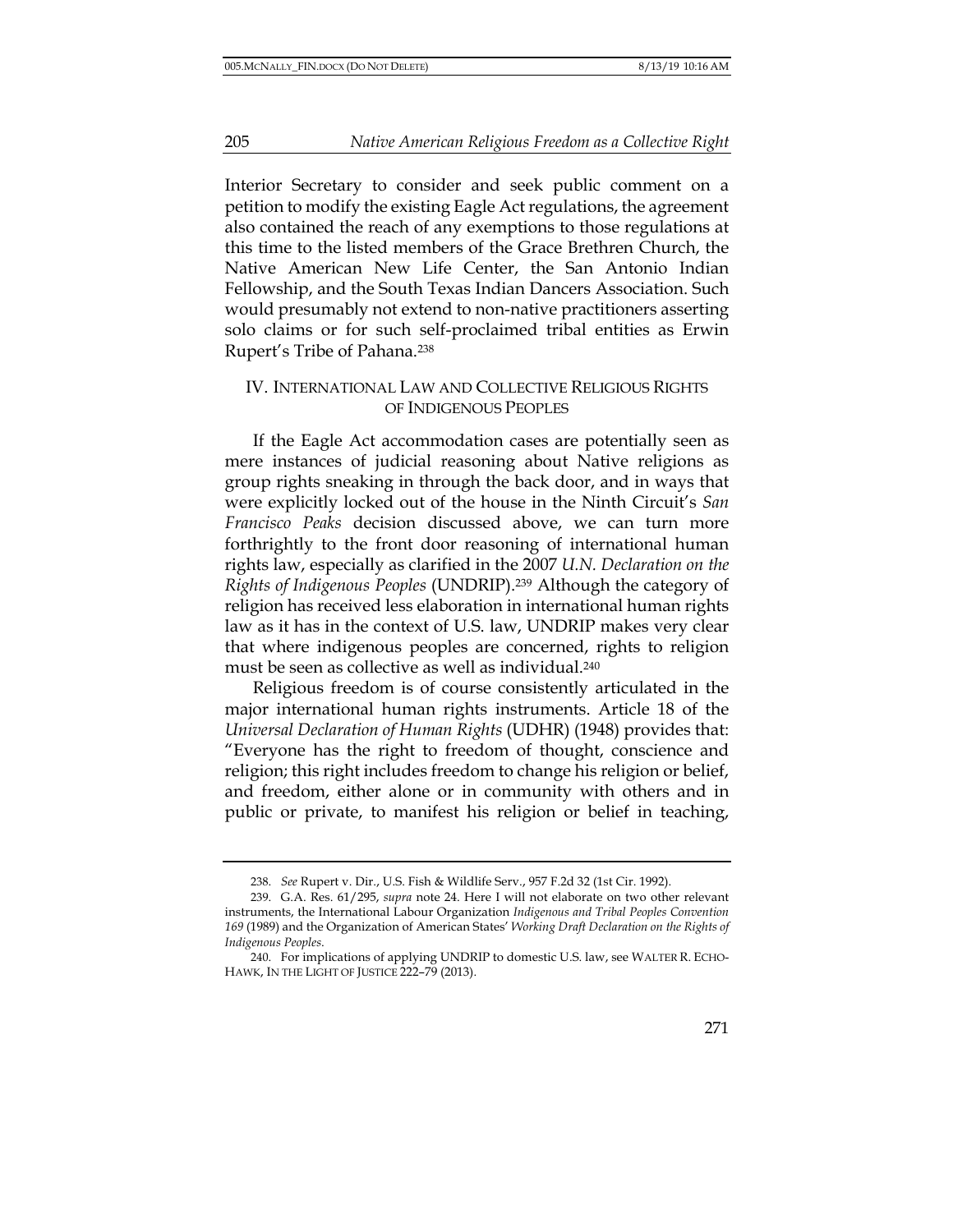Interior Secretary to consider and seek public comment on a petition to modify the existing Eagle Act regulations, the agreement also contained the reach of any exemptions to those regulations at this time to the listed members of the Grace Brethren Church, the Native American New Life Center, the San Antonio Indian Fellowship, and the South Texas Indian Dancers Association. Such would presumably not extend to non-native practitioners asserting solo claims or for such self-proclaimed tribal entities as Erwin Rupert's Tribe of Pahana.[238]

## IV. INTERNATIONAL LAW AND COLLECTIVE RELIGIOUS RIGHTS OF INDIGENOUS PEOPLES

If the Eagle Act accommodation cases are potentially seen as mere instances of judicial reasoning about Native religions as group rights sneaking in through the back door, and in ways that were explicitly locked out of the house in the Ninth Circuit's *San Francisco Peaks* decision discussed above, we can turn more forthrightly to the front door reasoning of international human rights law, especially as clarified in the 2007 *U.N. Declaration on the Rights of Indigenous Peoples* (UNDRIP).[239] Although the category of religion has received less elaboration in international human rights law as it has in the context of U.S. law, UNDRIP makes very clear that where indigenous peoples are concerned, rights to religion must be seen as collective as well as individual.[240]

Religious freedom is of course consistently articulated in the major international human rights instruments. Article 18 of the *Universal Declaration of Human Rights* (UDHR) (1948) provides that: "Everyone has the right to freedom of thought, conscience and religion; this right includes freedom to change his religion or belief, and freedom, either alone or in community with others and in public or private, to manifest his religion or belief in teaching,

---

238. *See* Rupert v. Dir., U.S. Fish & Wildlife Serv., 957 F.2d 32 (1st Cir. 1992).

239. G.A. Res. 61/295, *supra* note 24. Here I will not elaborate on two other relevant instruments, the International Labour Organization *Indigenous and Tribal Peoples Convention 169* (1989) and the Organization of American States' *Working Draft Declaration on the Rights of Indigenous Peoples*.

240. For implications of applying UNDRIP to domestic U.S. law, see WALTER R. ECHO-HAWK, IN THE LIGHT OF JUSTICE 222–79 (2013).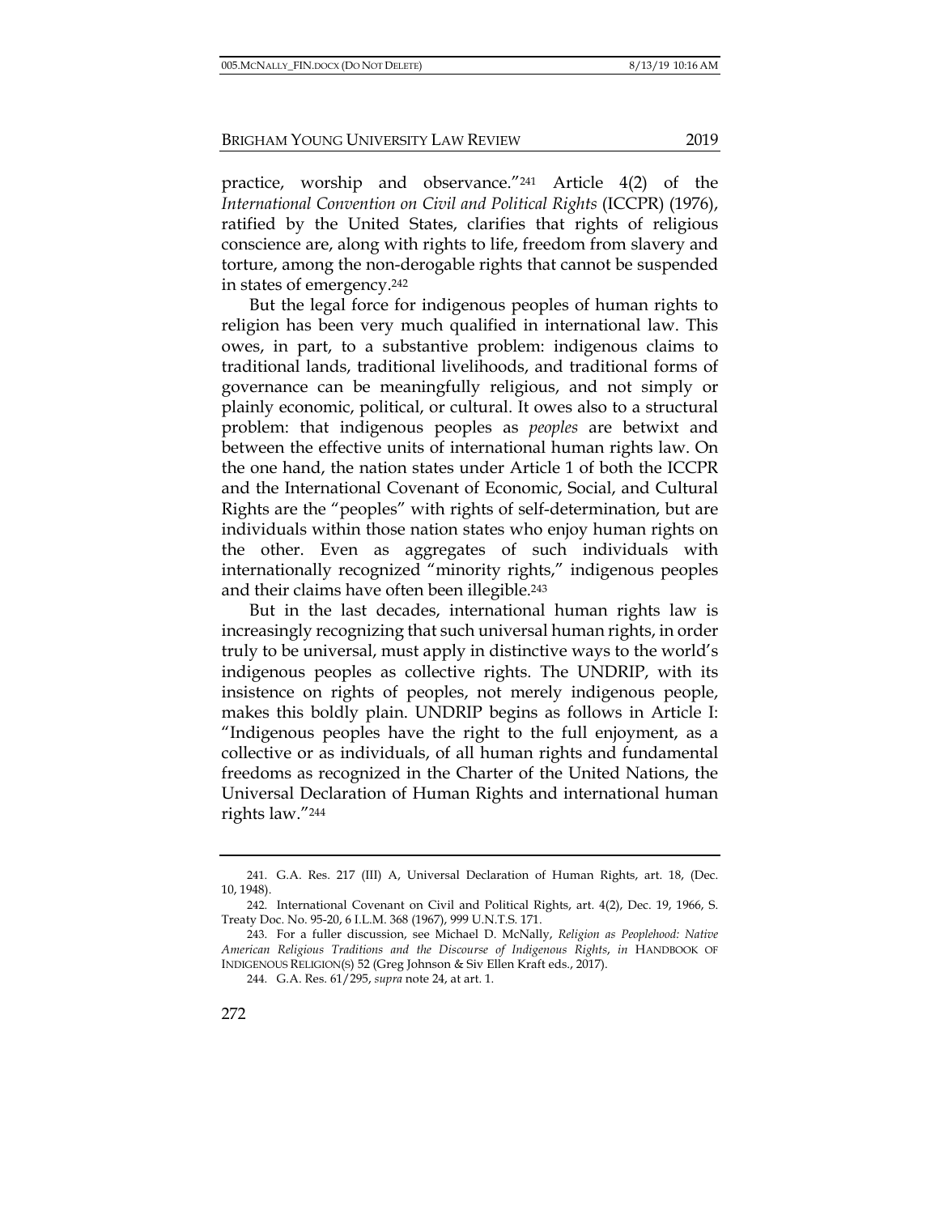practice, worship and observance."[241] Article 4(2) of the *International Convention on Civil and Political Rights* (ICCPR) (1976), ratified by the United States, clarifies that rights of religious conscience are, along with rights to life, freedom from slavery and torture, among the non-derogable rights that cannot be suspended in states of emergency.[242]

But the legal force for indigenous peoples of human rights to religion has been very much qualified in international law. This owes, in part, to a substantive problem: indigenous claims to traditional lands, traditional livelihoods, and traditional forms of governance can be meaningfully religious, and not simply or plainly economic, political, or cultural. It owes also to a structural problem: that indigenous peoples as *peoples* are betwixt and between the effective units of international human rights law. On the one hand, the nation states under Article 1 of both the ICCPR and the International Covenant of Economic, Social, and Cultural Rights are the "peoples" with rights of self-determination, but are individuals within those nation states who enjoy human rights on the other. Even as aggregates of such individuals with internationally recognized "minority rights," indigenous peoples and their claims have often been illegible.[243]

But in the last decades, international human rights law is increasingly recognizing that such universal human rights, in order truly to be universal, must apply in distinctive ways to the world's indigenous peoples as collective rights. The UNDRIP, with its insistence on rights of peoples, not merely indigenous people, makes this boldly plain. UNDRIP begins as follows in Article I: "Indigenous peoples have the right to the full enjoyment, as a collective or as individuals, of all human rights and fundamental freedoms as recognized in the Charter of the United Nations, the Universal Declaration of Human Rights and international human rights law."[244]

---

241. G.A. Res. 217 (III) A, Universal Declaration of Human Rights, art. 18, (Dec. 10, 1948).

242. International Covenant on Civil and Political Rights, art. 4(2), Dec. 19, 1966, S. Treaty Doc. No. 95-20, 6 I.L.M. 368 (1967), 999 U.N.T.S. 171.

243. For a fuller discussion, see Michael D. McNally, *Religion as Peoplehood: Native American Religious Traditions and the Discourse of Indigenous Rights*, *in* HANDBOOK OF INDIGENOUS RELIGION(S) 52 (Greg Johnson & Siv Ellen Kraft eds., 2017).

244. G.A. Res. 61/295, *supra* note 24, at art. 1.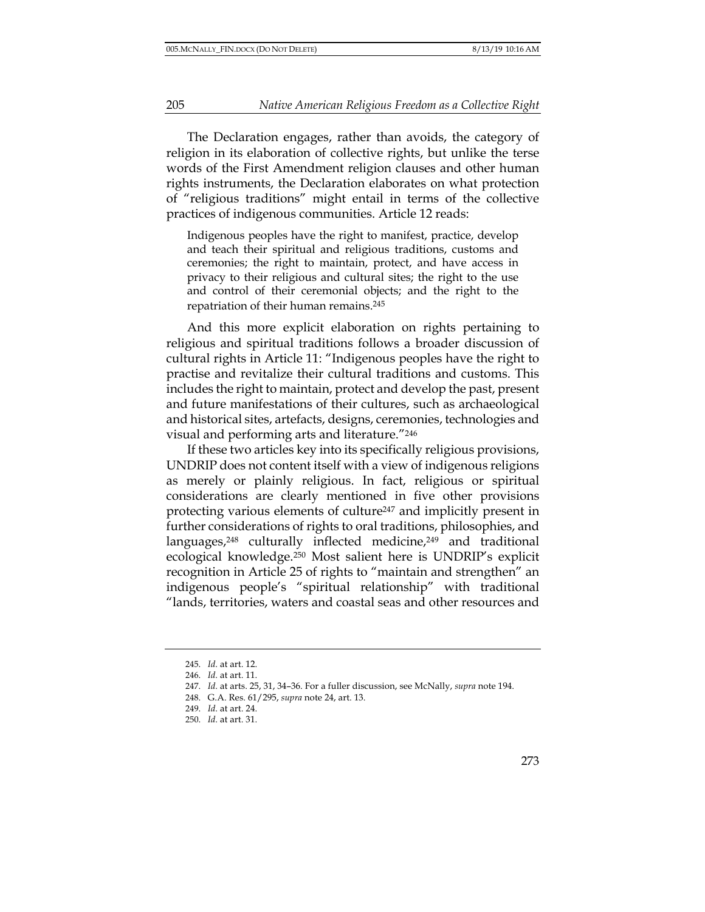The Declaration engages, rather than avoids, the category of religion in its elaboration of collective rights, but unlike the terse words of the First Amendment religion clauses and other human rights instruments, the Declaration elaborates on what protection of "religious traditions" might entail in terms of the collective practices of indigenous communities. Article 12 reads:

> Indigenous peoples have the right to manifest, practice, develop and teach their spiritual and religious traditions, customs and ceremonies; the right to maintain, protect, and have access in privacy to their religious and cultural sites; the right to the use and control of their ceremonial objects; and the right to the repatriation of their human remains.[245]

And this more explicit elaboration on rights pertaining to religious and spiritual traditions follows a broader discussion of cultural rights in Article 11: "Indigenous peoples have the right to practise and revitalize their cultural traditions and customs. This includes the right to maintain, protect and develop the past, present and future manifestations of their cultures, such as archaeological and historical sites, artefacts, designs, ceremonies, technologies and visual and performing arts and literature."[246]

If these two articles key into its specifically religious provisions, UNDRIP does not content itself with a view of indigenous religions as merely or plainly religious. In fact, religious or spiritual considerations are clearly mentioned in five other provisions protecting various elements of culture[247] and implicitly present in further considerations of rights to oral traditions, philosophies, and languages,[248] culturally inflected medicine,[249] and traditional ecological knowledge.[250] Most salient here is UNDRIP's explicit recognition in Article 25 of rights to "maintain and strengthen" an indigenous people's "spiritual relationship" with traditional "lands, territories, waters and coastal seas and other resources and

---

245. *Id.* at art. 12.

246. *Id.* at art. 11.

247. *Id.* at arts. 25, 31, 34–36. For a fuller discussion, see McNally, *supra* note 194.

248. G.A. Res. 61/295, *supra* note 24, art. 13.

249. *Id.* at art. 24.

250. *Id.* at art. 31.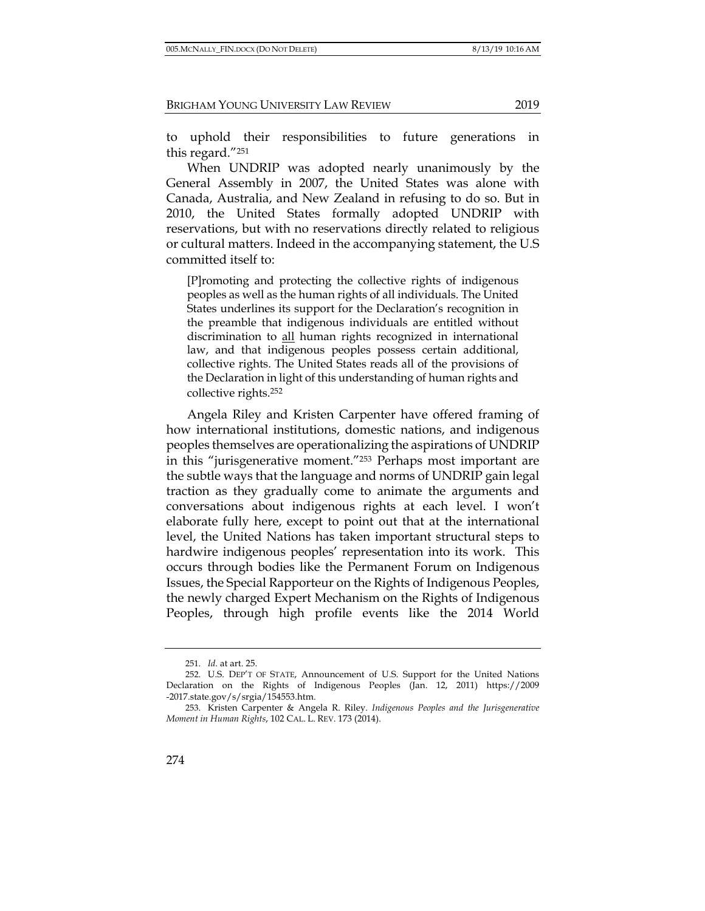to uphold their responsibilities to future generations in this regard."[251]

When UNDRIP was adopted nearly unanimously by the General Assembly in 2007, the United States was alone with Canada, Australia, and New Zealand in refusing to do so. But in 2010, the United States formally adopted UNDRIP with reservations, but with no reservations directly related to religious or cultural matters. Indeed in the accompanying statement, the U.S committed itself to:

> [P]romoting and protecting the collective rights of indigenous peoples as well as the human rights of all individuals. The United States underlines its support for the Declaration's recognition in the preamble that indigenous individuals are entitled without discrimination to <u>all</u> human rights recognized in international law, and that indigenous peoples possess certain additional, collective rights. The United States reads all of the provisions of the Declaration in light of this understanding of human rights and collective rights.[252]

Angela Riley and Kristen Carpenter have offered framing of how international institutions, domestic nations, and indigenous peoples themselves are operationalizing the aspirations of UNDRIP in this "jurisgenerative moment."[253] Perhaps most important are the subtle ways that the language and norms of UNDRIP gain legal traction as they gradually come to animate the arguments and conversations about indigenous rights at each level. I won't elaborate fully here, except to point out that at the international level, the United Nations has taken important structural steps to hardwire indigenous peoples' representation into its work. This occurs through bodies like the Permanent Forum on Indigenous Issues, the Special Rapporteur on the Rights of Indigenous Peoples, the newly charged Expert Mechanism on the Rights of Indigenous Peoples, through high profile events like the 2014 World

---

251. *Id.* at art. 25.

252. U.S. DEP'T OF STATE, Announcement of U.S. Support for the United Nations Declaration on the Rights of Indigenous Peoples (Jan. 12, 2011) https://2009-2017.state.gov/s/srgia/154553.htm.

253. Kristen Carpenter & Angela R. Riley. *Indigenous Peoples and the Jurisgenerative Moment in Human Rights*, 102 CAL. L. REV. 173 (2014).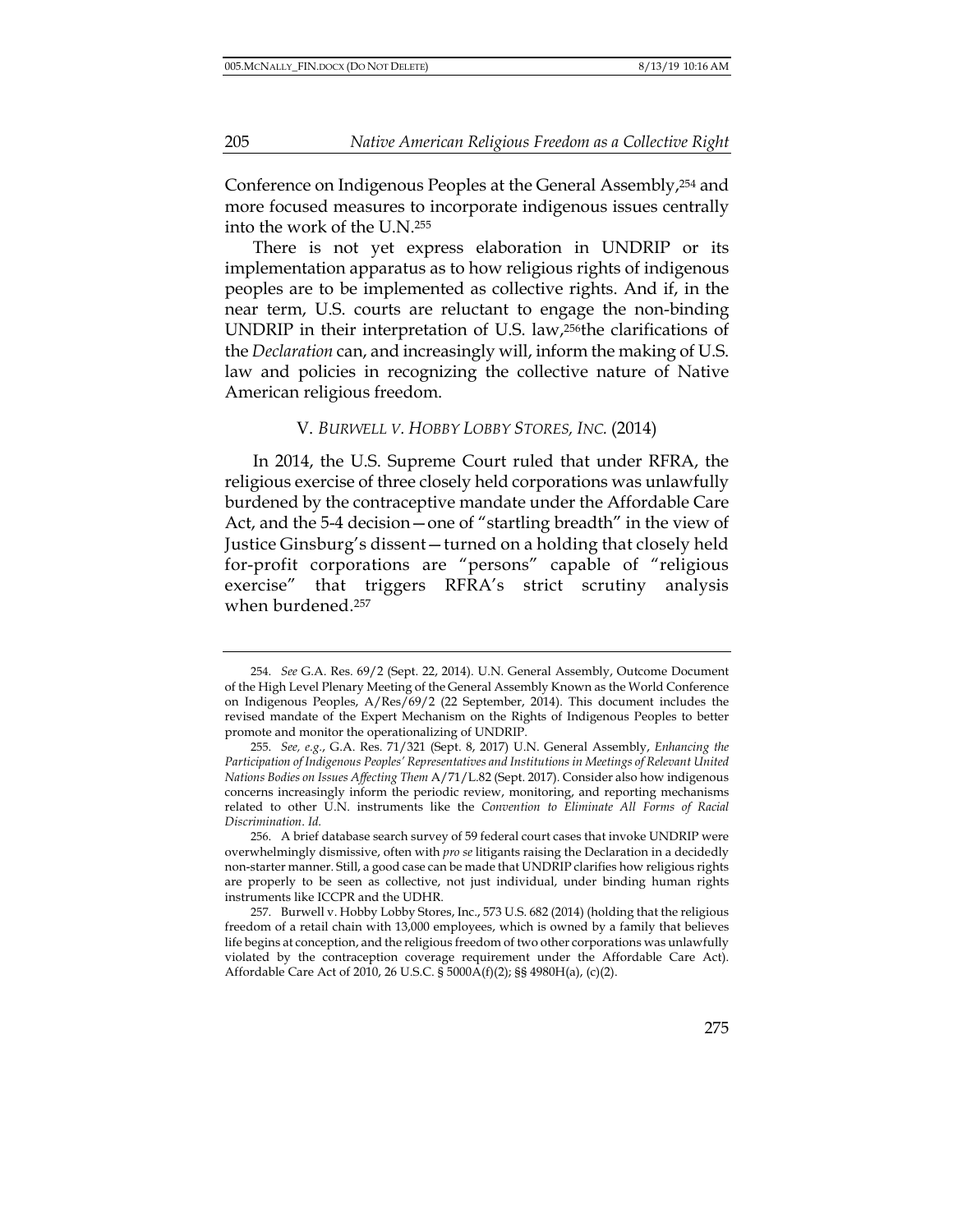Conference on Indigenous Peoples at the General Assembly,[254] and more focused measures to incorporate indigenous issues centrally into the work of the U.N.[255]

There is not yet express elaboration in UNDRIP or its implementation apparatus as to how religious rights of indigenous peoples are to be implemented as collective rights. And if, in the near term, U.S. courts are reluctant to engage the non-binding UNDRIP in their interpretation of U.S. law,[256]the clarifications of the *Declaration* can, and increasingly will, inform the making of U.S. law and policies in recognizing the collective nature of Native American religious freedom.

## V. *BURWELL V. HOBBY LOBBY STORES, INC.* (2014)

In 2014, the U.S. Supreme Court ruled that under RFRA, the religious exercise of three closely held corporations was unlawfully burdened by the contraceptive mandate under the Affordable Care Act, and the 5-4 decision—one of "startling breadth" in the view of Justice Ginsburg's dissent—turned on a holding that closely held for-profit corporations are "persons" capable of "religious exercise" that triggers RFRA's strict scrutiny analysis when burdened.[257]

---

254. *See* G.A. Res. 69/2 (Sept. 22, 2014). U.N. General Assembly, Outcome Document of the High Level Plenary Meeting of the General Assembly Known as the World Conference on Indigenous Peoples, A/Res/69/2 (22 September, 2014). This document includes the revised mandate of the Expert Mechanism on the Rights of Indigenous Peoples to better promote and monitor the operationalizing of UNDRIP.

255. *See, e.g.*, G.A. Res. 71/321 (Sept. 8, 2017) U.N. General Assembly, *Enhancing the Participation of Indigenous Peoples' Representatives and Institutions in Meetings of Relevant United Nations Bodies on Issues Affecting Them* A/71/L.82 (Sept. 2017). Consider also how indigenous concerns increasingly inform the periodic review, monitoring, and reporting mechanisms related to other U.N. instruments like the *Convention to Eliminate All Forms of Racial Discrimination*. *Id.*

256. A brief database search survey of 59 federal court cases that invoke UNDRIP were overwhelmingly dismissive, often with *pro se* litigants raising the Declaration in a decidedly non-starter manner. Still, a good case can be made that UNDRIP clarifies how religious rights are properly to be seen as collective, not just individual, under binding human rights instruments like ICCPR and the UDHR.

257. Burwell v. Hobby Lobby Stores, Inc., 573 U.S. 682 (2014) (holding that the religious freedom of a retail chain with 13,000 employees, which is owned by a family that believes life begins at conception, and the religious freedom of two other corporations was unlawfully violated by the contraception coverage requirement under the Affordable Care Act). Affordable Care Act of 2010, 26 U.S.C. § 5000A(f)(2); §§ 4980H(a), (c)(2).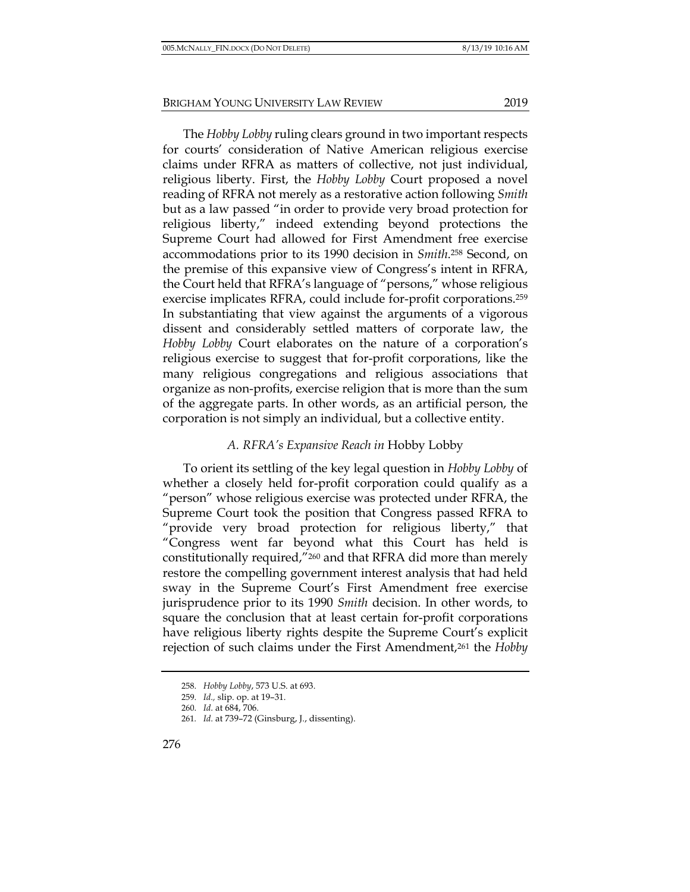The *Hobby Lobby* ruling clears ground in two important respects for courts' consideration of Native American religious exercise claims under RFRA as matters of collective, not just individual, religious liberty. First, the *Hobby Lobby* Court proposed a novel reading of RFRA not merely as a restorative action following *Smith* but as a law passed "in order to provide very broad protection for religious liberty," indeed extending beyond protections the Supreme Court had allowed for First Amendment free exercise accommodations prior to its 1990 decision in *Smith*.[258] Second, on the premise of this expansive view of Congress's intent in RFRA, the Court held that RFRA's language of "persons," whose religious exercise implicates RFRA, could include for-profit corporations.[259] In substantiating that view against the arguments of a vigorous dissent and considerably settled matters of corporate law, the *Hobby Lobby* Court elaborates on the nature of a corporation's religious exercise to suggest that for-profit corporations, like the many religious congregations and religious associations that organize as non-profits, exercise religion that is more than the sum of the aggregate parts. In other words, as an artificial person, the corporation is not simply an individual, but a collective entity.

### *A. RFRA's Expansive Reach in* Hobby Lobby

To orient its settling of the key legal question in *Hobby Lobby* of whether a closely held for-profit corporation could qualify as a "person" whose religious exercise was protected under RFRA, the Supreme Court took the position that Congress passed RFRA to "provide very broad protection for religious liberty," that "Congress went far beyond what this Court has held is constitutionally required,"[260] and that RFRA did more than merely restore the compelling government interest analysis that had held sway in the Supreme Court's First Amendment free exercise jurisprudence prior to its 1990 *Smith* decision. In other words, to square the conclusion that at least certain for-profit corporations have religious liberty rights despite the Supreme Court's explicit rejection of such claims under the First Amendment,[261] the *Hobby*

---

258. *Hobby Lobby*, 573 U.S. at 693.

259. *Id.*, slip. op. at 19–31.

260. *Id.* at 684, 706.

261. *Id.* at 739–72 (Ginsburg, J., dissenting).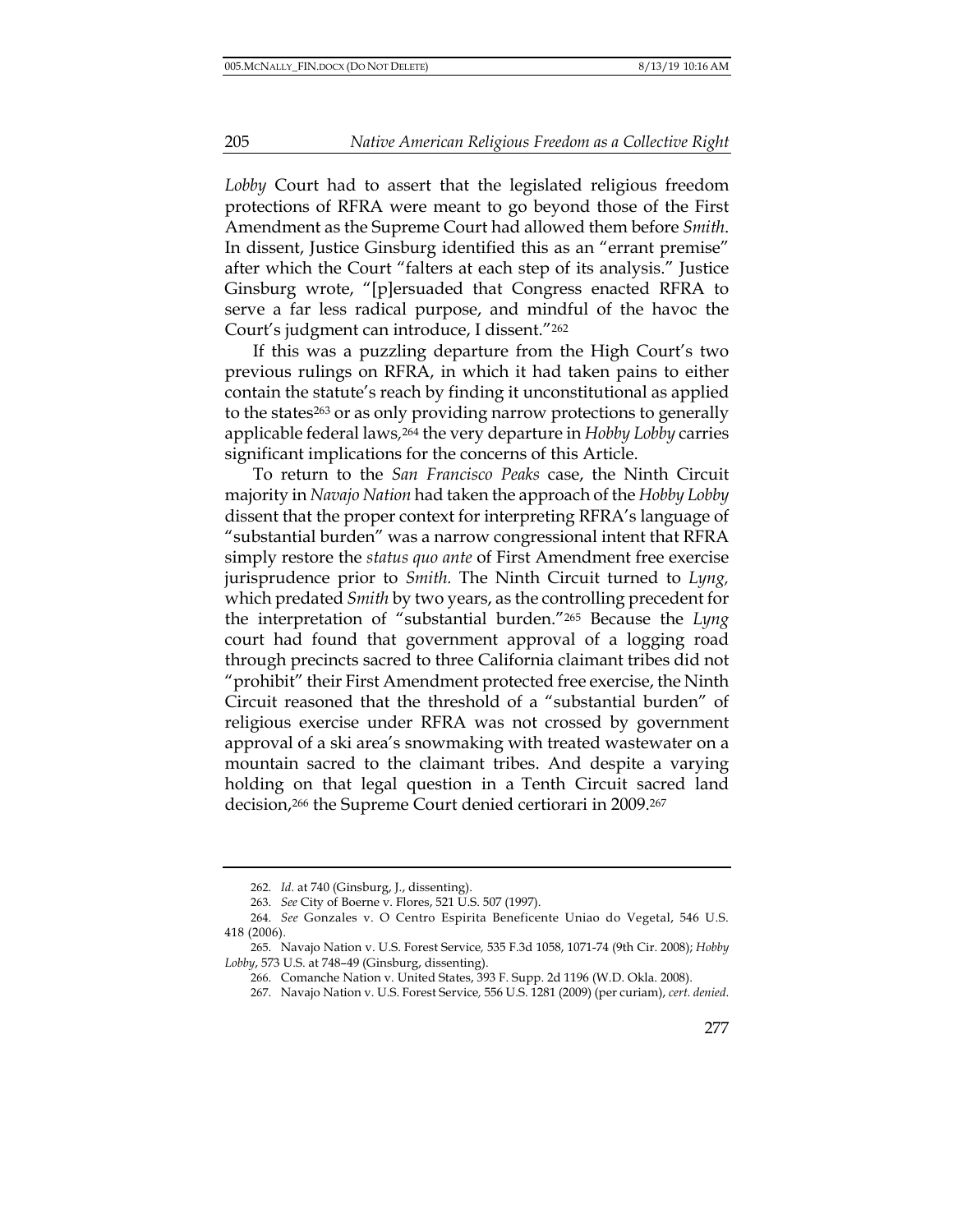*Lobby* Court had to assert that the legislated religious freedom protections of RFRA were meant to go beyond those of the First Amendment as the Supreme Court had allowed them before *Smith*. In dissent, Justice Ginsburg identified this as an "errant premise" after which the Court "falters at each step of its analysis." Justice Ginsburg wrote, "[p]ersuaded that Congress enacted RFRA to serve a far less radical purpose, and mindful of the havoc the Court's judgment can introduce, I dissent."[262]

If this was a puzzling departure from the High Court's two previous rulings on RFRA, in which it had taken pains to either contain the statute's reach by finding it unconstitutional as applied to the states[263] or as only providing narrow protections to generally applicable federal laws,[264] the very departure in *Hobby Lobby* carries significant implications for the concerns of this Article.

To return to the *San Francisco Peaks* case, the Ninth Circuit majority in *Navajo Nation* had taken the approach of the *Hobby Lobby* dissent that the proper context for interpreting RFRA's language of "substantial burden" was a narrow congressional intent that RFRA simply restore the *status quo ante* of First Amendment free exercise jurisprudence prior to *Smith.* The Ninth Circuit turned to *Lyng,* which predated *Smith* by two years, as the controlling precedent for the interpretation of "substantial burden."[265] Because the *Lyng* court had found that government approval of a logging road through precincts sacred to three California claimant tribes did not "prohibit" their First Amendment protected free exercise, the Ninth Circuit reasoned that the threshold of a "substantial burden" of religious exercise under RFRA was not crossed by government approval of a ski area's snowmaking with treated wastewater on a mountain sacred to the claimant tribes. And despite a varying holding on that legal question in a Tenth Circuit sacred land decision,[266] the Supreme Court denied certiorari in 2009.[267]

---

262. *Id.* at 740 (Ginsburg, J., dissenting).

263. *See* City of Boerne v. Flores, 521 U.S. 507 (1997).

264. *See* Gonzales v. O Centro Espirita Beneficente Uniao do Vegetal, 546 U.S. 418 (2006).

265. Navajo Nation v. U.S. Forest Service*,* 535 F.3d 1058, 1071-74 (9th Cir. 2008); *Hobby Lobby*, 573 U.S. at 748–49 (Ginsburg, dissenting).

266. Comanche Nation v. United States, 393 F. Supp. 2d 1196 (W.D. Okla. 2008).

267. Navajo Nation v. U.S. Forest Service*,* 556 U.S. 1281 (2009) (per curiam), *cert. denied*.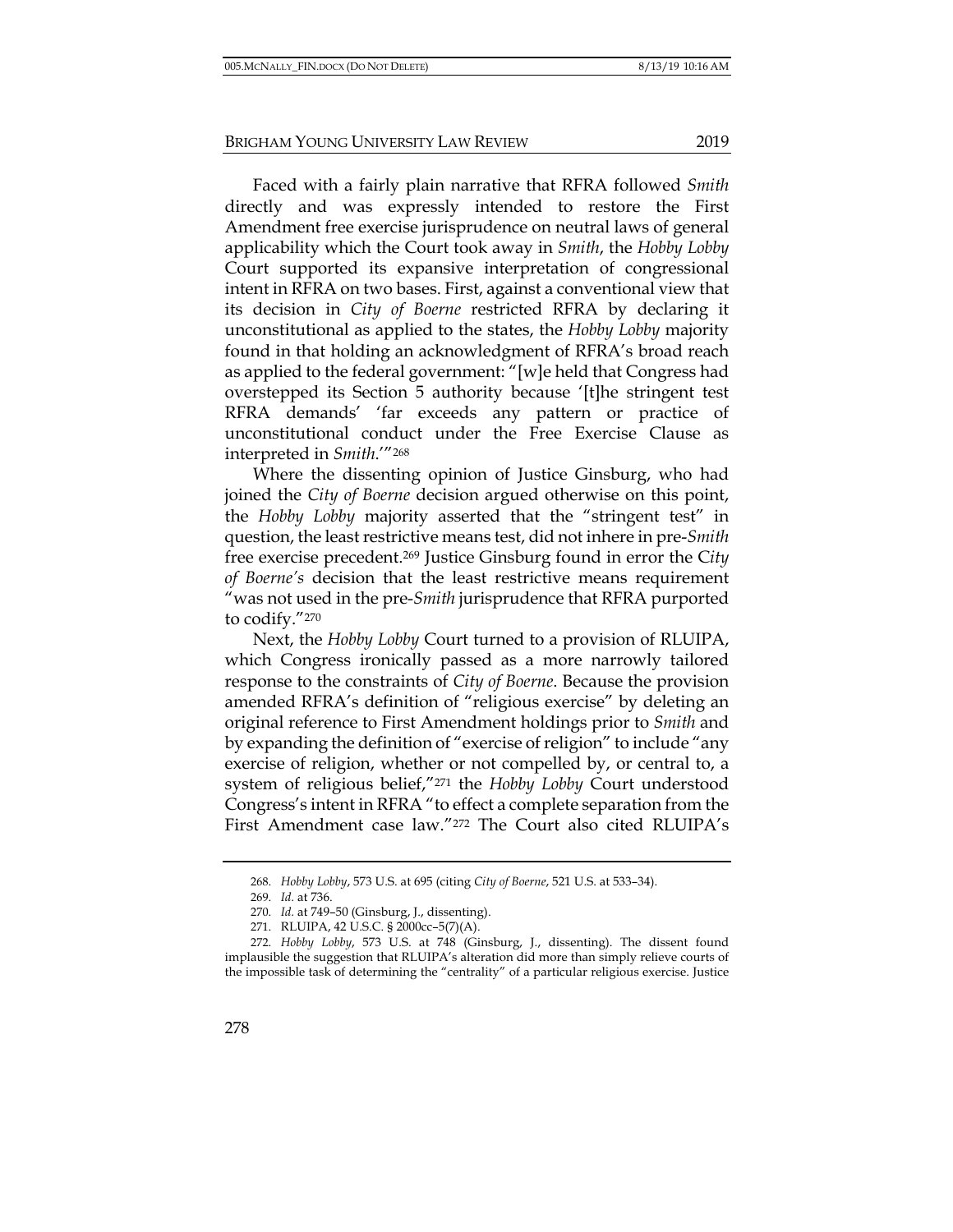Faced with a fairly plain narrative that RFRA followed *Smith* directly and was expressly intended to restore the First Amendment free exercise jurisprudence on neutral laws of general applicability which the Court took away in *Smith*, the *Hobby Lobby* Court supported its expansive interpretation of congressional intent in RFRA on two bases. First, against a conventional view that its decision in *City of Boerne* restricted RFRA by declaring it unconstitutional as applied to the states, the *Hobby Lobby* majority found in that holding an acknowledgment of RFRA's broad reach as applied to the federal government: "[w]e held that Congress had overstepped its Section 5 authority because '[t]he stringent test RFRA demands' 'far exceeds any pattern or practice of unconstitutional conduct under the Free Exercise Clause as interpreted in *Smith*.'"[268]

Where the dissenting opinion of Justice Ginsburg, who had joined the *City of Boerne* decision argued otherwise on this point, the *Hobby Lobby* majority asserted that the "stringent test" in question, the least restrictive means test, did not inhere in pre-*Smith* free exercise precedent.[269] Justice Ginsburg found in error the *City of Boerne's* decision that the least restrictive means requirement "was not used in the pre-*Smith* jurisprudence that RFRA purported to codify."[270]

Next, the *Hobby Lobby* Court turned to a provision of RLUIPA, which Congress ironically passed as a more narrowly tailored response to the constraints of *City of Boerne*. Because the provision amended RFRA's definition of "religious exercise" by deleting an original reference to First Amendment holdings prior to *Smith* and by expanding the definition of "exercise of religion" to include "any exercise of religion, whether or not compelled by, or central to, a system of religious belief,"[271] the *Hobby Lobby* Court understood Congress's intent in RFRA "to effect a complete separation from the First Amendment case law."[272] The Court also cited RLUIPA's

---

268. *Hobby Lobby*, 573 U.S. at 695 (citing *City of Boerne*, 521 U.S. at 533–34).

269. *Id.* at 736.

270. *Id.* at 749–50 (Ginsburg, J., dissenting).

271. RLUIPA, 42 U.S.C. § 2000cc–5(7)(A).

272. *Hobby Lobby*, 573 U.S. at 748 (Ginsburg, J., dissenting). The dissent found implausible the suggestion that RLUIPA's alteration did more than simply relieve courts of the impossible task of determining the "centrality" of a particular religious exercise. Justice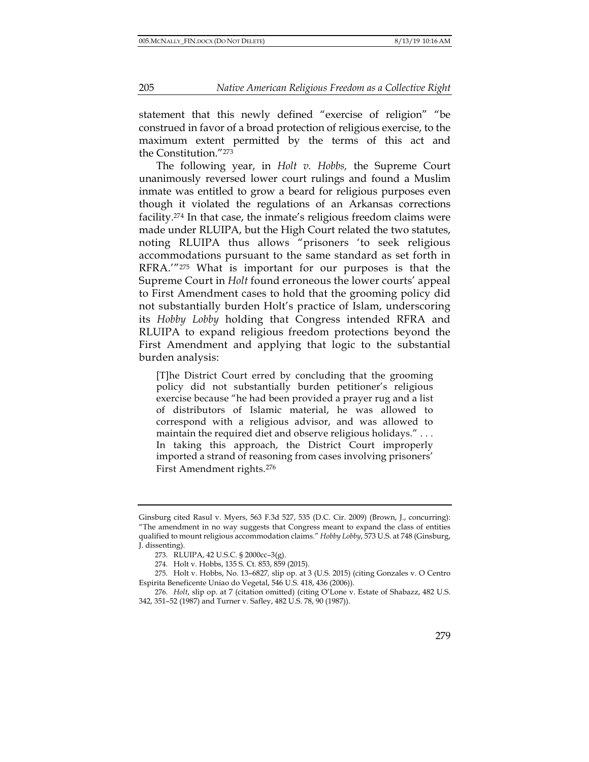statement that this newly defined "exercise of religion" "be construed in favor of a broad protection of religious exercise, to the maximum extent permitted by the terms of this act and the Constitution."[273]

The following year, in *Holt v. Hobbs,* the Supreme Court unanimously reversed lower court rulings and found a Muslim inmate was entitled to grow a beard for religious purposes even though it violated the regulations of an Arkansas corrections facility.[274] In that case, the inmate's religious freedom claims were made under RLUIPA, but the High Court related the two statutes, noting RLUIPA thus allows "prisoners 'to seek religious accommodations pursuant to the same standard as set forth in RFRA.'"[275] What is important for our purposes is that the Supreme Court in *Holt* found erroneous the lower courts' appeal to First Amendment cases to hold that the grooming policy did not substantially burden Holt's practice of Islam, underscoring its *Hobby Lobby* holding that Congress intended RFRA and RLUIPA to expand religious freedom protections beyond the First Amendment and applying that logic to the substantial burden analysis:

> [T]he District Court erred by concluding that the grooming policy did not substantially burden petitioner's religious exercise because "he had been provided a prayer rug and a list of distributors of Islamic material, he was allowed to correspond with a religious advisor, and was allowed to maintain the required diet and observe religious holidays." . . . In taking this approach, the District Court improperly imported a strand of reasoning from cases involving prisoners' First Amendment rights.[276]

---

Ginsburg cited Rasul v. Myers, 563 F.3d 527, 535 (D.C. Cir. 2009) (Brown, J., concurring): "The amendment in no way suggests that Congress meant to expand the class of entities qualified to mount religious accommodation claims." *Hobby Lobby*, 573 U.S. at 748 (Ginsburg, J. dissenting).

273. RLUIPA, 42 U.S.C. § 2000cc–3(g).

274. Holt v. Hobbs, 135 S. Ct. 853, 859 (2015).

275. Holt v. Hobbs, No. 13–6827, slip op. at 3 (U.S. 2015) (citing Gonzales v. O Centro Espirita Beneficente Uniao do Vegetal, 546 U.S. 418, 436 (2006)).

276. *Holt*, slip op. at 7 (citation omitted) (citing O'Lone v. Estate of Shabazz, 482 U.S. 342, 351–52 (1987) and Turner v. Safley, 482 U.S. 78, 90 (1987)).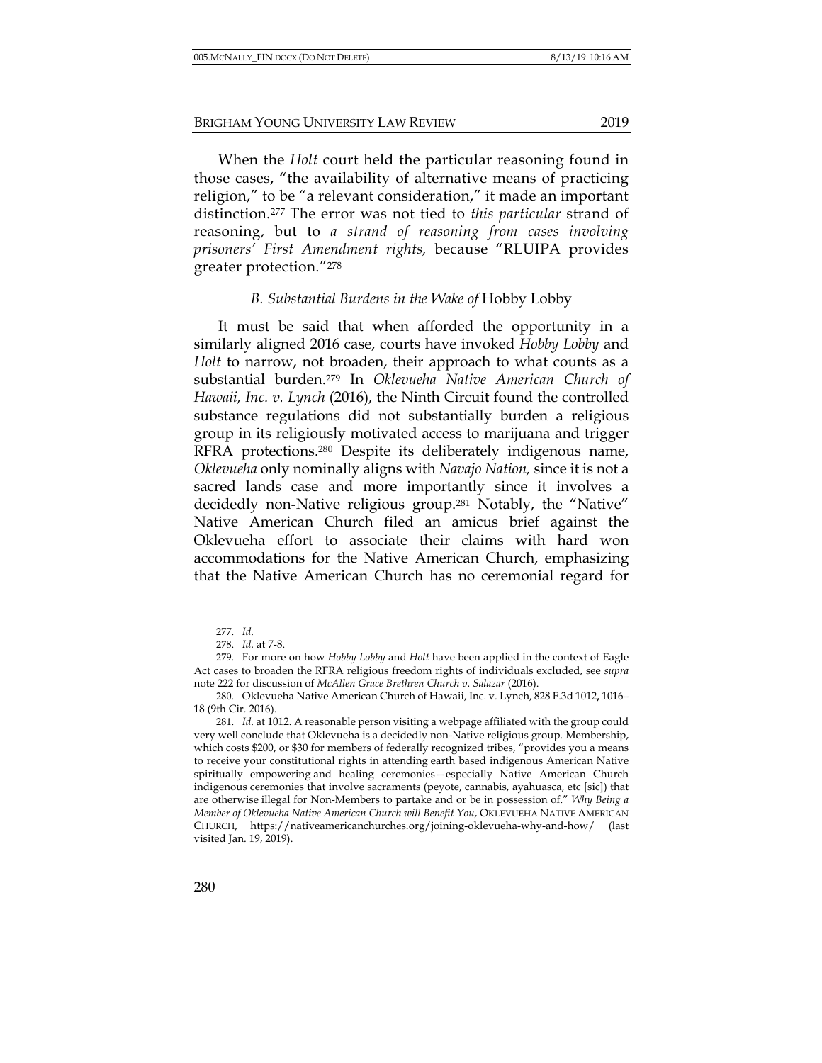When the *Holt* court held the particular reasoning found in those cases, "the availability of alternative means of practicing religion," to be "a relevant consideration," it made an important distinction.[277] The error was not tied to *this particular* strand of reasoning, but to *a strand of reasoning from cases involving prisoners' First Amendment rights,* because "RLUIPA provides greater protection."[278]

### *B. Substantial Burdens in the Wake of* Hobby Lobby

It must be said that when afforded the opportunity in a similarly aligned 2016 case, courts have invoked *Hobby Lobby* and *Holt* to narrow, not broaden, their approach to what counts as a substantial burden.[279] In *Oklevueha Native American Church of Hawaii, Inc. v. Lynch* (2016), the Ninth Circuit found the controlled substance regulations did not substantially burden a religious group in its religiously motivated access to marijuana and trigger RFRA protections.[280] Despite its deliberately indigenous name, *Oklevueha* only nominally aligns with *Navajo Nation,* since it is not a sacred lands case and more importantly since it involves a decidedly non-Native religious group.[281] Notably, the "Native" Native American Church filed an amicus brief against the Oklevueha effort to associate their claims with hard won accommodations for the Native American Church, emphasizing that the Native American Church has no ceremonial regard for

---

277. *Id.*

278. *Id.* at 7-8.

279. For more on how *Hobby Lobby* and *Holt* have been applied in the context of Eagle Act cases to broaden the RFRA religious freedom rights of individuals excluded, see *supra* note 222 for discussion of *McAllen Grace Brethren Church v. Salazar* (2016).

280. Oklevueha Native American Church of Hawaii, Inc. v. Lynch, 828 F.3d 1012**,** 1016–18 (9th Cir. 2016).

281. *Id.* at 1012. A reasonable person visiting a webpage affiliated with the group could very well conclude that Oklevueha is a decidedly non-Native religious group. Membership, which costs $200, or $30 for members of federally recognized tribes, "provides you a means to receive your constitutional rights in attending earth based indigenous American Native spiritually empowering and healing ceremonies—especially Native American Church indigenous ceremonies that involve sacraments (peyote, cannabis, ayahuasca, etc [sic]) that are otherwise illegal for Non-Members to partake and or be in possession of." *Why Being a Member of Oklevueha Native American Church will Benefit You*, OKLEVUEHA NATIVE AMERICAN CHURCH, https://nativeamericanchurches.org/joining-oklevueha-why-and-how/ (last visited Jan. 19, 2019).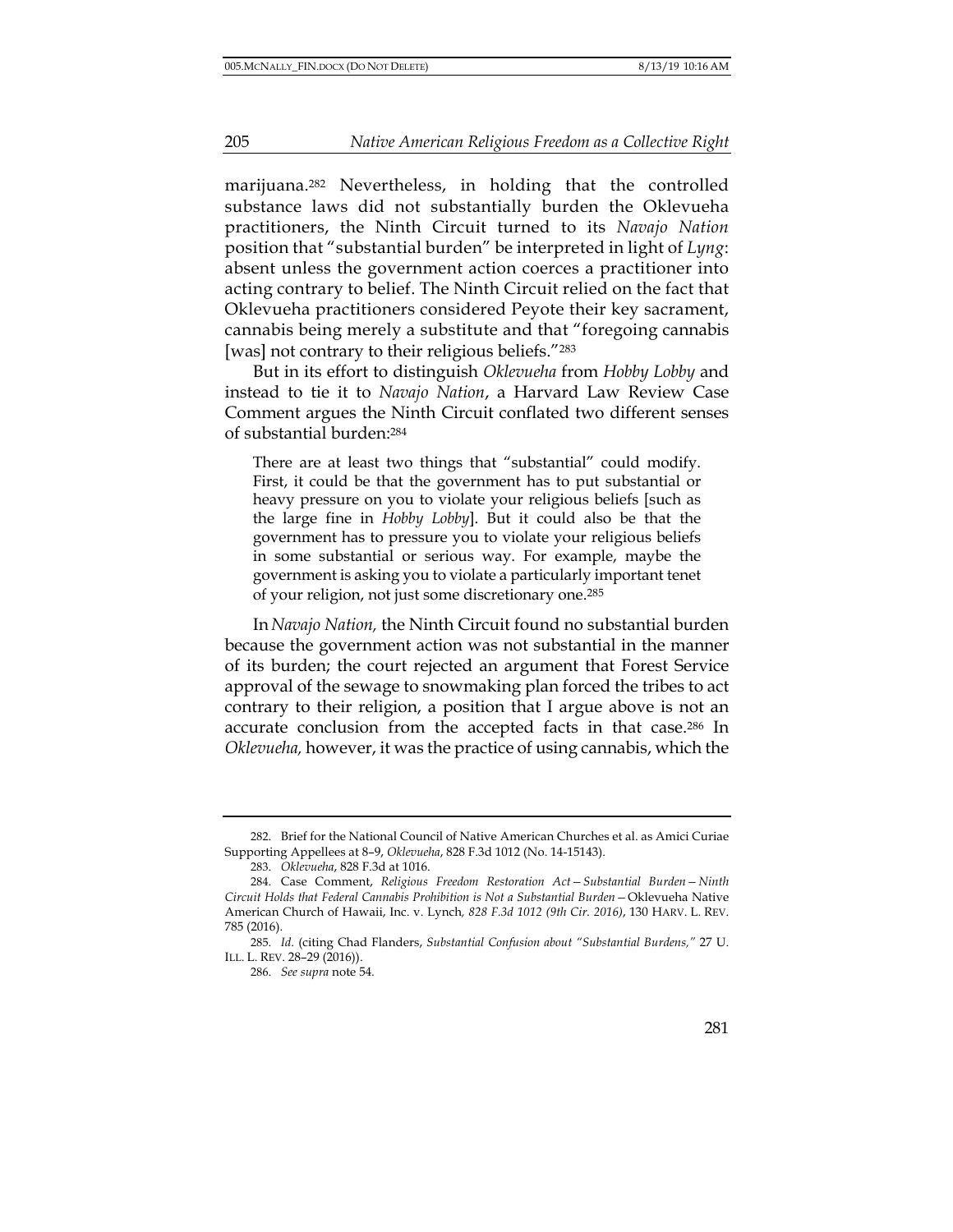marijuana.[282] Nevertheless, in holding that the controlled substance laws did not substantially burden the Oklevueha practitioners, the Ninth Circuit turned to its *Navajo Nation* position that "substantial burden" be interpreted in light of *Lyng*: absent unless the government action coerces a practitioner into acting contrary to belief. The Ninth Circuit relied on the fact that Oklevueha practitioners considered Peyote their key sacrament, cannabis being merely a substitute and that "foregoing cannabis [was] not contrary to their religious beliefs."[283]

But in its effort to distinguish *Oklevueha* from *Hobby Lobby* and instead to tie it to *Navajo Nation*, a Harvard Law Review Case Comment argues the Ninth Circuit conflated two different senses of substantial burden:[284]

> There are at least two things that "substantial" could modify. First, it could be that the government has to put substantial or heavy pressure on you to violate your religious beliefs [such as the large fine in *Hobby Lobby*]. But it could also be that the government has to pressure you to violate your religious beliefs in some substantial or serious way. For example, maybe the government is asking you to violate a particularly important tenet of your religion, not just some discretionary one.[285]

In *Navajo Nation,* the Ninth Circuit found no substantial burden because the government action was not substantial in the manner of its burden; the court rejected an argument that Forest Service approval of the sewage to snowmaking plan forced the tribes to act contrary to their religion, a position that I argue above is not an accurate conclusion from the accepted facts in that case.[286] In *Oklevueha,* however, it was the practice of using cannabis, which the

---

282. Brief for the National Council of Native American Churches et al. as Amici Curiae Supporting Appellees at 8–9, *Oklevueha*, 828 F.3d 1012 (No. 14-15143).

283. *Oklevueha*, 828 F.3d at 1016.

284. Case Comment, *Religious Freedom Restoration Act—Substantial Burden—Ninth Circuit Holds that Federal Cannabis Prohibition is Not a Substantial Burden*—Oklevueha Native American Church of Hawaii, Inc. v. Lynch*, 828 F.3d 1012 (9th Cir. 2016)*, 130 HARV. L. REV. 785 (2016).

285. *Id.* (citing Chad Flanders, *Substantial Confusion about "Substantial Burdens,"* 27 U. ILL. L. REV. 28–29 (2016)).

286. *See supra* note 54.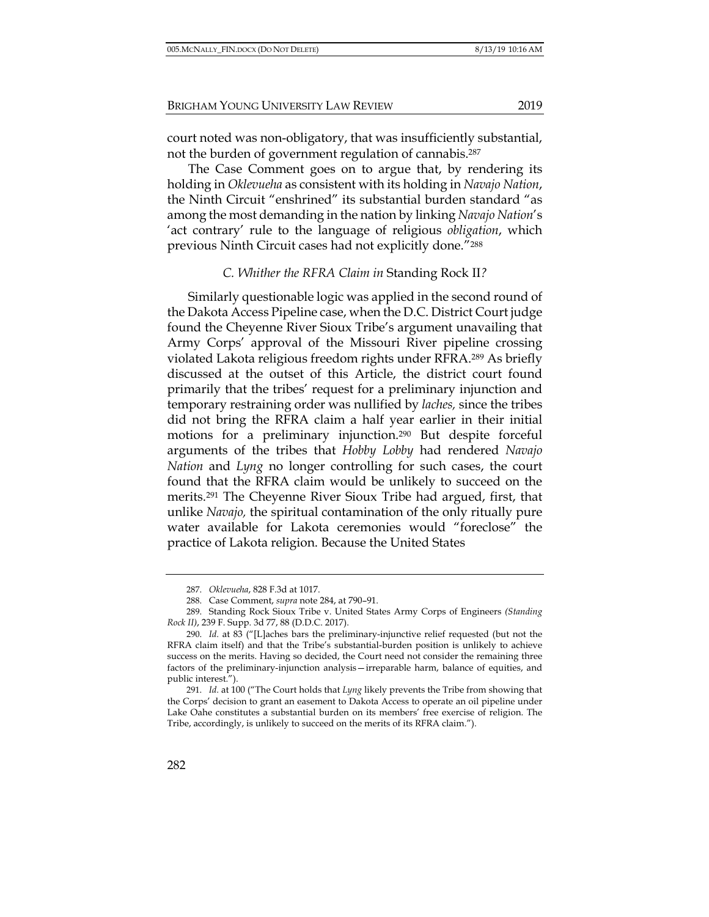court noted was non-obligatory, that was insufficiently substantial, not the burden of government regulation of cannabis.[287]

The Case Comment goes on to argue that, by rendering its holding in *Oklevueha* as consistent with its holding in *Navajo Nation*, the Ninth Circuit "enshrined" its substantial burden standard "as among the most demanding in the nation by linking *Navajo Nation*'s 'act contrary' rule to the language of religious *obligation*, which previous Ninth Circuit cases had not explicitly done."[288]

### *C. Whither the RFRA Claim in* Standing Rock II*?*

Similarly questionable logic was applied in the second round of the Dakota Access Pipeline case, when the D.C. District Court judge found the Cheyenne River Sioux Tribe's argument unavailing that Army Corps' approval of the Missouri River pipeline crossing violated Lakota religious freedom rights under RFRA.[289] As briefly discussed at the outset of this Article, the district court found primarily that the tribes' request for a preliminary injunction and temporary restraining order was nullified by *laches,* since the tribes did not bring the RFRA claim a half year earlier in their initial motions for a preliminary injunction.[290] But despite forceful arguments of the tribes that *Hobby Lobby* had rendered *Navajo Nation* and *Lyng* no longer controlling for such cases, the court found that the RFRA claim would be unlikely to succeed on the merits.[291] The Cheyenne River Sioux Tribe had argued, first, that unlike *Navajo,* the spiritual contamination of the only ritually pure water available for Lakota ceremonies would "foreclose" the practice of Lakota religion. Because the United States

---

287. *Oklevueha*, 828 F.3d at 1017.

288. Case Comment, *supra* note 284, at 790–91.

289. Standing Rock Sioux Tribe v. United States Army Corps of Engineers *(Standing Rock II)*, 239 F. Supp. 3d 77, 88 (D.D.C. 2017).

290. *Id.* at 83 ("[L]aches bars the preliminary-injunctive relief requested (but not the RFRA claim itself) and that the Tribe's substantial-burden position is unlikely to achieve success on the merits. Having so decided, the Court need not consider the remaining three factors of the preliminary-injunction analysis—irreparable harm, balance of equities, and public interest.").

291. *Id.* at 100 ("The Court holds that *Lyng* likely prevents the Tribe from showing that the Corps' decision to grant an easement to Dakota Access to operate an oil pipeline under Lake Oahe constitutes a substantial burden on its members' free exercise of religion. The Tribe, accordingly, is unlikely to succeed on the merits of its RFRA claim.").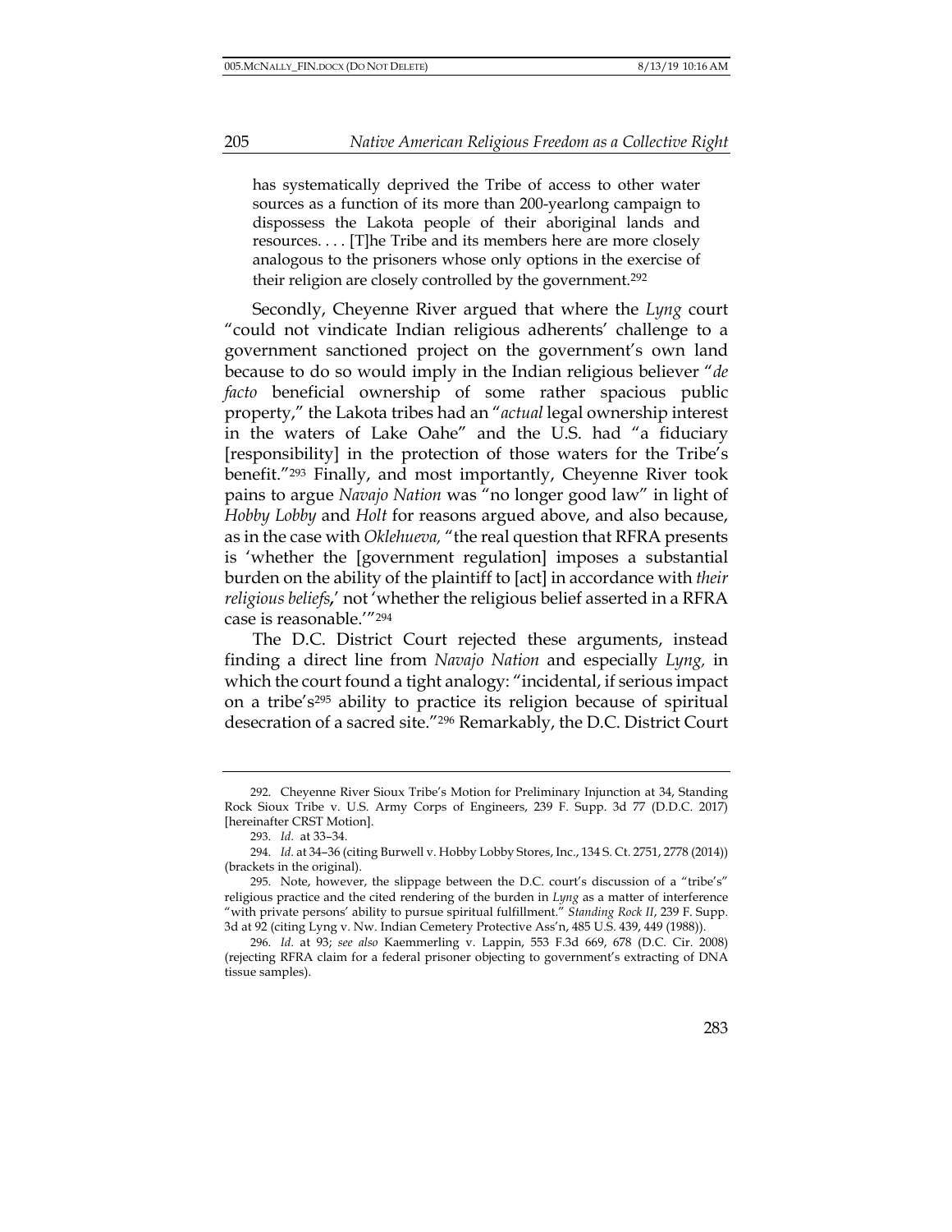> has systematically deprived the Tribe of access to other water sources as a function of its more than 200-yearlong campaign to dispossess the Lakota people of their aboriginal lands and resources. . . . [T]he Tribe and its members here are more closely analogous to the prisoners whose only options in the exercise of their religion are closely controlled by the government.[292]

Secondly, Cheyenne River argued that where the *Lyng* court "could not vindicate Indian religious adherents' challenge to a government sanctioned project on the government's own land because to do so would imply in the Indian religious believer "*de facto* beneficial ownership of some rather spacious public property," the Lakota tribes had an "*actual* legal ownership interest in the waters of Lake Oahe" and the U.S. had "a fiduciary [responsibility] in the protection of those waters for the Tribe's benefit."[293] Finally, and most importantly, Cheyenne River took pains to argue *Navajo Nation* was "no longer good law" in light of *Hobby Lobby* and *Holt* for reasons argued above, and also because, as in the case with *Oklehueva,* "the real question that RFRA presents is 'whether the [government regulation] imposes a substantial burden on the ability of the plaintiff to [act] in accordance with *their religious beliefs*,' not 'whether the religious belief asserted in a RFRA case is reasonable.'"[294]

The D.C. District Court rejected these arguments, instead finding a direct line from *Navajo Nation* and especially *Lyng,* in which the court found a tight analogy: "incidental, if serious impact on a tribe's[295] ability to practice its religion because of spiritual desecration of a sacred site."[296] Remarkably, the D.C. District Court

---

292. Cheyenne River Sioux Tribe's Motion for Preliminary Injunction at 34, Standing Rock Sioux Tribe v. U.S. Army Corps of Engineers, 239 F. Supp. 3d 77 (D.D.C. 2017) [hereinafter CRST Motion].

293. *Id.* at 33–34.

294. *Id.* at 34–36 (citing Burwell v. Hobby Lobby Stores, Inc., 134 S. Ct. 2751, 2778 (2014)) (brackets in the original).

295. Note, however, the slippage between the D.C. court's discussion of a "tribe's" religious practice and the cited rendering of the burden in *Lyng* as a matter of interference "with private persons' ability to pursue spiritual fulfillment." *Standing Rock II*, 239 F. Supp. 3d at 92 (citing Lyng v. Nw. Indian Cemetery Protective Ass'n, 485 U.S. 439, 449 (1988)).

296. *Id.* at 93; *see also* Kaemmerling v. Lappin, 553 F.3d 669, 678 (D.C. Cir. 2008) (rejecting RFRA claim for a federal prisoner objecting to government's extracting of DNA tissue samples).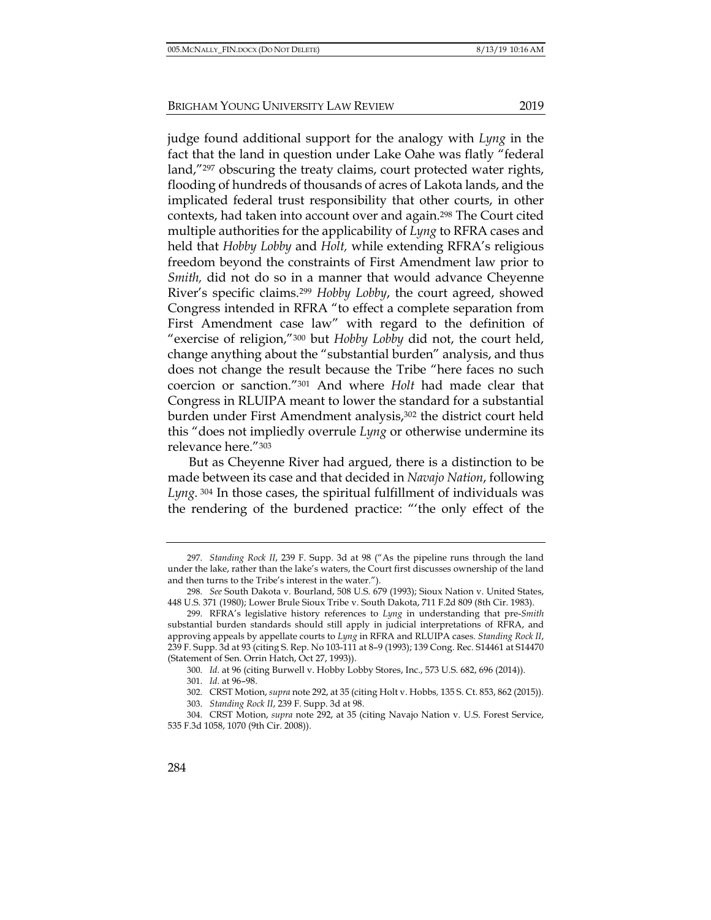judge found additional support for the analogy with *Lyng* in the fact that the land in question under Lake Oahe was flatly "federal land,"[297] obscuring the treaty claims, court protected water rights, flooding of hundreds of thousands of acres of Lakota lands, and the implicated federal trust responsibility that other courts, in other contexts, had taken into account over and again.[298] The Court cited multiple authorities for the applicability of *Lyng* to RFRA cases and held that *Hobby Lobby* and *Holt,* while extending RFRA's religious freedom beyond the constraints of First Amendment law prior to *Smith,* did not do so in a manner that would advance Cheyenne River's specific claims.[299] *Hobby Lobby*, the court agreed, showed Congress intended in RFRA "to effect a complete separation from First Amendment case law" with regard to the definition of "exercise of religion,"[300] but *Hobby Lobby* did not, the court held, change anything about the "substantial burden" analysis, and thus does not change the result because the Tribe "here faces no such coercion or sanction."[301] And where *Holt* had made clear that Congress in RLUIPA meant to lower the standard for a substantial burden under First Amendment analysis,[302] the district court held this "does not impliedly overrule *Lyng* or otherwise undermine its relevance here."[303]

But as Cheyenne River had argued, there is a distinction to be made between its case and that decided in *Navajo Nation*, following *Lyng*.[304] In those cases, the spiritual fulfillment of individuals was the rendering of the burdened practice: "'the only effect of the

---

297. *Standing Rock II*, 239 F. Supp. 3d at 98 ("As the pipeline runs through the land under the lake, rather than the lake's waters, the Court first discusses ownership of the land and then turns to the Tribe's interest in the water.").

298. *See* South Dakota v. Bourland, 508 U.S. 679 (1993); Sioux Nation v. United States, 448 U.S. 371 (1980); Lower Brule Sioux Tribe v. South Dakota, 711 F.2d 809 (8th Cir. 1983).

299. RFRA's legislative history references to *Lyng* in understanding that pre-*Smith* substantial burden standards should still apply in judicial interpretations of RFRA, and approving appeals by appellate courts to *Lyng* in RFRA and RLUIPA cases. *Standing Rock II*, 239 F. Supp. 3d at 93 (citing S. Rep. No 103-111 at 8–9 (1993); 139 Cong. Rec. S14461 at S14470 (Statement of Sen. Orrin Hatch, Oct 27, 1993)).

300. *Id.* at 96 (citing Burwell v. Hobby Lobby Stores, Inc., 573 U.S. 682, 696 (2014)).

301. *Id.* at 96–98.

302. CRST Motion, *supra* note 292, at 35 (citing Holt v. Hobbs, 135 S. Ct. 853, 862 (2015)).

303. *Standing Rock II*, 239 F. Supp. 3d at 98.

304. CRST Motion, *supra* note 292, at 35 (citing Navajo Nation v. U.S. Forest Service, 535 F.3d 1058, 1070 (9th Cir. 2008)).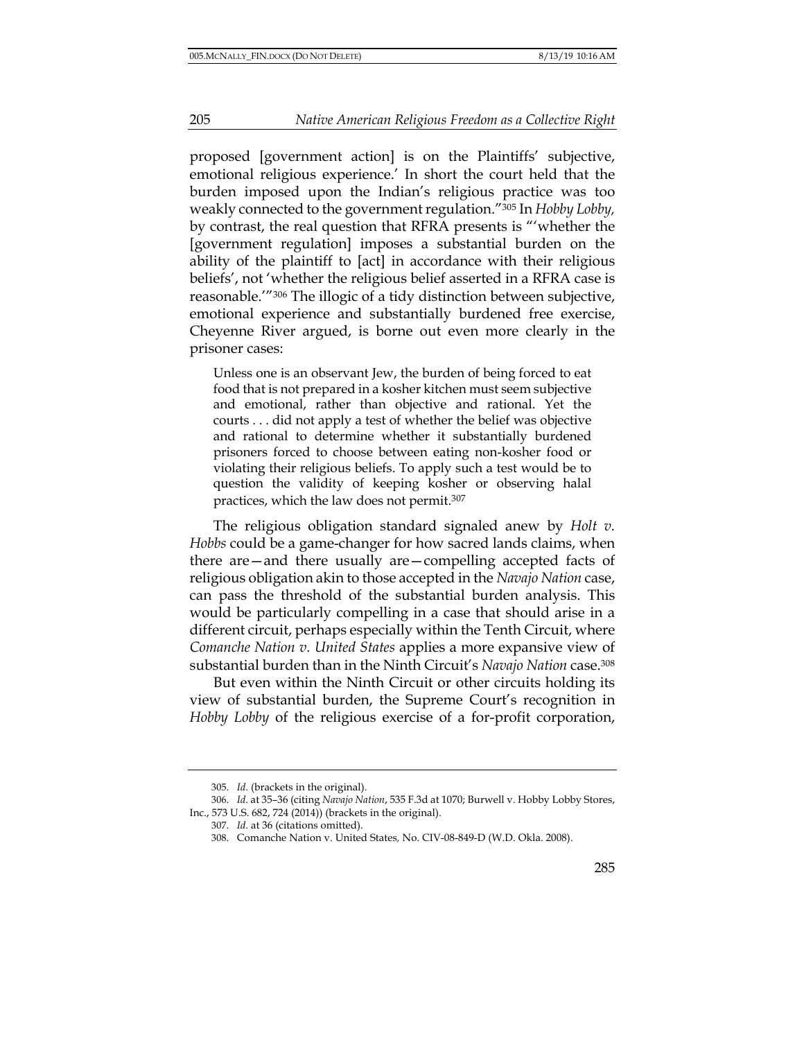proposed [government action] is on the Plaintiffs' subjective, emotional religious experience.' In short the court held that the burden imposed upon the Indian's religious practice was too weakly connected to the government regulation."[305] In *Hobby Lobby,* by contrast, the real question that RFRA presents is "'whether the [government regulation] imposes a substantial burden on the ability of the plaintiff to [act] in accordance with their religious beliefs', not 'whether the religious belief asserted in a RFRA case is reasonable.'"[306] The illogic of a tidy distinction between subjective, emotional experience and substantially burdened free exercise, Cheyenne River argued, is borne out even more clearly in the prisoner cases:

> Unless one is an observant Jew, the burden of being forced to eat food that is not prepared in a kosher kitchen must seem subjective and emotional, rather than objective and rational. Yet the courts . . . did not apply a test of whether the belief was objective and rational to determine whether it substantially burdened prisoners forced to choose between eating non-kosher food or violating their religious beliefs. To apply such a test would be to question the validity of keeping kosher or observing halal practices, which the law does not permit.[307]

The religious obligation standard signaled anew by *Holt v. Hobbs* could be a game-changer for how sacred lands claims, when there are—and there usually are—compelling accepted facts of religious obligation akin to those accepted in the *Navajo Nation* case, can pass the threshold of the substantial burden analysis. This would be particularly compelling in a case that should arise in a different circuit, perhaps especially within the Tenth Circuit, where *Comanche Nation v. United States* applies a more expansive view of substantial burden than in the Ninth Circuit's *Navajo Nation* case.[308]

But even within the Ninth Circuit or other circuits holding its view of substantial burden, the Supreme Court's recognition in *Hobby Lobby* of the religious exercise of a for-profit corporation,

---

305. *Id.* (brackets in the original).

306. *Id.* at 35–36 (citing *Navajo Nation*, 535 F.3d at 1070; Burwell v. Hobby Lobby Stores, Inc., 573 U.S. 682, 724 (2014)) (brackets in the original).

307. *Id.* at 36 (citations omitted).

308. Comanche Nation v. United States, No. CIV-08-849-D (W.D. Okla. 2008).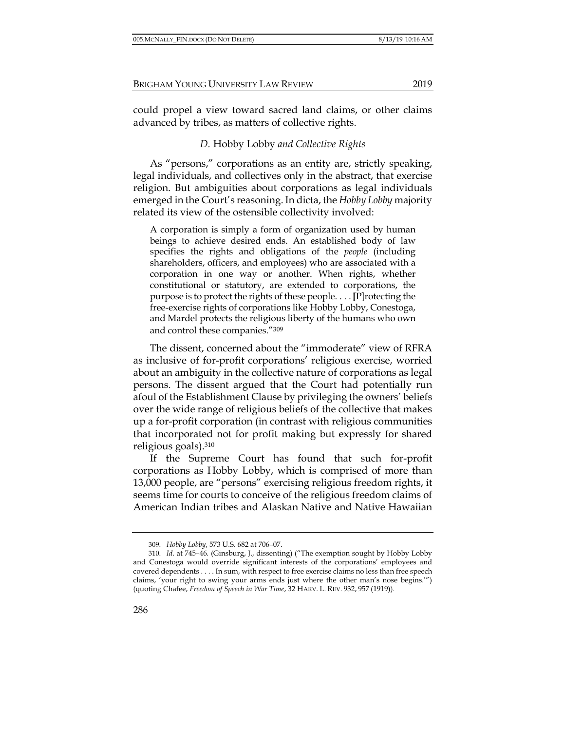could propel a view toward sacred land claims, or other claims advanced by tribes, as matters of collective rights.

### *D.* Hobby Lobby *and Collective Rights*

As "persons," corporations as an entity are, strictly speaking, legal individuals, and collectives only in the abstract, that exercise religion. But ambiguities about corporations as legal individuals emerged in the Court's reasoning. In dicta, the *Hobby Lobby* majority related its view of the ostensible collectivity involved:

> A corporation is simply a form of organization used by human beings to achieve desired ends. An established body of law specifies the rights and obligations of the *people* (including shareholders, officers, and employees) who are associated with a corporation in one way or another. When rights, whether constitutional or statutory, are extended to corporations, the purpose is to protect the rights of these people. . . . [P]rotecting the free-exercise rights of corporations like Hobby Lobby, Conestoga, and Mardel protects the religious liberty of the humans who own and control these companies."[309]

The dissent, concerned about the "immoderate" view of RFRA as inclusive of for-profit corporations' religious exercise, worried about an ambiguity in the collective nature of corporations as legal persons. The dissent argued that the Court had potentially run afoul of the Establishment Clause by privileging the owners' beliefs over the wide range of religious beliefs of the collective that makes up a for-profit corporation (in contrast with religious communities that incorporated not for profit making but expressly for shared religious goals).[310]

If the Supreme Court has found that such for-profit corporations as Hobby Lobby, which is comprised of more than 13,000 people, are "persons" exercising religious freedom rights, it seems time for courts to conceive of the religious freedom claims of American Indian tribes and Alaskan Native and Native Hawaiian

---

309. *Hobby Lobby*, 573 U.S. 682 at 706–07.

310. *Id.* at 745–46. (Ginsburg, J., dissenting) ("The exemption sought by Hobby Lobby and Conestoga would override significant interests of the corporations' employees and covered dependents . . . . In sum, with respect to free exercise claims no less than free speech claims, 'your right to swing your arms ends just where the other man's nose begins.'") (quoting Chafee, *Freedom of Speech in War Time*, 32 HARV. L. REV. 932, 957 (1919)).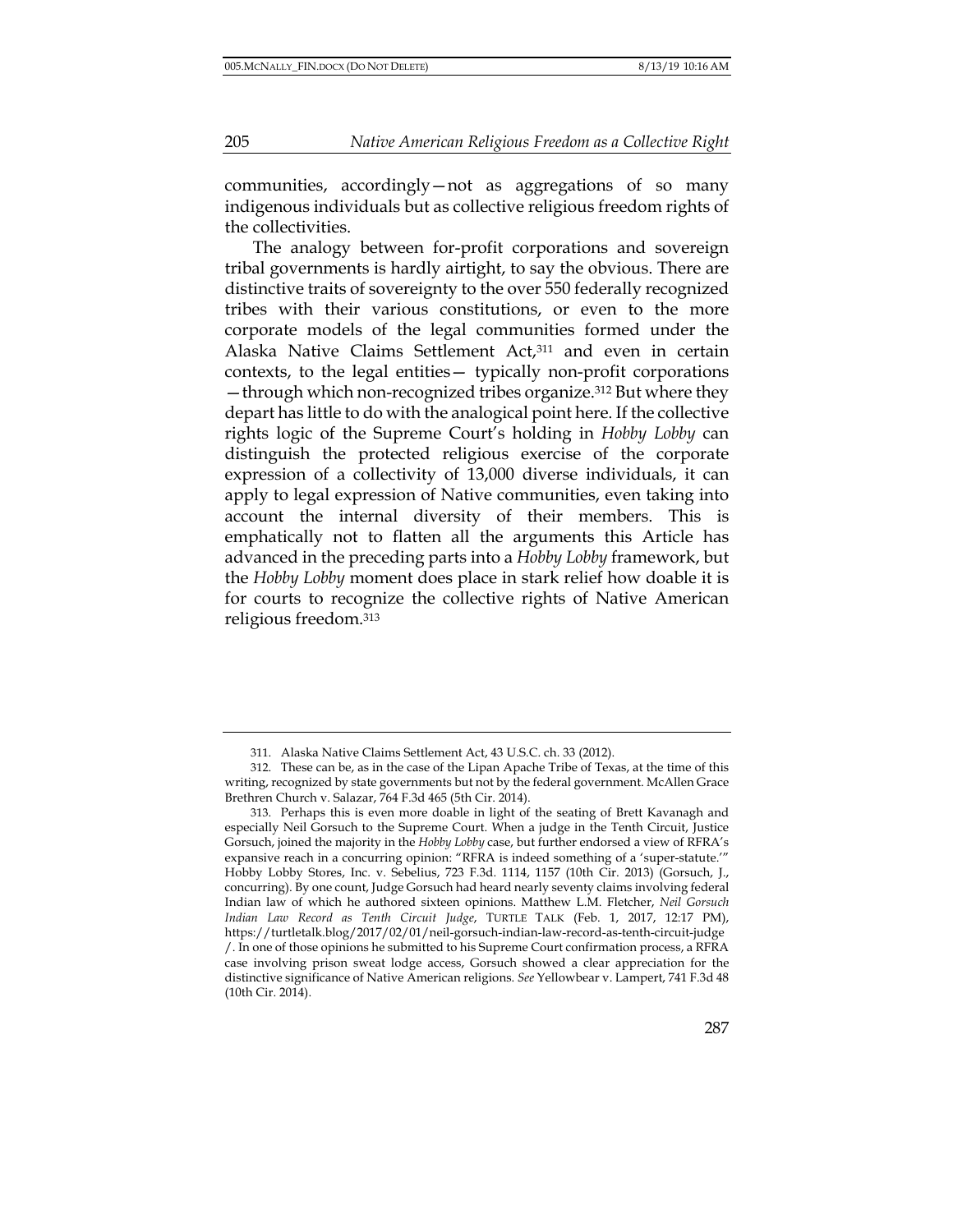communities, accordingly—not as aggregations of so many indigenous individuals but as collective religious freedom rights of the collectivities.

The analogy between for-profit corporations and sovereign tribal governments is hardly airtight, to say the obvious. There are distinctive traits of sovereignty to the over 550 federally recognized tribes with their various constitutions, or even to the more corporate models of the legal communities formed under the Alaska Native Claims Settlement Act,[311] and even in certain contexts, to the legal entities— typically non-profit corporations —through which non-recognized tribes organize.[312] But where they depart has little to do with the analogical point here. If the collective rights logic of the Supreme Court's holding in *Hobby Lobby* can distinguish the protected religious exercise of the corporate expression of a collectivity of 13,000 diverse individuals, it can apply to legal expression of Native communities, even taking into account the internal diversity of their members. This is emphatically not to flatten all the arguments this Article has advanced in the preceding parts into a *Hobby Lobby* framework, but the *Hobby Lobby* moment does place in stark relief how doable it is for courts to recognize the collective rights of Native American religious freedom.[313]

---

311. Alaska Native Claims Settlement Act, 43 U.S.C. ch. 33 (2012).

312. These can be, as in the case of the Lipan Apache Tribe of Texas, at the time of this writing, recognized by state governments but not by the federal government. McAllen Grace Brethren Church v. Salazar, 764 F.3d 465 (5th Cir. 2014).

313. Perhaps this is even more doable in light of the seating of Brett Kavanagh and especially Neil Gorsuch to the Supreme Court. When a judge in the Tenth Circuit, Justice Gorsuch, joined the majority in the *Hobby Lobby* case, but further endorsed a view of RFRA's expansive reach in a concurring opinion: "RFRA is indeed something of a 'super-statute.'" Hobby Lobby Stores, Inc. v. Sebelius, 723 F.3d. 1114, 1157 (10th Cir. 2013) (Gorsuch, J., concurring). By one count, Judge Gorsuch had heard nearly seventy claims involving federal Indian law of which he authored sixteen opinions. Matthew L.M. Fletcher, *Neil Gorsuch Indian Law Record as Tenth Circuit Judge*, TURTLE TALK (Feb. 1, 2017, 12:17 PM), https://turtletalk.blog/2017/02/01/neil-gorsuch-indian-law-record-as-tenth-circuit-judge/. In one of those opinions he submitted to his Supreme Court confirmation process, a RFRA case involving prison sweat lodge access, Gorsuch showed a clear appreciation for the distinctive significance of Native American religions. *See* Yellowbear v. Lampert, 741 F.3d 48 (10th Cir. 2014).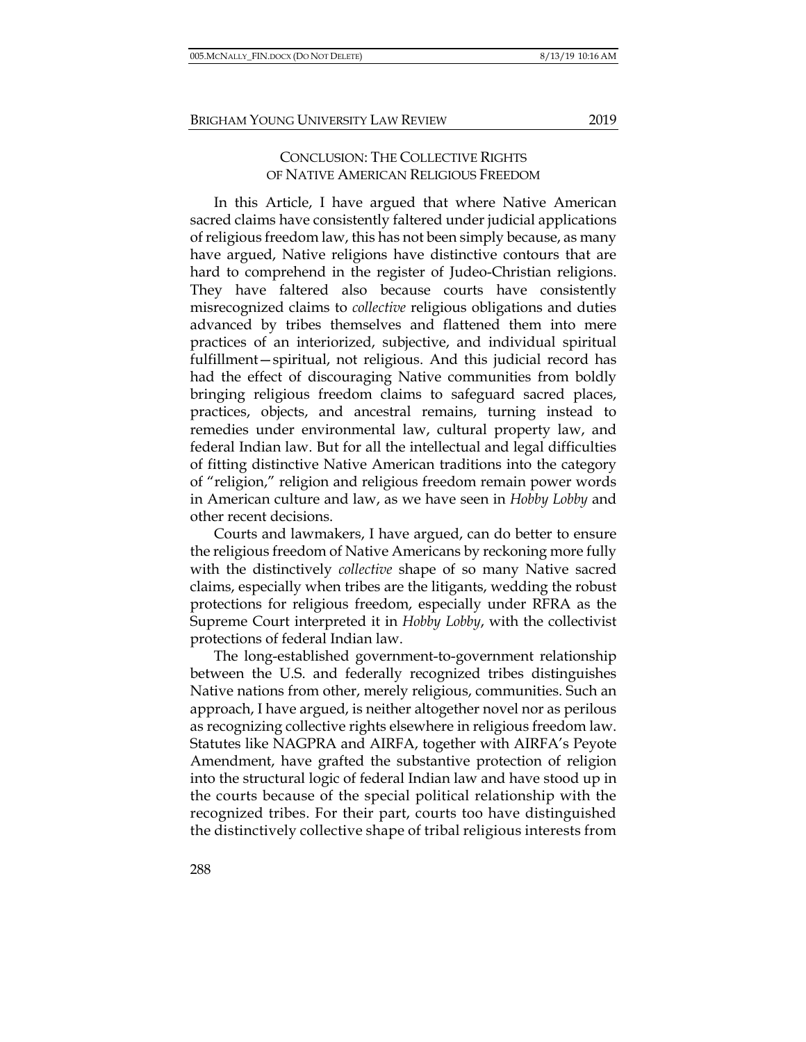## CONCLUSION: THE COLLECTIVE RIGHTS OF NATIVE AMERICAN RELIGIOUS FREEDOM

In this Article, I have argued that where Native American sacred claims have consistently faltered under judicial applications of religious freedom law, this has not been simply because, as many have argued, Native religions have distinctive contours that are hard to comprehend in the register of Judeo-Christian religions. They have faltered also because courts have consistently misrecognized claims to *collective* religious obligations and duties advanced by tribes themselves and flattened them into mere practices of an interiorized, subjective, and individual spiritual fulfillment—spiritual, not religious. And this judicial record has had the effect of discouraging Native communities from boldly bringing religious freedom claims to safeguard sacred places, practices, objects, and ancestral remains, turning instead to remedies under environmental law, cultural property law, and federal Indian law. But for all the intellectual and legal difficulties of fitting distinctive Native American traditions into the category of "religion," religion and religious freedom remain power words in American culture and law, as we have seen in *Hobby Lobby* and other recent decisions.

Courts and lawmakers, I have argued, can do better to ensure the religious freedom of Native Americans by reckoning more fully with the distinctively *collective* shape of so many Native sacred claims, especially when tribes are the litigants, wedding the robust protections for religious freedom, especially under RFRA as the Supreme Court interpreted it in *Hobby Lobby*, with the collectivist protections of federal Indian law.

The long-established government-to-government relationship between the U.S. and federally recognized tribes distinguishes Native nations from other, merely religious, communities. Such an approach, I have argued, is neither altogether novel nor as perilous as recognizing collective rights elsewhere in religious freedom law. Statutes like NAGPRA and AIRFA, together with AIRFA's Peyote Amendment, have grafted the substantive protection of religion into the structural logic of federal Indian law and have stood up in the courts because of the special political relationship with the recognized tribes. For their part, courts too have distinguished the distinctively collective shape of tribal religious interests from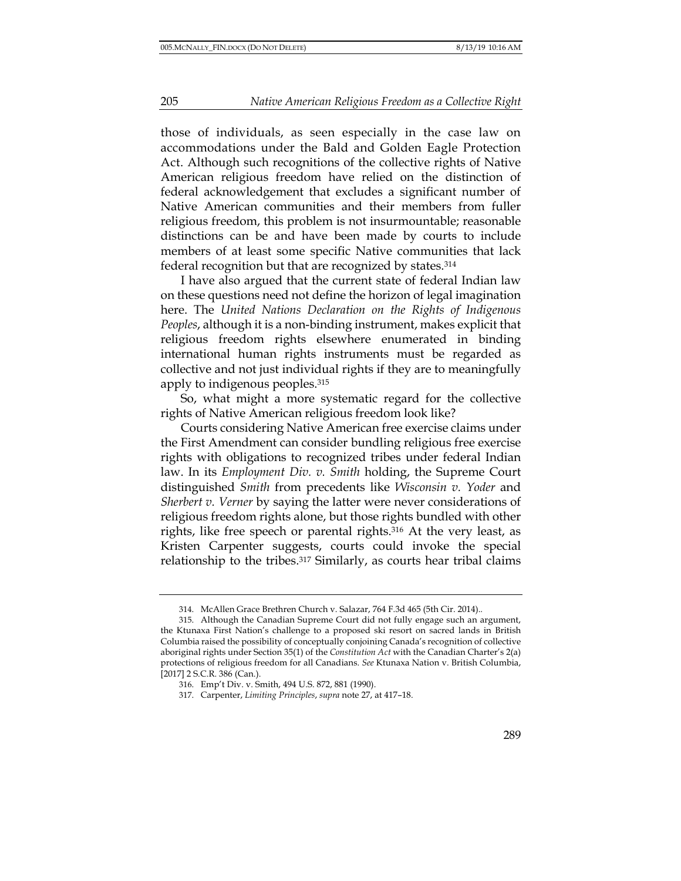those of individuals, as seen especially in the case law on accommodations under the Bald and Golden Eagle Protection Act. Although such recognitions of the collective rights of Native American religious freedom have relied on the distinction of federal acknowledgement that excludes a significant number of Native American communities and their members from fuller religious freedom, this problem is not insurmountable; reasonable distinctions can be and have been made by courts to include members of at least some specific Native communities that lack federal recognition but that are recognized by states.[314]

I have also argued that the current state of federal Indian law on these questions need not define the horizon of legal imagination here. The *United Nations Declaration on the Rights of Indigenous Peoples*, although it is a non-binding instrument, makes explicit that religious freedom rights elsewhere enumerated in binding international human rights instruments must be regarded as collective and not just individual rights if they are to meaningfully apply to indigenous peoples.[315]

So, what might a more systematic regard for the collective rights of Native American religious freedom look like?

Courts considering Native American free exercise claims under the First Amendment can consider bundling religious free exercise rights with obligations to recognized tribes under federal Indian law. In its *Employment Div. v. Smith* holding, the Supreme Court distinguished *Smith* from precedents like *Wisconsin v. Yoder* and *Sherbert v. Verner* by saying the latter were never considerations of religious freedom rights alone, but those rights bundled with other rights, like free speech or parental rights.[316] At the very least, as Kristen Carpenter suggests, courts could invoke the special relationship to the tribes.[317] Similarly, as courts hear tribal claims

---

314. McAllen Grace Brethren Church v. Salazar, 764 F.3d 465 (5th Cir. 2014)..

315. Although the Canadian Supreme Court did not fully engage such an argument, the Ktunaxa First Nation's challenge to a proposed ski resort on sacred lands in British Columbia raised the possibility of conceptually conjoining Canada's recognition of collective aboriginal rights under Section 35(1) of the *Constitution Act* with the Canadian Charter's 2(a) protections of religious freedom for all Canadians. *See* Ktunaxa Nation v. British Columbia, [2017] 2 S.C.R. 386 (Can.).

316. Emp't Div. v. Smith, 494 U.S. 872, 881 (1990).

317. Carpenter, *Limiting Principles*, *supra* note 27, at 417–18.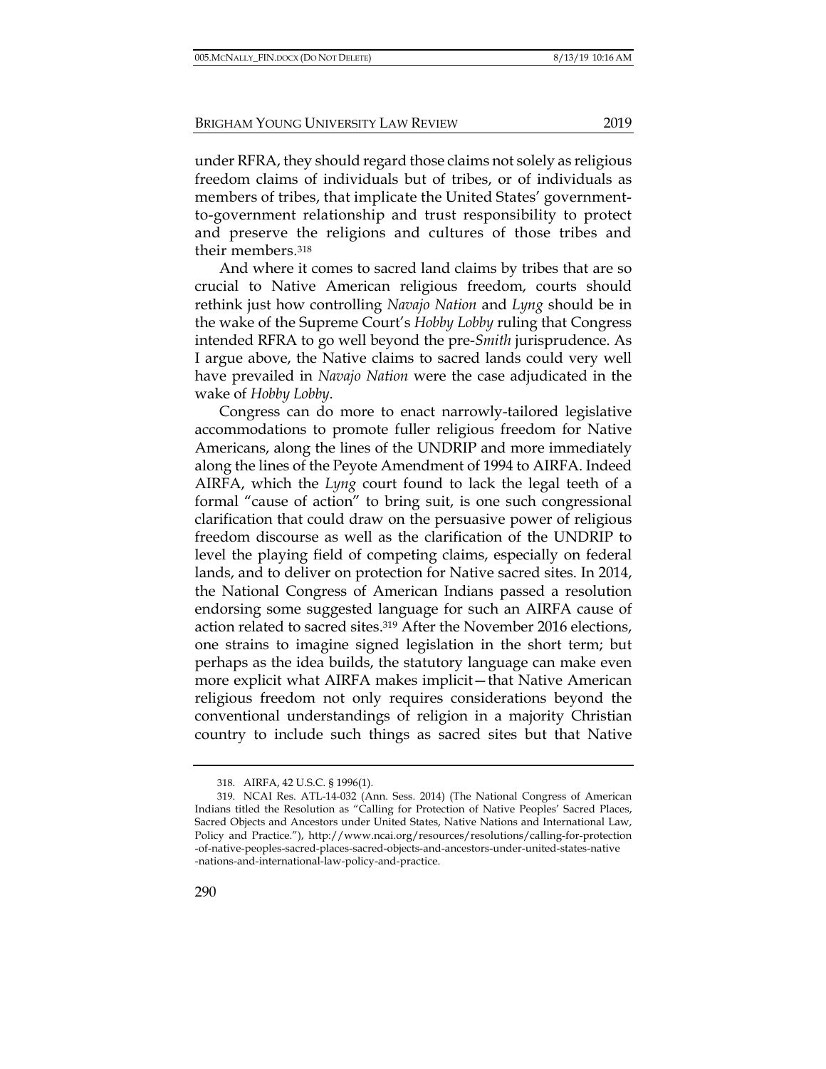under RFRA, they should regard those claims not solely as religious freedom claims of individuals but of tribes, or of individuals as members of tribes, that implicate the United States' government-to-government relationship and trust responsibility to protect and preserve the religions and cultures of those tribes and their members.[318]

And where it comes to sacred land claims by tribes that are so crucial to Native American religious freedom, courts should rethink just how controlling *Navajo Nation* and *Lyng* should be in the wake of the Supreme Court's *Hobby Lobby* ruling that Congress intended RFRA to go well beyond the pre-*Smith* jurisprudence. As I argue above, the Native claims to sacred lands could very well have prevailed in *Navajo Nation* were the case adjudicated in the wake of *Hobby Lobby*.

Congress can do more to enact narrowly-tailored legislative accommodations to promote fuller religious freedom for Native Americans, along the lines of the UNDRIP and more immediately along the lines of the Peyote Amendment of 1994 to AIRFA. Indeed AIRFA, which the *Lyng* court found to lack the legal teeth of a formal "cause of action" to bring suit, is one such congressional clarification that could draw on the persuasive power of religious freedom discourse as well as the clarification of the UNDRIP to level the playing field of competing claims, especially on federal lands, and to deliver on protection for Native sacred sites. In 2014, the National Congress of American Indians passed a resolution endorsing some suggested language for such an AIRFA cause of action related to sacred sites.[319] After the November 2016 elections, one strains to imagine signed legislation in the short term; but perhaps as the idea builds, the statutory language can make even more explicit what AIRFA makes implicit—that Native American religious freedom not only requires considerations beyond the conventional understandings of religion in a majority Christian country to include such things as sacred sites but that Native

---

318. AIRFA, 42 U.S.C. § 1996(1).

319. NCAI Res. ATL-14-032 (Ann. Sess. 2014) (The National Congress of American Indians titled the Resolution as "Calling for Protection of Native Peoples' Sacred Places, Sacred Objects and Ancestors under United States, Native Nations and International Law, Policy and Practice."), http://www.ncai.org/resources/resolutions/calling-for-protection-of-native-peoples-sacred-places-sacred-objects-and-ancestors-under-united-states-native-nations-and-international-law-policy-and-practice.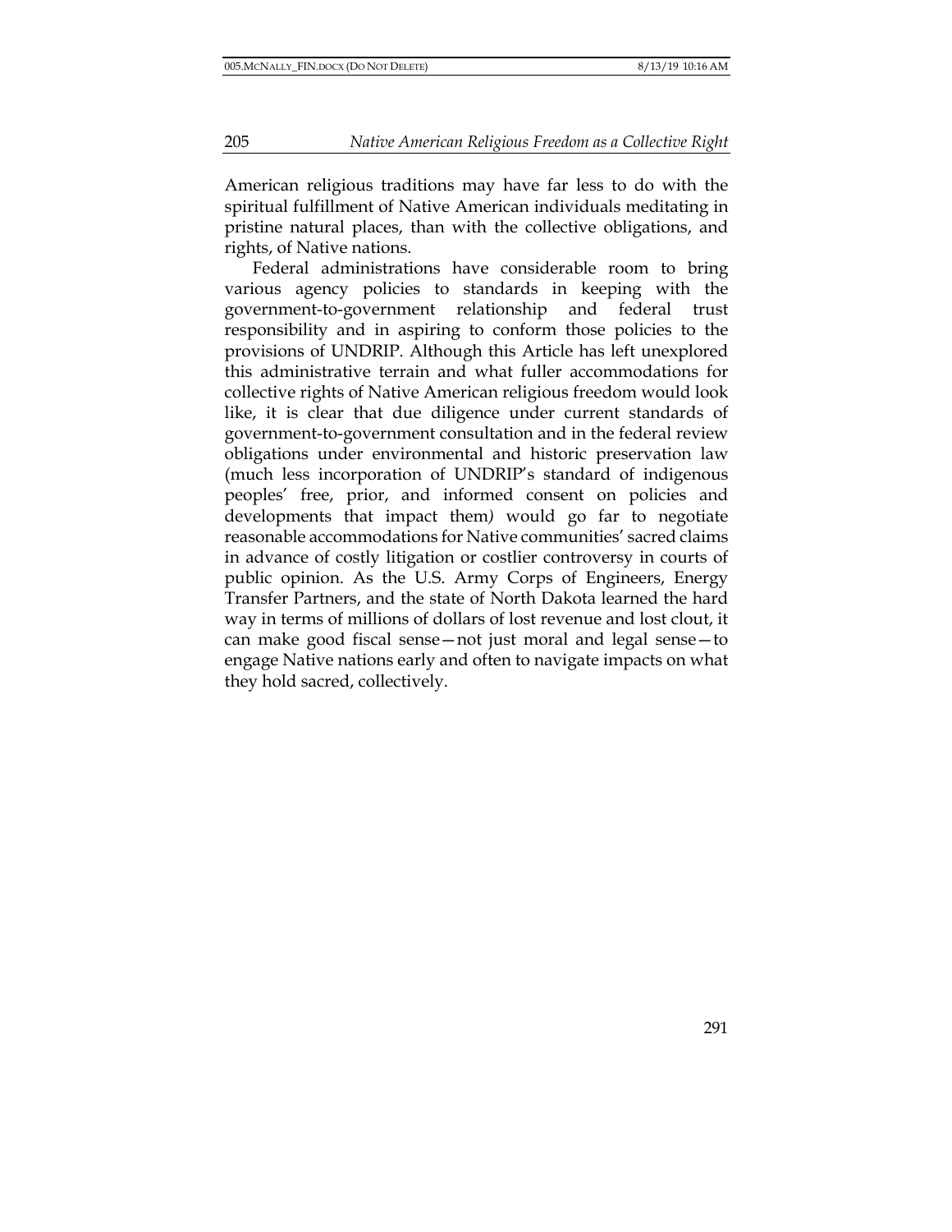American religious traditions may have far less to do with the spiritual fulfillment of Native American individuals meditating in pristine natural places, than with the collective obligations, and rights, of Native nations.

Federal administrations have considerable room to bring various agency policies to standards in keeping with the government-to-government relationship and federal trust responsibility and in aspiring to conform those policies to the provisions of UNDRIP. Although this Article has left unexplored this administrative terrain and what fuller accommodations for collective rights of Native American religious freedom would look like, it is clear that due diligence under current standards of government-to-government consultation and in the federal review obligations under environmental and historic preservation law (much less incorporation of UNDRIP's standard of indigenous peoples' free, prior, and informed consent on policies and developments that impact them) would go far to negotiate reasonable accommodations for Native communities' sacred claims in advance of costly litigation or costlier controversy in courts of public opinion. As the U.S. Army Corps of Engineers, Energy Transfer Partners, and the state of North Dakota learned the hard way in terms of millions of dollars of lost revenue and lost clout, it can make good fiscal sense—not just moral and legal sense—to engage Native nations early and often to navigate impacts on what they hold sacred, collectively.